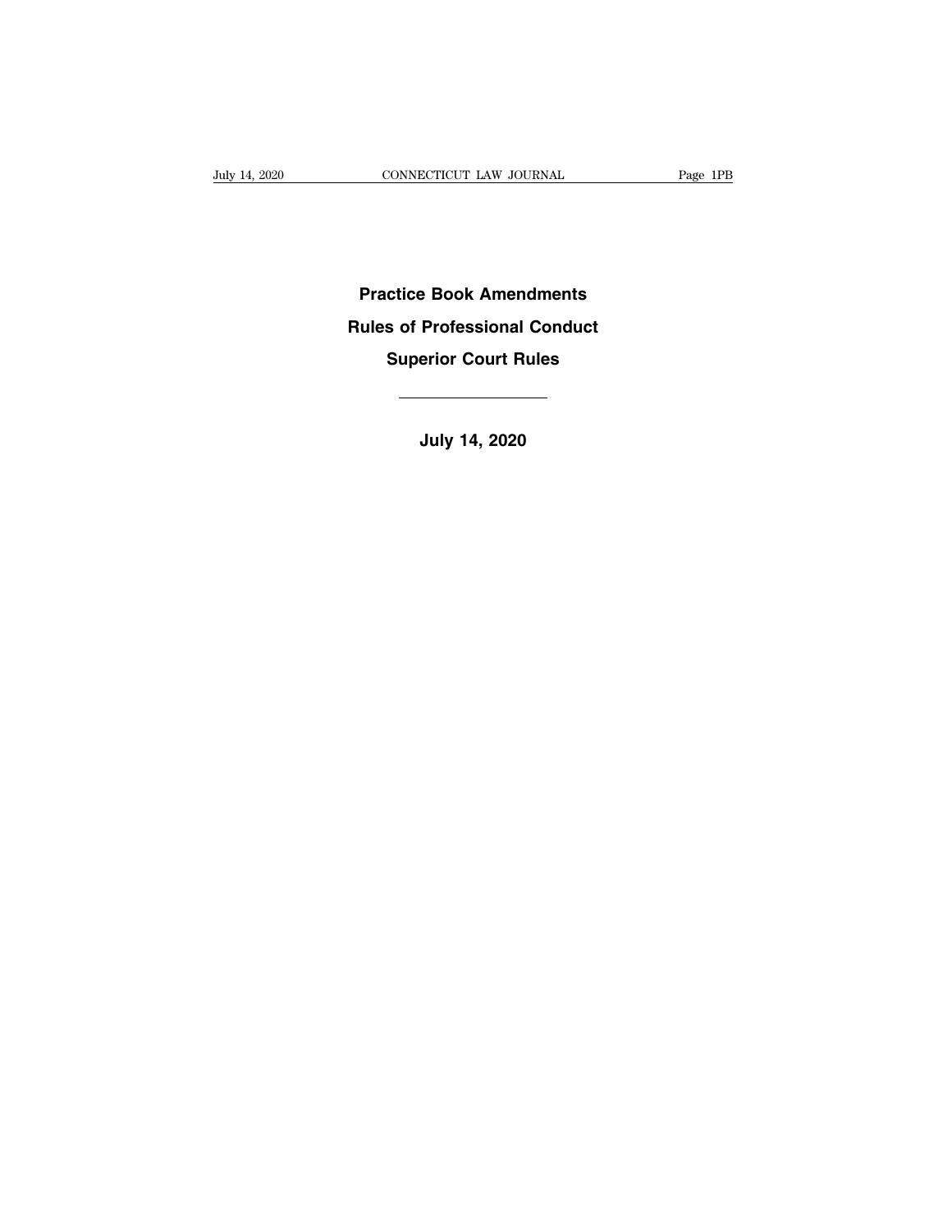# Practice Book Amendments

# Rules of Professional Conduct

# Superior Court Rules

---

**July 14, 2020**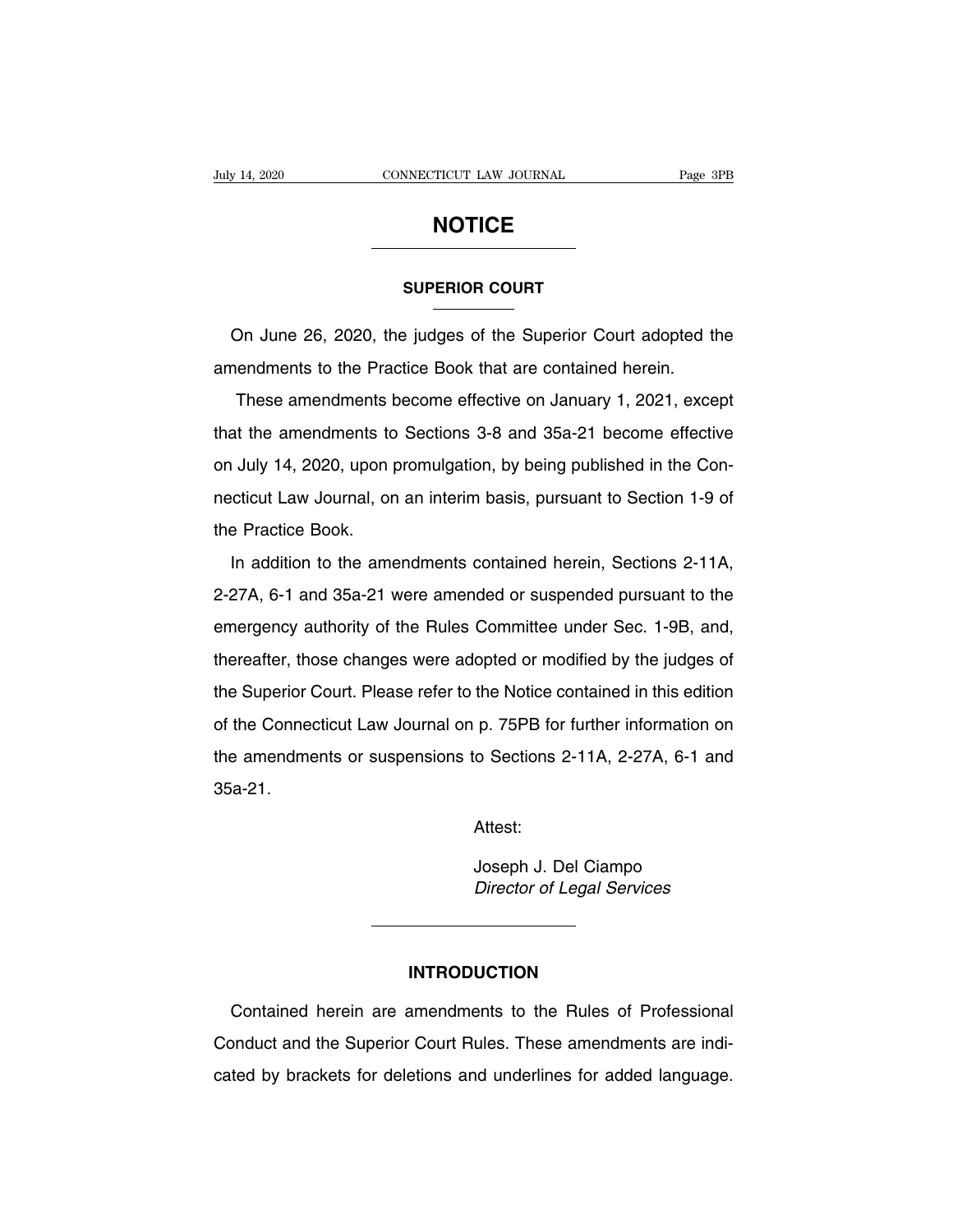# NOTICE

## SUPERIOR COURT

On June 26, 2020, the judges of the Superior Court adopted the amendments to the Practice Book that are contained herein.

These amendments become effective on January 1, 2021, except that the amendments to Sections 3-8 and 35a-21 become effective on July 14, 2020, upon promulgation, by being published in the Connecticut Law Journal, on an interim basis, pursuant to Section 1-9 of the Practice Book.

In addition to the amendments contained herein, Sections 2-11A, 2-27A, 6-1 and 35a-21 were amended or suspended pursuant to the emergency authority of the Rules Committee under Sec. 1-9B, and, thereafter, those changes were adopted or modified by the judges of the Superior Court. Please refer to the Notice contained in this edition of the Connecticut Law Journal on p. 75PB for further information on the amendments or suspensions to Sections 2-11A, 2-27A, 6-1 and 35a-21.

Attest:

Joseph J. Del Ciampo
*Director of Legal Services*

---

## INTRODUCTION

Contained herein are amendments to the Rules of Professional Conduct and the Superior Court Rules. These amendments are indicated by brackets for deletions and underlines for added language.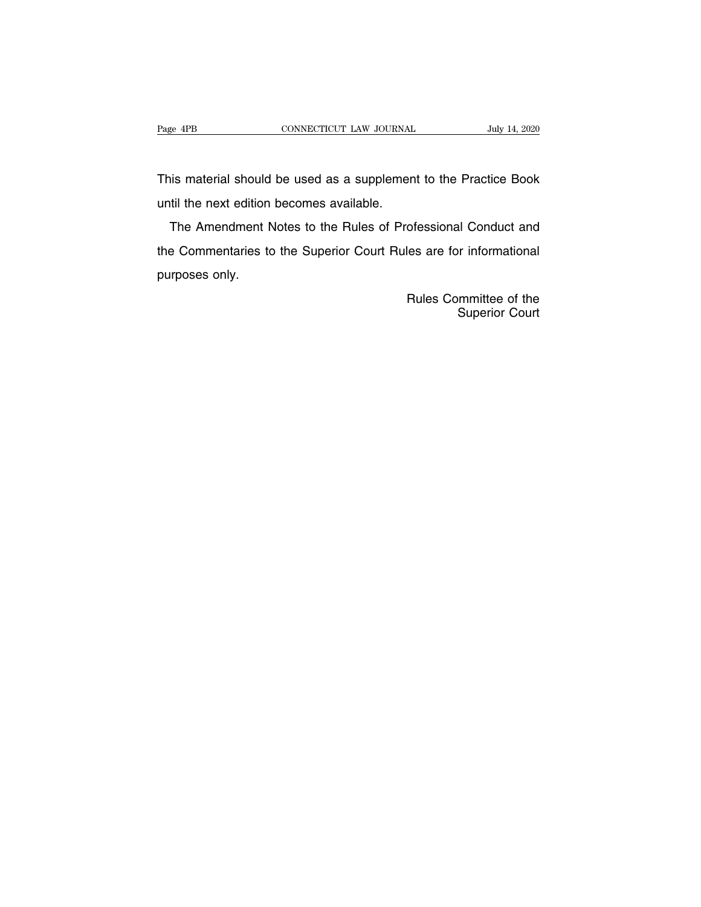This material should be used as a supplement to the Practice Book until the next edition becomes available.

The Amendment Notes to the Rules of Professional Conduct and the Commentaries to the Superior Court Rules are for informational purposes only.

Rules Committee of the
Superior Court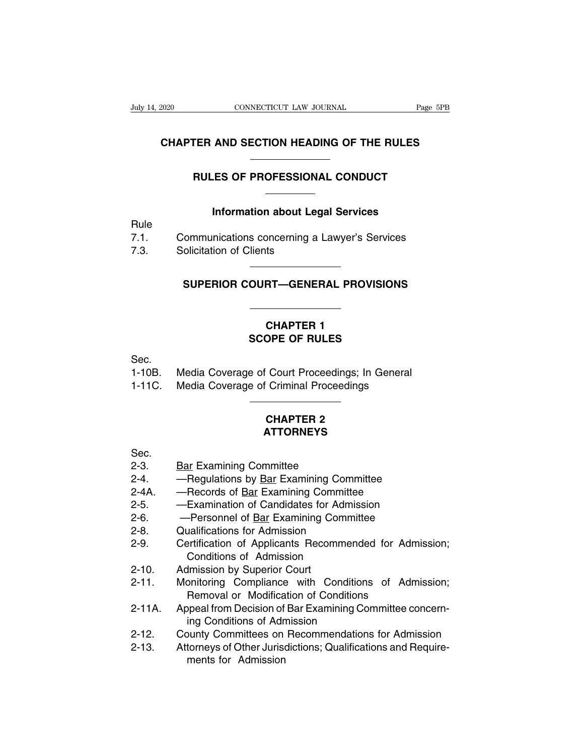# CHAPTER AND SECTION HEADING OF THE RULES

## RULES OF PROFESSIONAL CONDUCT

### Information about Legal Services

Rule
7.1. Communications concerning a Lawyer's Services
7.3. Solicitation of Clients

## SUPERIOR COURT—GENERAL PROVISIONS

### CHAPTER 1
### SCOPE OF RULES

Sec.
1-10B. Media Coverage of Court Proceedings; In General
1-11C. Media Coverage of Criminal Proceedings

### CHAPTER 2
### ATTORNEYS

Sec.
2-3. Bar Examining Committee
2-4. —Regulations by Bar Examining Committee
2-4A. —Records of Bar Examining Committee
2-5. —Examination of Candidates for Admission
2-6. —Personnel of Bar Examining Committee
2-8. Qualifications for Admission
2-9. Certification of Applicants Recommended for Admission; Conditions of Admission
2-10. Admission by Superior Court
2-11. Monitoring Compliance with Conditions of Admission; Removal or Modification of Conditions
2-11A. Appeal from Decision of Bar Examining Committee concerning Conditions of Admission
2-12. County Committees on Recommendations for Admission
2-13. Attorneys of Other Jurisdictions; Qualifications and Requirements for Admission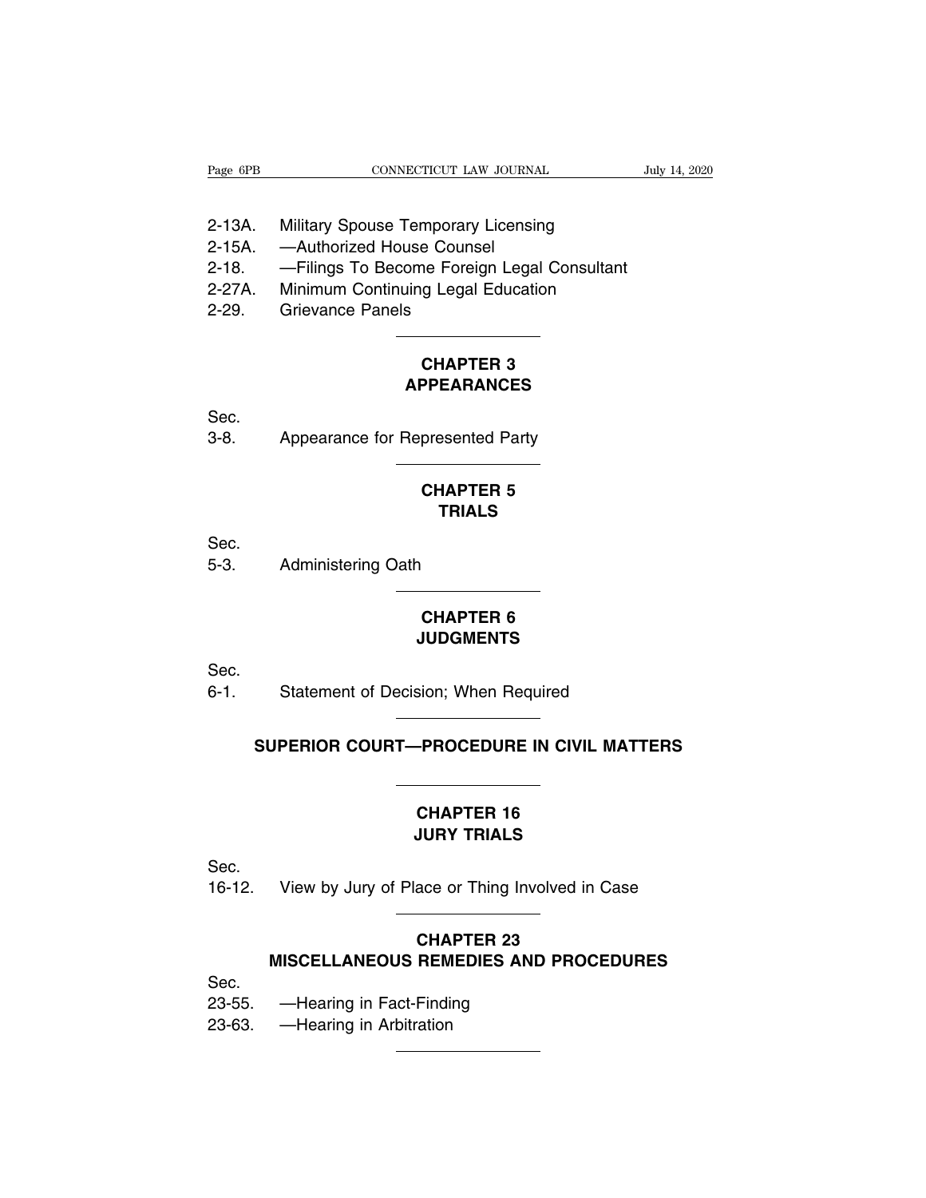2-13A. Military Spouse Temporary Licensing
2-15A. —Authorized House Counsel
2-18. —Filings To Become Foreign Legal Consultant
2-27A. Minimum Continuing Legal Education
2-29. Grievance Panels

---

## CHAPTER 3
## APPEARANCES

Sec.
3-8. Appearance for Represented Party

---

## CHAPTER 5
## TRIALS

Sec.
5-3. Administering Oath

---

## CHAPTER 6
## JUDGMENTS

Sec.
6-1. Statement of Decision; When Required

---

# SUPERIOR COURT—PROCEDURE IN CIVIL MATTERS

---

## CHAPTER 16
## JURY TRIALS

Sec.
16-12. View by Jury of Place or Thing Involved in Case

---

## CHAPTER 23
## MISCELLANEOUS REMEDIES AND PROCEDURES

Sec.
23-55. —Hearing in Fact-Finding
23-63. —Hearing in Arbitration

---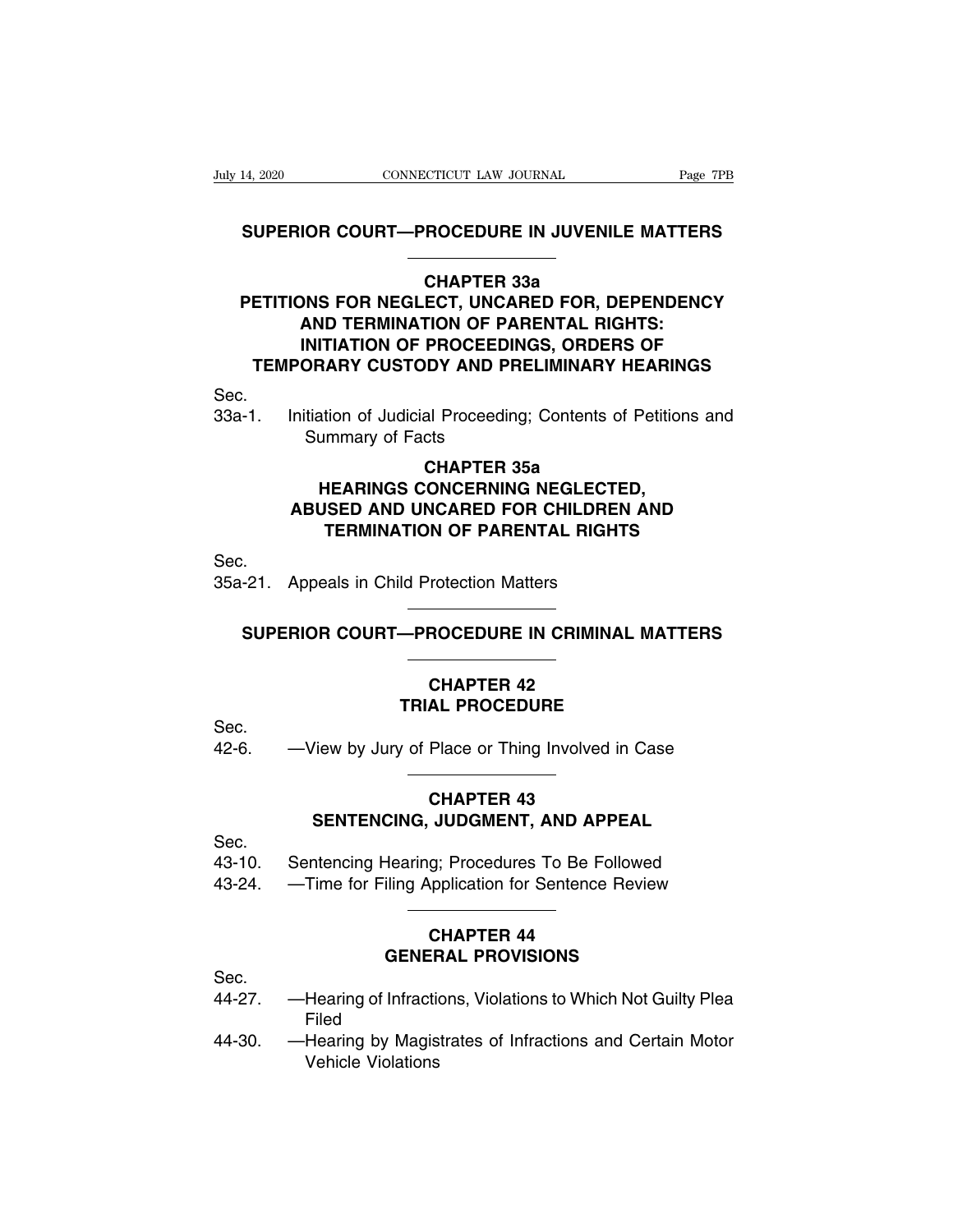## SUPERIOR COURT—PROCEDURE IN JUVENILE MATTERS

---

### CHAPTER 33a
### PETITIONS FOR NEGLECT, UNCARED FOR, DEPENDENCY AND TERMINATION OF PARENTAL RIGHTS: INITIATION OF PROCEEDINGS, ORDERS OF TEMPORARY CUSTODY AND PRELIMINARY HEARINGS

Sec.
33a-1. Initiation of Judicial Proceeding; Contents of Petitions and Summary of Facts

### CHAPTER 35a
### HEARINGS CONCERNING NEGLECTED, ABUSED AND UNCARED FOR CHILDREN AND TERMINATION OF PARENTAL RIGHTS

Sec.
35a-21. Appeals in Child Protection Matters

---

## SUPERIOR COURT—PROCEDURE IN CRIMINAL MATTERS

---

### CHAPTER 42
### TRIAL PROCEDURE

Sec.
42-6. —View by Jury of Place or Thing Involved in Case

---

### CHAPTER 43
### SENTENCING, JUDGMENT, AND APPEAL

Sec.
43-10. Sentencing Hearing; Procedures To Be Followed
43-24. —Time for Filing Application for Sentence Review

---

### CHAPTER 44
### GENERAL PROVISIONS

Sec.
44-27. —Hearing of Infractions, Violations to Which Not Guilty Plea Filed
44-30. —Hearing by Magistrates of Infractions and Certain Motor Vehicle Violations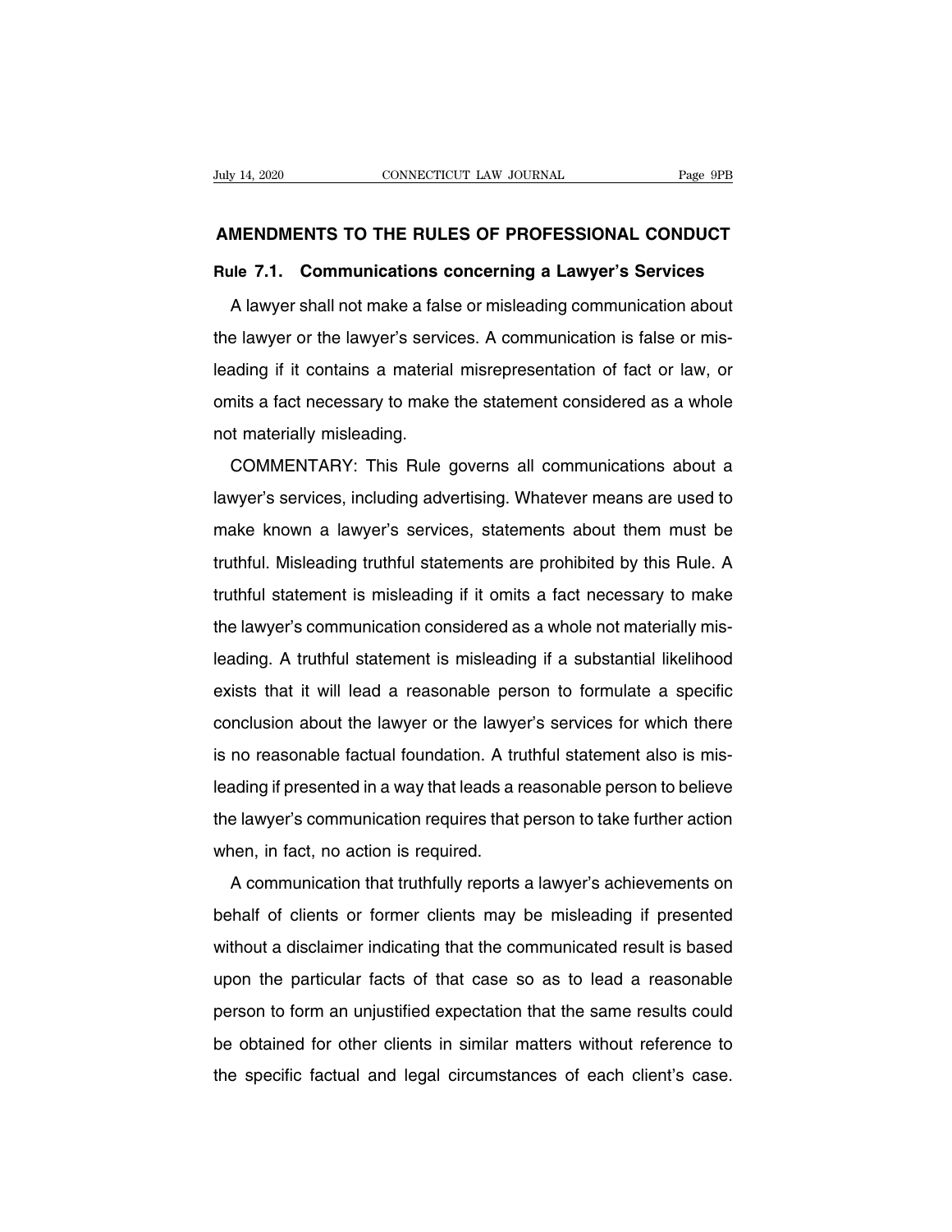# AMENDMENTS TO THE RULES OF PROFESSIONAL CONDUCT

## Rule 7.1. Communications concerning a Lawyer's Services

A lawyer shall not make a false or misleading communication about the lawyer or the lawyer's services. A communication is false or misleading if it contains a material misrepresentation of fact or law, or omits a fact necessary to make the statement considered as a whole not materially misleading.

COMMENTARY: This Rule governs all communications about a lawyer's services, including advertising. Whatever means are used to make known a lawyer's services, statements about them must be truthful. Misleading truthful statements are prohibited by this Rule. A truthful statement is misleading if it omits a fact necessary to make the lawyer's communication considered as a whole not materially misleading. A truthful statement is misleading if a substantial likelihood exists that it will lead a reasonable person to formulate a specific conclusion about the lawyer or the lawyer's services for which there is no reasonable factual foundation. A truthful statement also is misleading if presented in a way that leads a reasonable person to believe the lawyer's communication requires that person to take further action when, in fact, no action is required.

A communication that truthfully reports a lawyer's achievements on behalf of clients or former clients may be misleading if presented without a disclaimer indicating that the communicated result is based upon the particular facts of that case so as to lead a reasonable person to form an unjustified expectation that the same results could be obtained for other clients in similar matters without reference to the specific factual and legal circumstances of each client's case.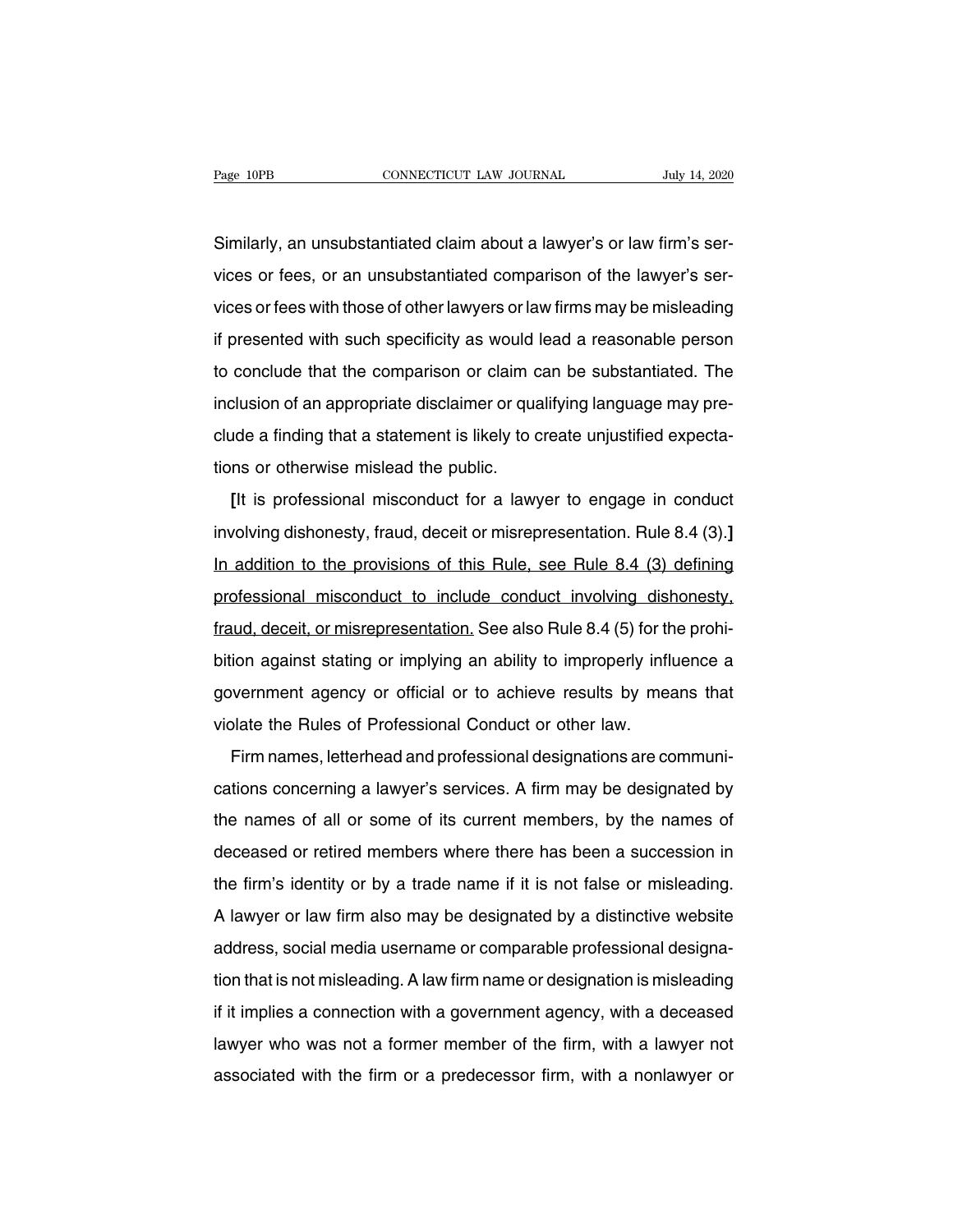Similarly, an unsubstantiated claim about a lawyer's or law firm's services or fees, or an unsubstantiated comparison of the lawyer's services or fees with those of other lawyers or law firms may be misleading if presented with such specificity as would lead a reasonable person to conclude that the comparison or claim can be substantiated. The inclusion of an appropriate disclaimer or qualifying language may preclude a finding that a statement is likely to create unjustified expectations or otherwise mislead the public.

**[**It is professional misconduct for a lawyer to engage in conduct involving dishonesty, fraud, deceit or misrepresentation. Rule 8.4 (3).**]** <u>In addition to the provisions of this Rule, see Rule 8.4 (3) defining professional misconduct to include conduct involving dishonesty, fraud, deceit, or misrepresentation.</u> See also Rule 8.4 (5) for the prohibition against stating or implying an ability to improperly influence a government agency or official or to achieve results by means that violate the Rules of Professional Conduct or other law.

Firm names, letterhead and professional designations are communications concerning a lawyer's services. A firm may be designated by the names of all or some of its current members, by the names of deceased or retired members where there has been a succession in the firm's identity or by a trade name if it is not false or misleading. A lawyer or law firm also may be designated by a distinctive website address, social media username or comparable professional designation that is not misleading. A law firm name or designation is misleading if it implies a connection with a government agency, with a deceased lawyer who was not a former member of the firm, with a lawyer not associated with the firm or a predecessor firm, with a nonlawyer or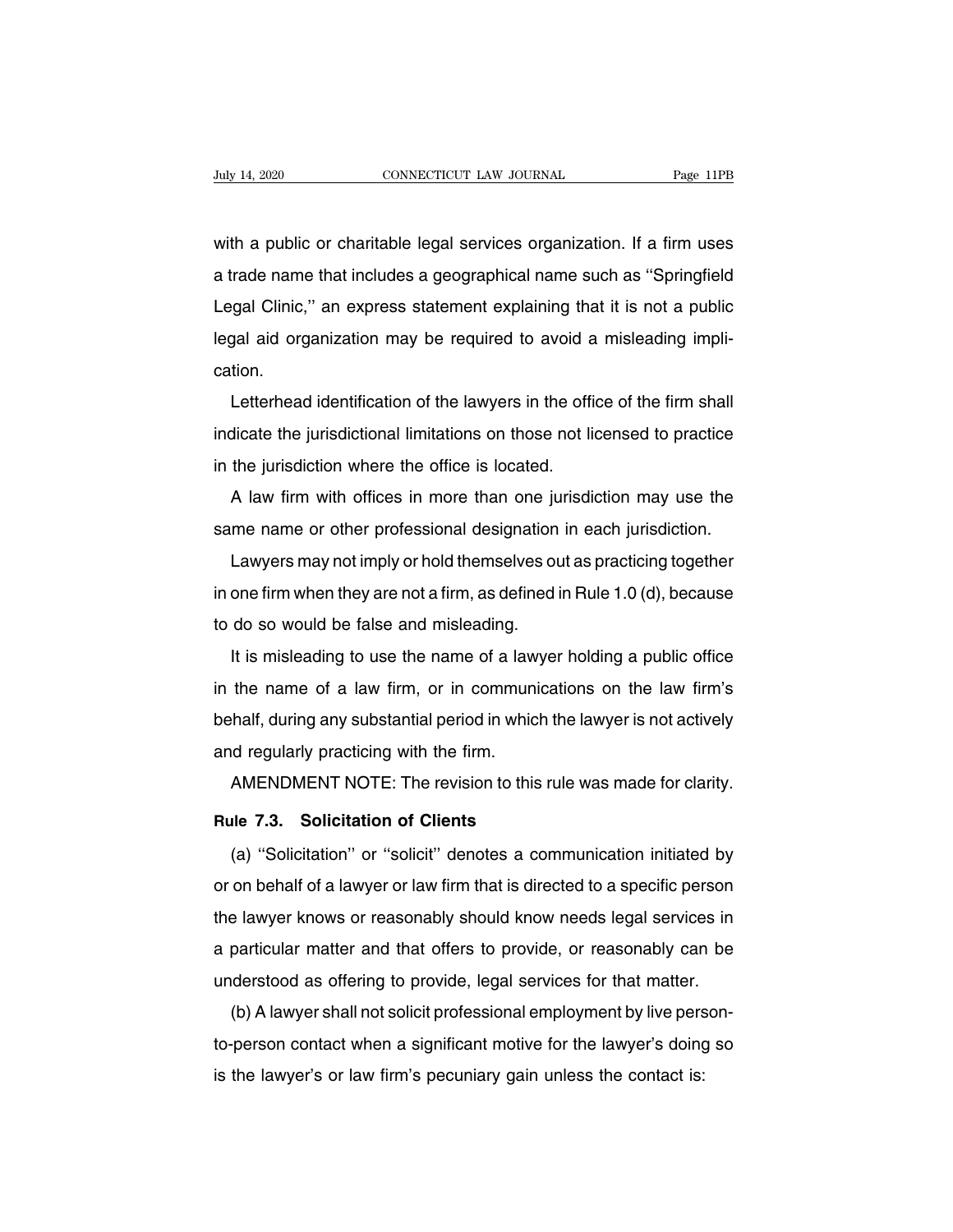with a public or charitable legal services organization. If a firm uses a trade name that includes a geographical name such as ''Springfield Legal Clinic,'' an express statement explaining that it is not a public legal aid organization may be required to avoid a misleading implication.

Letterhead identification of the lawyers in the office of the firm shall indicate the jurisdictional limitations on those not licensed to practice in the jurisdiction where the office is located.

A law firm with offices in more than one jurisdiction may use the same name or other professional designation in each jurisdiction.

Lawyers may not imply or hold themselves out as practicing together in one firm when they are not a firm, as defined in Rule 1.0 (d), because to do so would be false and misleading.

It is misleading to use the name of a lawyer holding a public office in the name of a law firm, or in communications on the law firm's behalf, during any substantial period in which the lawyer is not actively and regularly practicing with the firm.

AMENDMENT NOTE: The revision to this rule was made for clarity.

**Rule 7.3. Solicitation of Clients**

(a) ''Solicitation'' or ''solicit'' denotes a communication initiated by or on behalf of a lawyer or law firm that is directed to a specific person the lawyer knows or reasonably should know needs legal services in a particular matter and that offers to provide, or reasonably can be understood as offering to provide, legal services for that matter.

(b) A lawyer shall not solicit professional employment by live person-to-person contact when a significant motive for the lawyer's doing so is the lawyer's or law firm's pecuniary gain unless the contact is: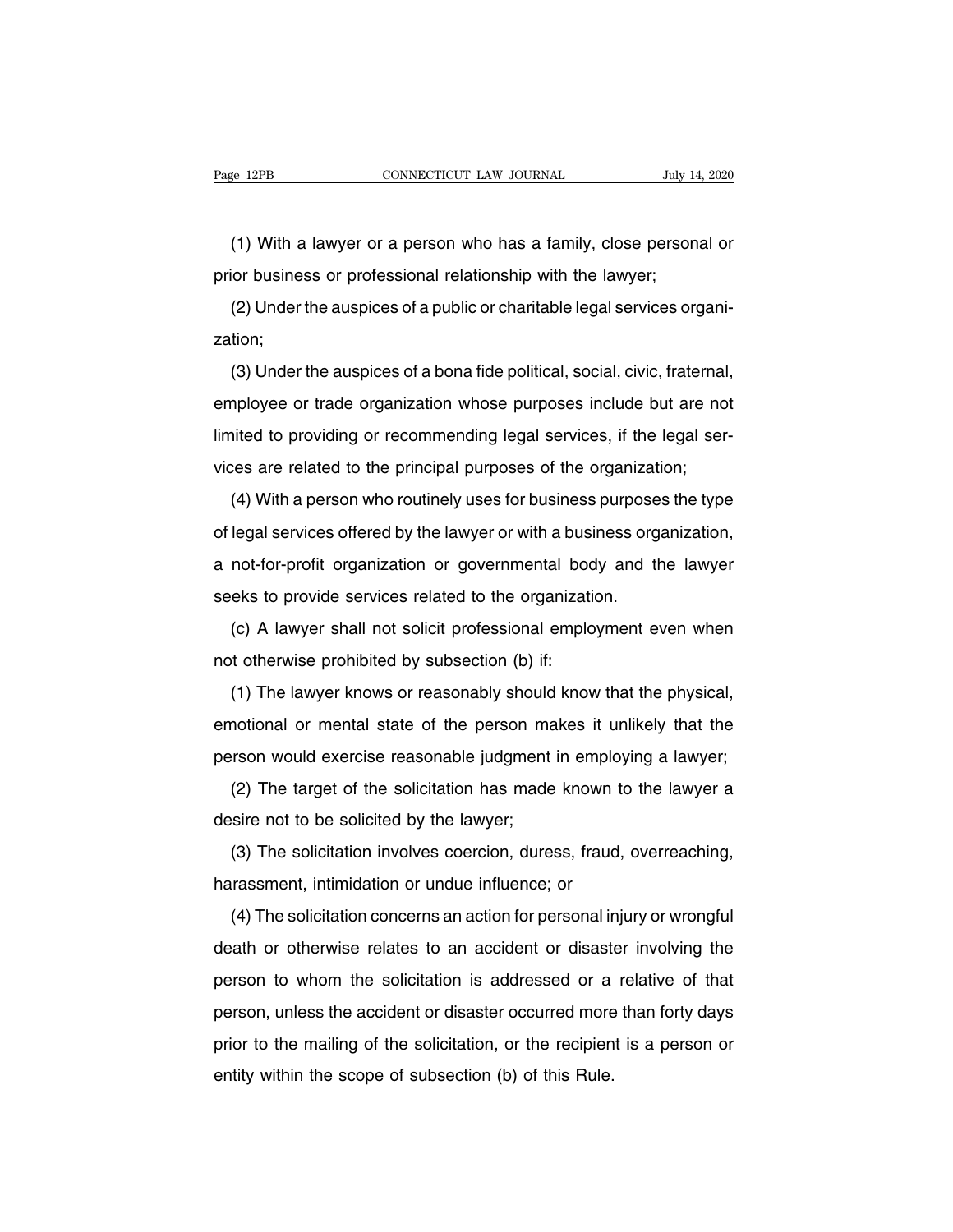(1) With a lawyer or a person who has a family, close personal or prior business or professional relationship with the lawyer;

(2) Under the auspices of a public or charitable legal services organization;

(3) Under the auspices of a bona fide political, social, civic, fraternal, employee or trade organization whose purposes include but are not limited to providing or recommending legal services, if the legal services are related to the principal purposes of the organization;

(4) With a person who routinely uses for business purposes the type of legal services offered by the lawyer or with a business organization, a not-for-profit organization or governmental body and the lawyer seeks to provide services related to the organization.

(c) A lawyer shall not solicit professional employment even when not otherwise prohibited by subsection (b) if:

(1) The lawyer knows or reasonably should know that the physical, emotional or mental state of the person makes it unlikely that the person would exercise reasonable judgment in employing a lawyer;

(2) The target of the solicitation has made known to the lawyer a desire not to be solicited by the lawyer;

(3) The solicitation involves coercion, duress, fraud, overreaching, harassment, intimidation or undue influence; or

(4) The solicitation concerns an action for personal injury or wrongful death or otherwise relates to an accident or disaster involving the person to whom the solicitation is addressed or a relative of that person, unless the accident or disaster occurred more than forty days prior to the mailing of the solicitation, or the recipient is a person or entity within the scope of subsection (b) of this Rule.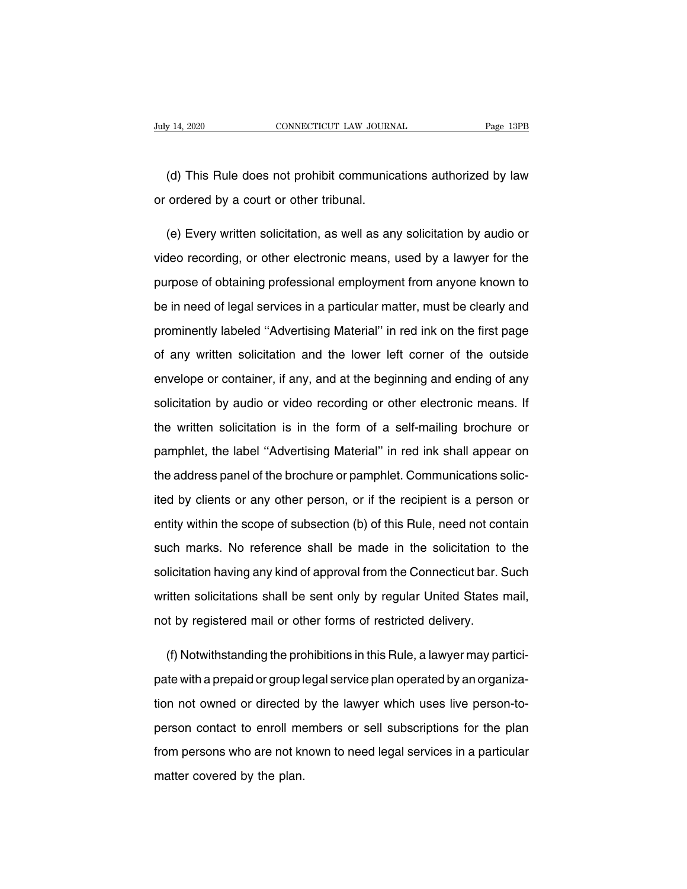(d) This Rule does not prohibit communications authorized by law or ordered by a court or other tribunal.

(e) Every written solicitation, as well as any solicitation by audio or video recording, or other electronic means, used by a lawyer for the purpose of obtaining professional employment from anyone known to be in need of legal services in a particular matter, must be clearly and prominently labeled ''Advertising Material'' in red ink on the first page of any written solicitation and the lower left corner of the outside envelope or container, if any, and at the beginning and ending of any solicitation by audio or video recording or other electronic means. If the written solicitation is in the form of a self-mailing brochure or pamphlet, the label ''Advertising Material'' in red ink shall appear on the address panel of the brochure or pamphlet. Communications solicited by clients or any other person, or if the recipient is a person or entity within the scope of subsection (b) of this Rule, need not contain such marks. No reference shall be made in the solicitation to the solicitation having any kind of approval from the Connecticut bar. Such written solicitations shall be sent only by regular United States mail, not by registered mail or other forms of restricted delivery.

(f) Notwithstanding the prohibitions in this Rule, a lawyer may participate with a prepaid or group legal service plan operated by an organization not owned or directed by the lawyer which uses live person-to-person contact to enroll members or sell subscriptions for the plan from persons who are not known to need legal services in a particular matter covered by the plan.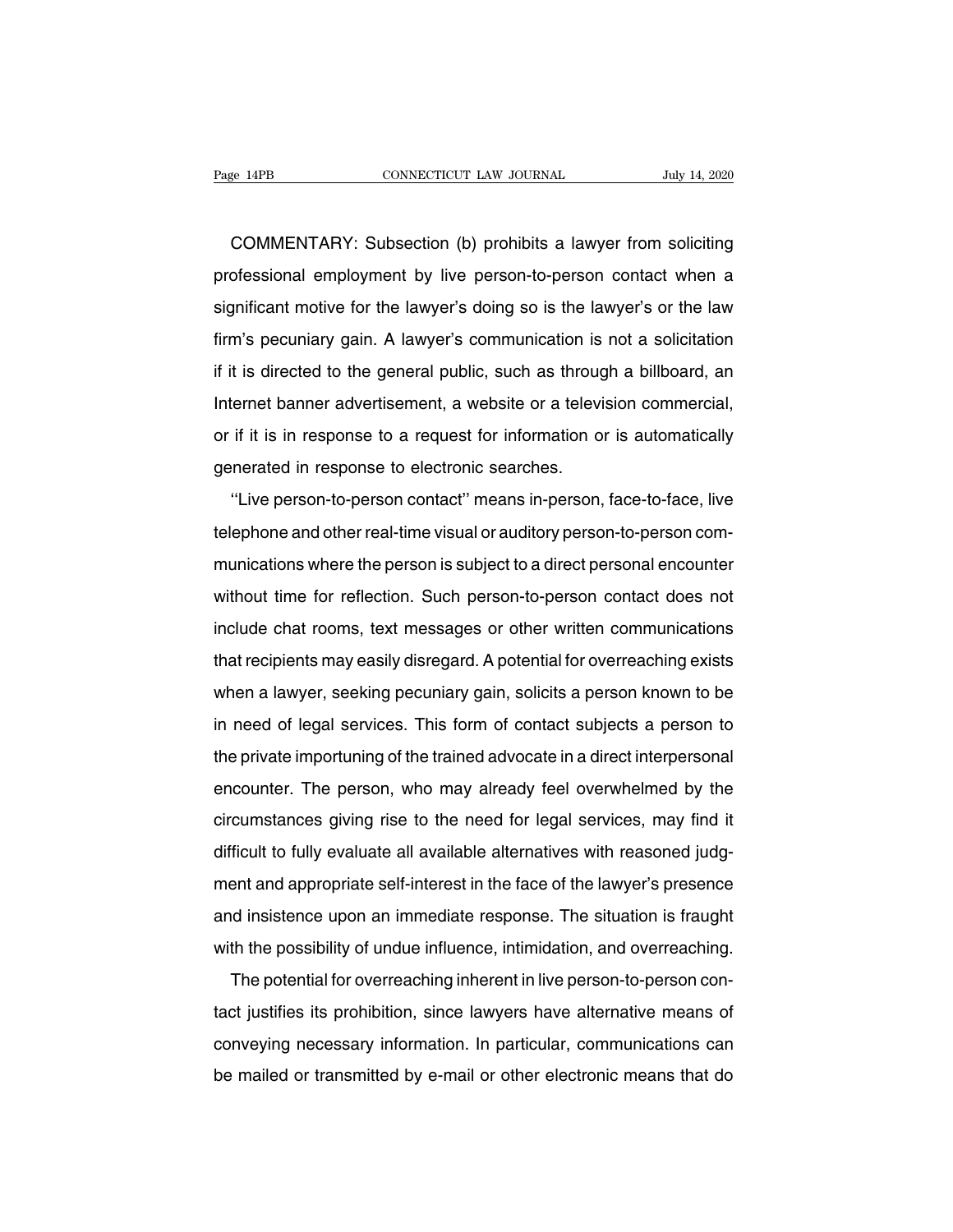COMMENTARY: Subsection (b) prohibits a lawyer from soliciting professional employment by live person-to-person contact when a significant motive for the lawyer's doing so is the lawyer's or the law firm's pecuniary gain. A lawyer's communication is not a solicitation if it is directed to the general public, such as through a billboard, an Internet banner advertisement, a website or a television commercial, or if it is in response to a request for information or is automatically generated in response to electronic searches.

''Live person-to-person contact'' means in-person, face-to-face, live telephone and other real-time visual or auditory person-to-person communications where the person is subject to a direct personal encounter without time for reflection. Such person-to-person contact does not include chat rooms, text messages or other written communications that recipients may easily disregard. A potential for overreaching exists when a lawyer, seeking pecuniary gain, solicits a person known to be in need of legal services. This form of contact subjects a person to the private importuning of the trained advocate in a direct interpersonal encounter. The person, who may already feel overwhelmed by the circumstances giving rise to the need for legal services, may find it difficult to fully evaluate all available alternatives with reasoned judgment and appropriate self-interest in the face of the lawyer's presence and insistence upon an immediate response. The situation is fraught with the possibility of undue influence, intimidation, and overreaching.

The potential for overreaching inherent in live person-to-person contact justifies its prohibition, since lawyers have alternative means of conveying necessary information. In particular, communications can be mailed or transmitted by e-mail or other electronic means that do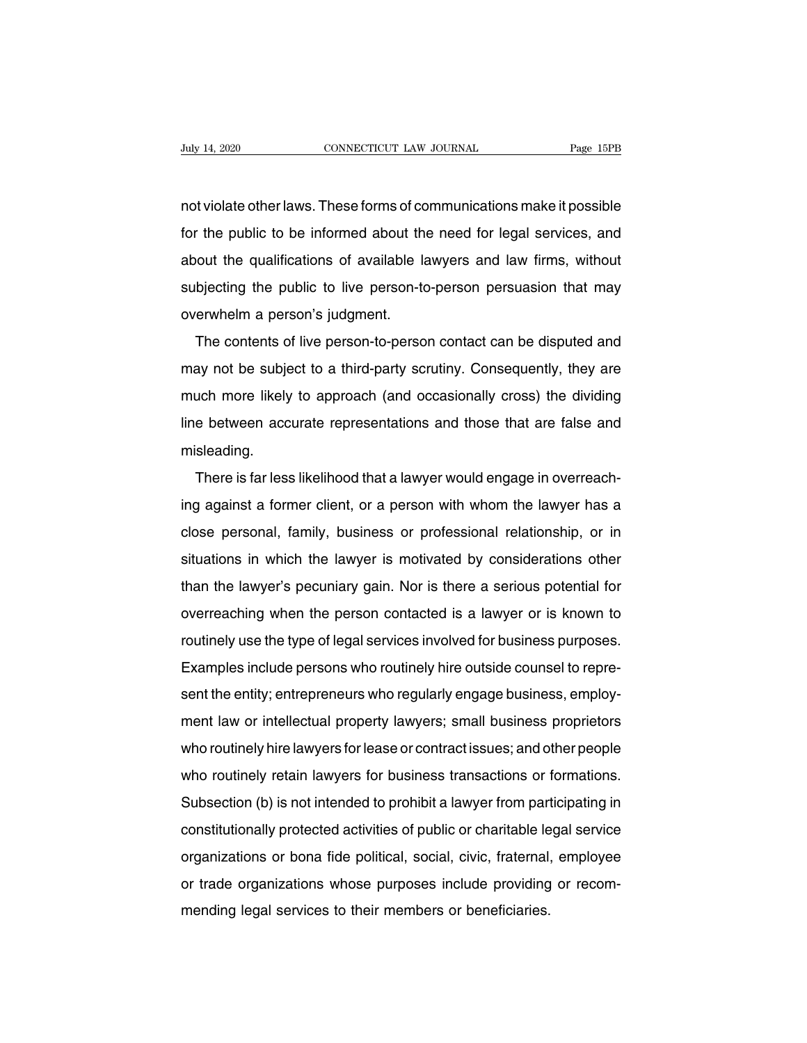not violate other laws. These forms of communications make it possible for the public to be informed about the need for legal services, and about the qualifications of available lawyers and law firms, without subjecting the public to live person-to-person persuasion that may overwhelm a person's judgment.

The contents of live person-to-person contact can be disputed and may not be subject to a third-party scrutiny. Consequently, they are much more likely to approach (and occasionally cross) the dividing line between accurate representations and those that are false and misleading.

There is far less likelihood that a lawyer would engage in overreaching against a former client, or a person with whom the lawyer has a close personal, family, business or professional relationship, or in situations in which the lawyer is motivated by considerations other than the lawyer's pecuniary gain. Nor is there a serious potential for overreaching when the person contacted is a lawyer or is known to routinely use the type of legal services involved for business purposes. Examples include persons who routinely hire outside counsel to represent the entity; entrepreneurs who regularly engage business, employment law or intellectual property lawyers; small business proprietors who routinely hire lawyers for lease or contract issues; and other people who routinely retain lawyers for business transactions or formations. Subsection (b) is not intended to prohibit a lawyer from participating in constitutionally protected activities of public or charitable legal service organizations or bona fide political, social, civic, fraternal, employee or trade organizations whose purposes include providing or recommending legal services to their members or beneficiaries.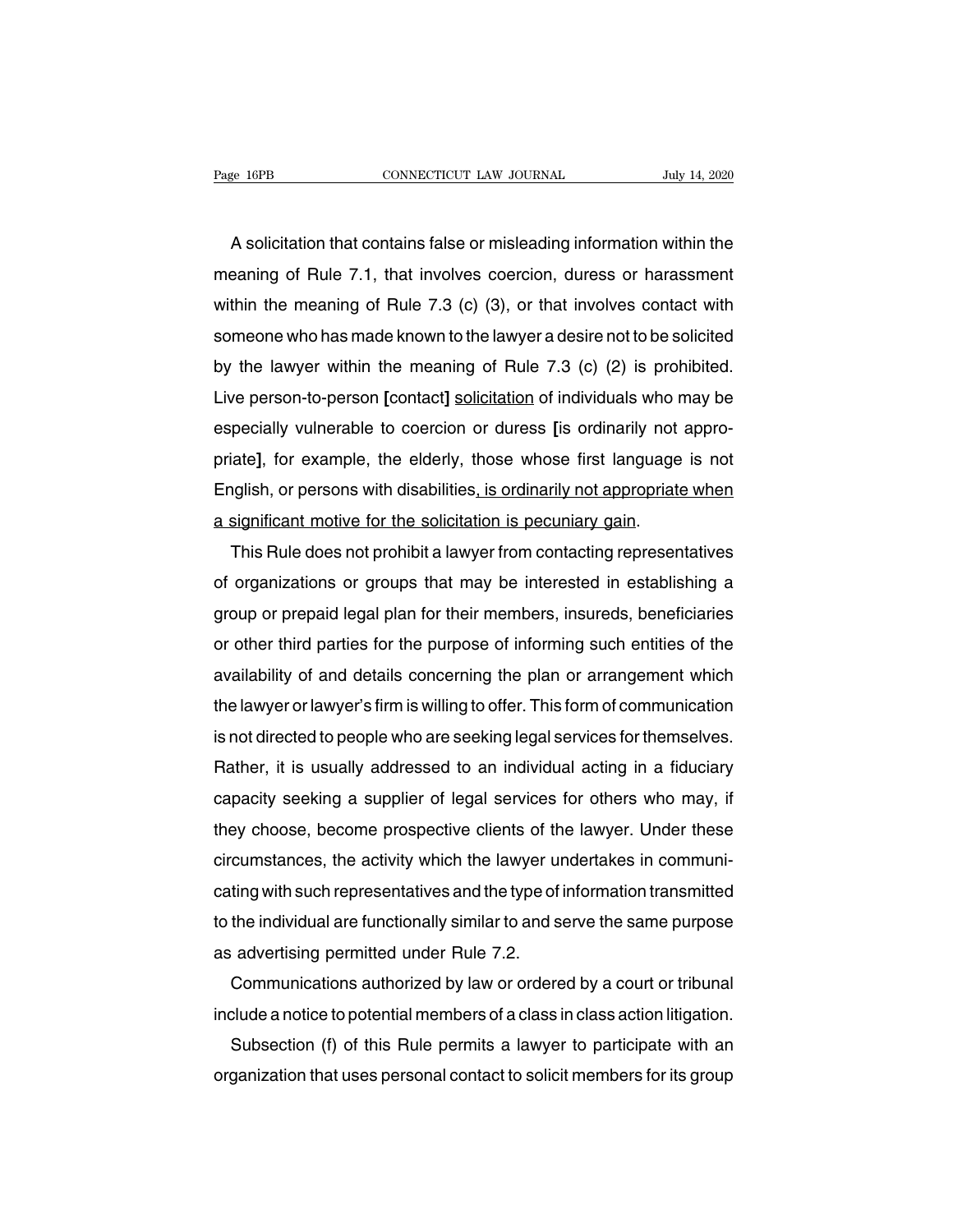A solicitation that contains false or misleading information within the meaning of Rule 7.1, that involves coercion, duress or harassment within the meaning of Rule 7.3 (c) (3), or that involves contact with someone who has made known to the lawyer a desire not to be solicited by the lawyer within the meaning of Rule 7.3 (c) (2) is prohibited. Live person-to-person [contact] <u>solicitation</u> of individuals who may be especially vulnerable to coercion or duress [is ordinarily not appropriate], for example, the elderly, those whose first language is not English, or persons with disabilities<u>, is ordinarily not appropriate when a significant motive for the solicitation is pecuniary gain</u>.

This Rule does not prohibit a lawyer from contacting representatives of organizations or groups that may be interested in establishing a group or prepaid legal plan for their members, insureds, beneficiaries or other third parties for the purpose of informing such entities of the availability of and details concerning the plan or arrangement which the lawyer or lawyer's firm is willing to offer. This form of communication is not directed to people who are seeking legal services for themselves. Rather, it is usually addressed to an individual acting in a fiduciary capacity seeking a supplier of legal services for others who may, if they choose, become prospective clients of the lawyer. Under these circumstances, the activity which the lawyer undertakes in communicating with such representatives and the type of information transmitted to the individual are functionally similar to and serve the same purpose as advertising permitted under Rule 7.2.

Communications authorized by law or ordered by a court or tribunal include a notice to potential members of a class in class action litigation.

Subsection (f) of this Rule permits a lawyer to participate with an organization that uses personal contact to solicit members for its group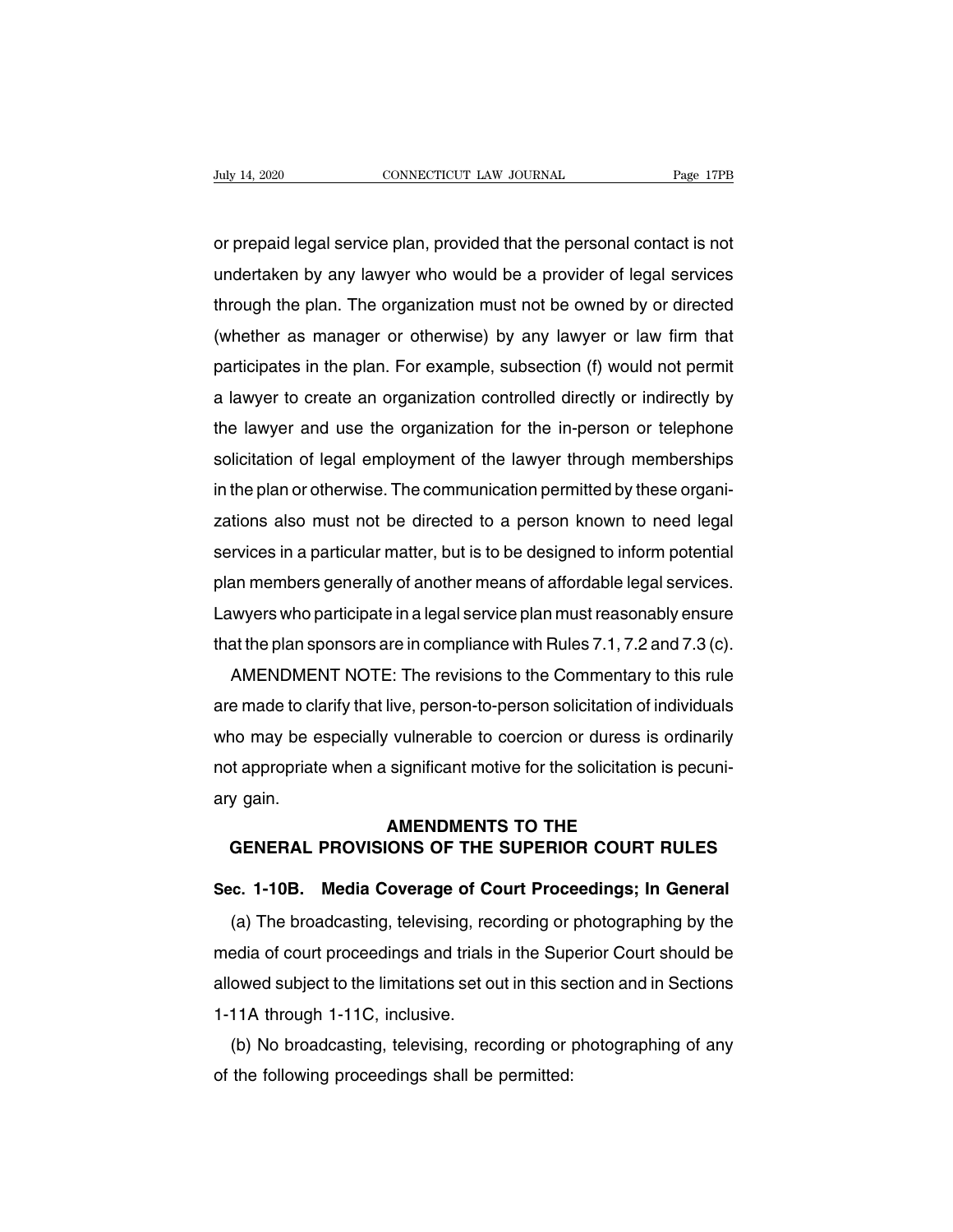or prepaid legal service plan, provided that the personal contact is not undertaken by any lawyer who would be a provider of legal services through the plan. The organization must not be owned by or directed (whether as manager or otherwise) by any lawyer or law firm that participates in the plan. For example, subsection (f) would not permit a lawyer to create an organization controlled directly or indirectly by the lawyer and use the organization for the in-person or telephone solicitation of legal employment of the lawyer through memberships in the plan or otherwise. The communication permitted by these organizations also must not be directed to a person known to need legal services in a particular matter, but is to be designed to inform potential plan members generally of another means of affordable legal services. Lawyers who participate in a legal service plan must reasonably ensure that the plan sponsors are in compliance with Rules 7.1, 7.2 and 7.3 (c).

AMENDMENT NOTE: The revisions to the Commentary to this rule are made to clarify that live, person-to-person solicitation of individuals who may be especially vulnerable to coercion or duress is ordinarily not appropriate when a significant motive for the solicitation is pecuniary gain.

## AMENDMENTS TO THE GENERAL PROVISIONS OF THE SUPERIOR COURT RULES

### Sec. 1-10B. Media Coverage of Court Proceedings; In General

(a) The broadcasting, televising, recording or photographing by the media of court proceedings and trials in the Superior Court should be allowed subject to the limitations set out in this section and in Sections 1-11A through 1-11C, inclusive.

(b) No broadcasting, televising, recording or photographing of any of the following proceedings shall be permitted: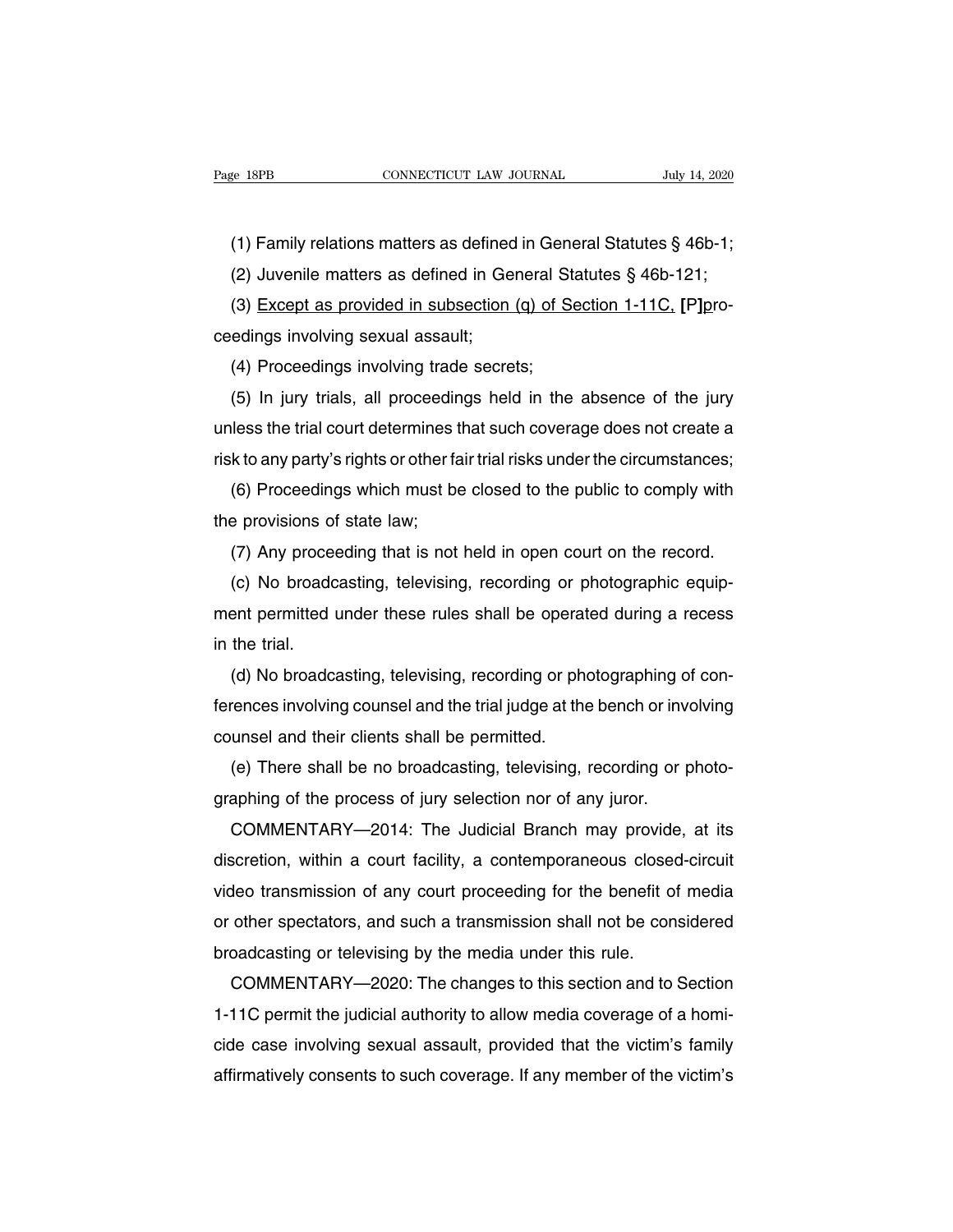(1) Family relations matters as defined in General Statutes § 46b-1;

(2) Juvenile matters as defined in General Statutes § 46b-121;

(3) <u>Except as provided in subsection (q) of Section 1-11C,</u> **[**P**]**proceedings involving sexual assault;

(4) Proceedings involving trade secrets;

(5) In jury trials, all proceedings held in the absence of the jury unless the trial court determines that such coverage does not create a risk to any party's rights or other fair trial risks under the circumstances;

(6) Proceedings which must be closed to the public to comply with the provisions of state law;

(7) Any proceeding that is not held in open court on the record.

(c) No broadcasting, televising, recording or photographic equipment permitted under these rules shall be operated during a recess in the trial.

(d) No broadcasting, televising, recording or photographing of conferences involving counsel and the trial judge at the bench or involving counsel and their clients shall be permitted.

(e) There shall be no broadcasting, televising, recording or photographing of the process of jury selection nor of any juror.

COMMENTARY—2014: The Judicial Branch may provide, at its discretion, within a court facility, a contemporaneous closed-circuit video transmission of any court proceeding for the benefit of media or other spectators, and such a transmission shall not be considered broadcasting or televising by the media under this rule.

COMMENTARY—2020: The changes to this section and to Section 1-11C permit the judicial authority to allow media coverage of a homicide case involving sexual assault, provided that the victim's family affirmatively consents to such coverage. If any member of the victim's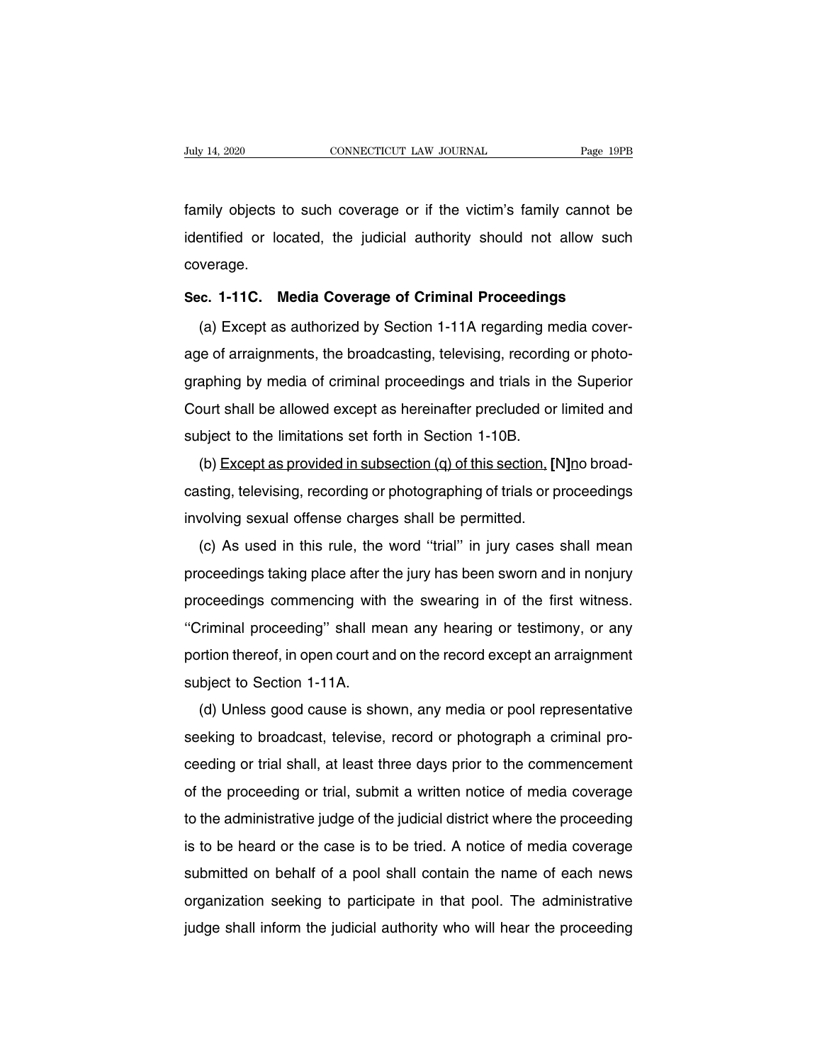family objects to such coverage or if the victim's family cannot be identified or located, the judicial authority should not allow such coverage.

**Sec. 1-11C. Media Coverage of Criminal Proceedings**

(a) Except as authorized by Section 1-11A regarding media coverage of arraignments, the broadcasting, televising, recording or photographing by media of criminal proceedings and trials in the Superior Court shall be allowed except as hereinafter precluded or limited and subject to the limitations set forth in Section 1-10B.

(b) <u>Except as provided in subsection (q) of this section,</u> **[**N**]**<u>n</u>o broadcasting, televising, recording or photographing of trials or proceedings involving sexual offense charges shall be permitted.

(c) As used in this rule, the word ''trial'' in jury cases shall mean proceedings taking place after the jury has been sworn and in nonjury proceedings commencing with the swearing in of the first witness. ''Criminal proceeding'' shall mean any hearing or testimony, or any portion thereof, in open court and on the record except an arraignment subject to Section 1-11A.

(d) Unless good cause is shown, any media or pool representative seeking to broadcast, televise, record or photograph a criminal proceeding or trial shall, at least three days prior to the commencement of the proceeding or trial, submit a written notice of media coverage to the administrative judge of the judicial district where the proceeding is to be heard or the case is to be tried. A notice of media coverage submitted on behalf of a pool shall contain the name of each news organization seeking to participate in that pool. The administrative judge shall inform the judicial authority who will hear the proceeding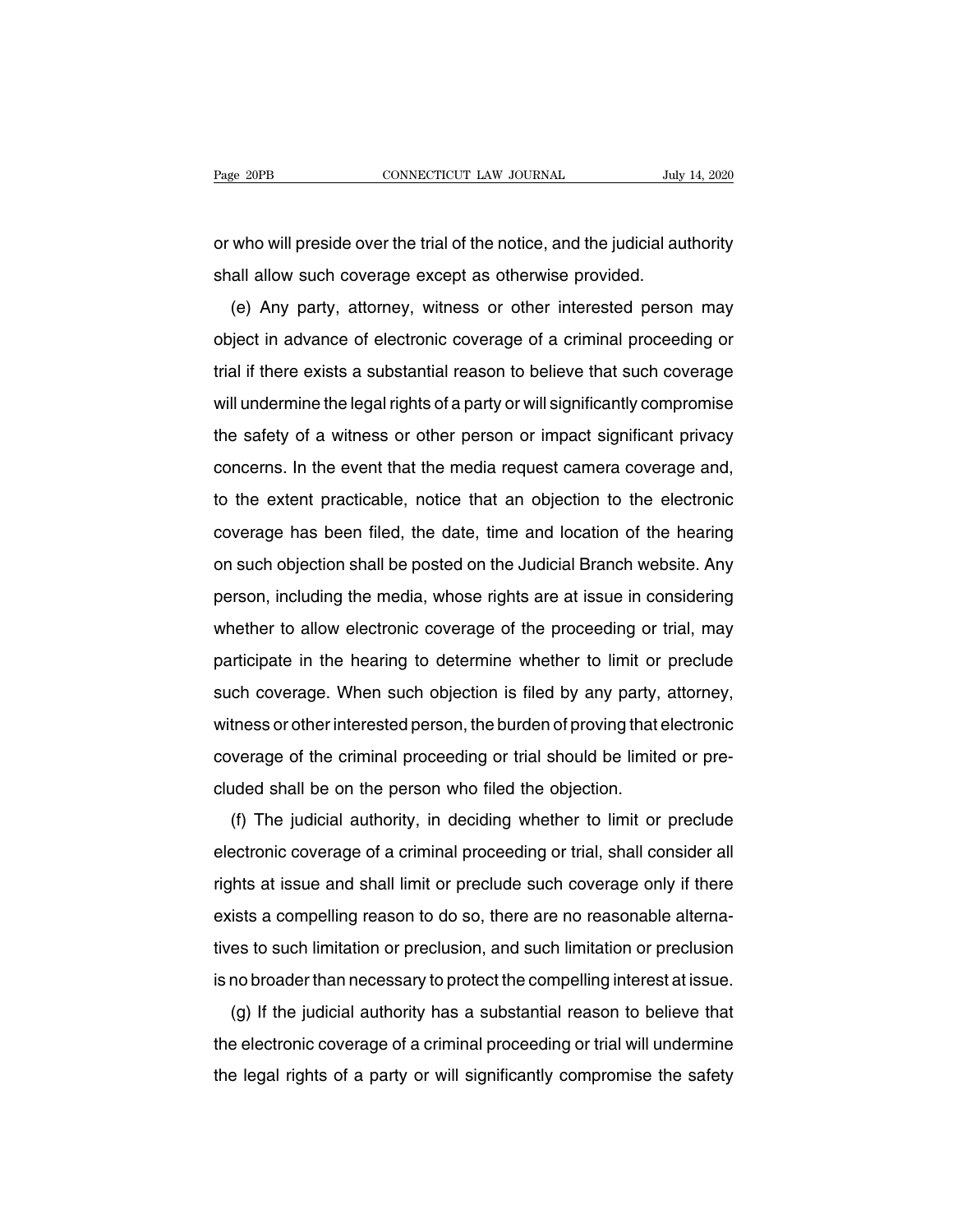or who will preside over the trial of the notice, and the judicial authority shall allow such coverage except as otherwise provided.

(e) Any party, attorney, witness or other interested person may object in advance of electronic coverage of a criminal proceeding or trial if there exists a substantial reason to believe that such coverage will undermine the legal rights of a party or will significantly compromise the safety of a witness or other person or impact significant privacy concerns. In the event that the media request camera coverage and, to the extent practicable, notice that an objection to the electronic coverage has been filed, the date, time and location of the hearing on such objection shall be posted on the Judicial Branch website. Any person, including the media, whose rights are at issue in considering whether to allow electronic coverage of the proceeding or trial, may participate in the hearing to determine whether to limit or preclude such coverage. When such objection is filed by any party, attorney, witness or other interested person, the burden of proving that electronic coverage of the criminal proceeding or trial should be limited or precluded shall be on the person who filed the objection.

(f) The judicial authority, in deciding whether to limit or preclude electronic coverage of a criminal proceeding or trial, shall consider all rights at issue and shall limit or preclude such coverage only if there exists a compelling reason to do so, there are no reasonable alternatives to such limitation or preclusion, and such limitation or preclusion is no broader than necessary to protect the compelling interest at issue.

(g) If the judicial authority has a substantial reason to believe that the electronic coverage of a criminal proceeding or trial will undermine the legal rights of a party or will significantly compromise the safety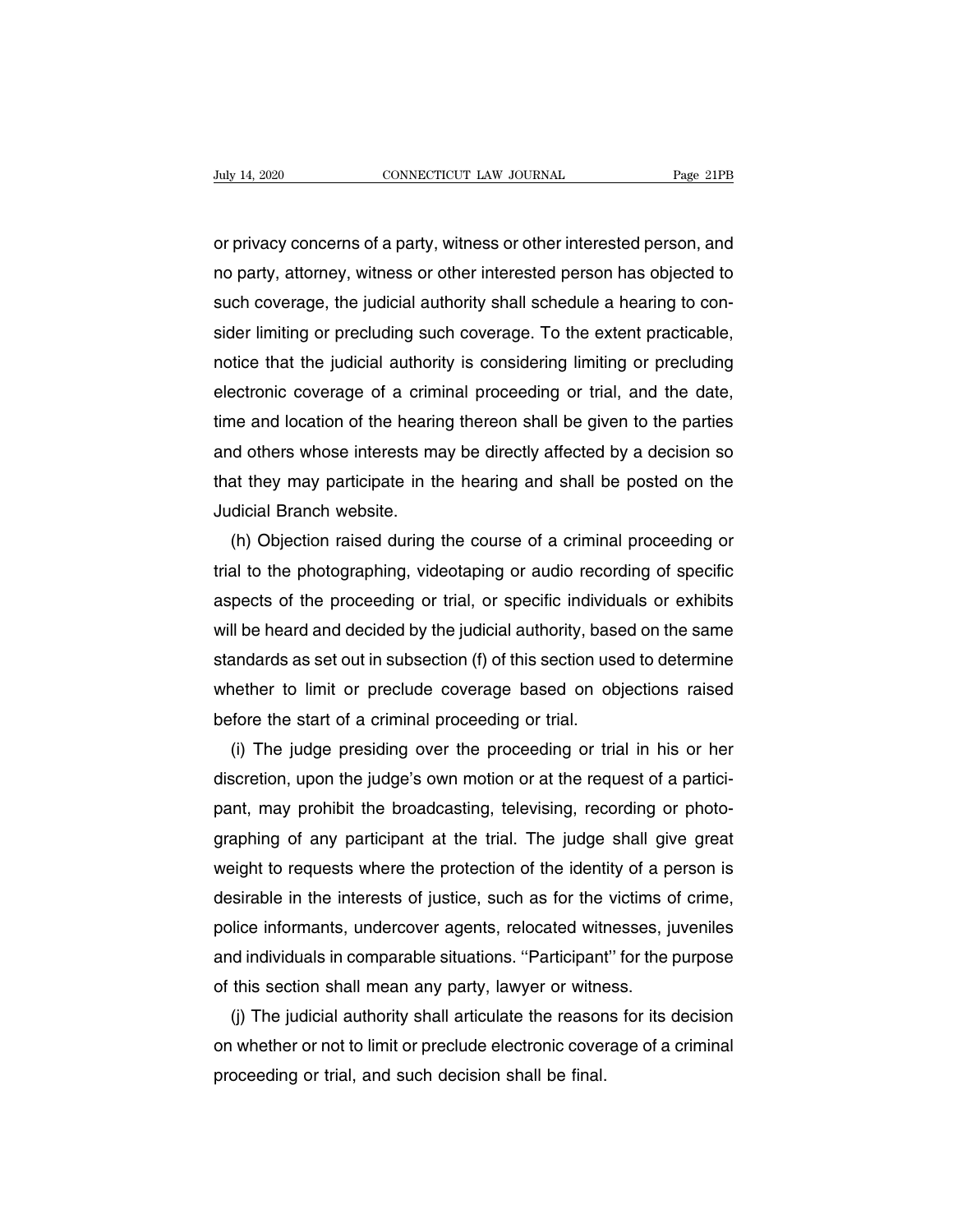or privacy concerns of a party, witness or other interested person, and no party, attorney, witness or other interested person has objected to such coverage, the judicial authority shall schedule a hearing to consider limiting or precluding such coverage. To the extent practicable, notice that the judicial authority is considering limiting or precluding electronic coverage of a criminal proceeding or trial, and the date, time and location of the hearing thereon shall be given to the parties and others whose interests may be directly affected by a decision so that they may participate in the hearing and shall be posted on the Judicial Branch website.

(h) Objection raised during the course of a criminal proceeding or trial to the photographing, videotaping or audio recording of specific aspects of the proceeding or trial, or specific individuals or exhibits will be heard and decided by the judicial authority, based on the same standards as set out in subsection (f) of this section used to determine whether to limit or preclude coverage based on objections raised before the start of a criminal proceeding or trial.

(i) The judge presiding over the proceeding or trial in his or her discretion, upon the judge's own motion or at the request of a participant, may prohibit the broadcasting, televising, recording or photographing of any participant at the trial. The judge shall give great weight to requests where the protection of the identity of a person is desirable in the interests of justice, such as for the victims of crime, police informants, undercover agents, relocated witnesses, juveniles and individuals in comparable situations. ''Participant'' for the purpose of this section shall mean any party, lawyer or witness.

(j) The judicial authority shall articulate the reasons for its decision on whether or not to limit or preclude electronic coverage of a criminal proceeding or trial, and such decision shall be final.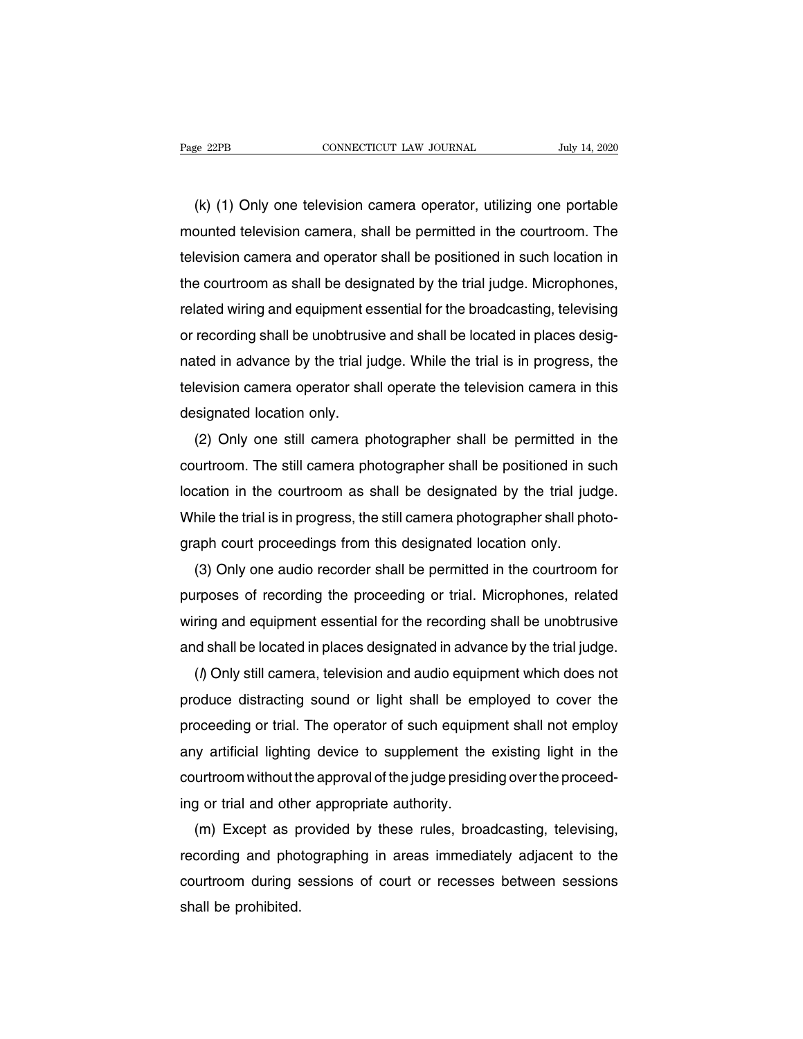(k) (1) Only one television camera operator, utilizing one portable mounted television camera, shall be permitted in the courtroom. The television camera and operator shall be positioned in such location in the courtroom as shall be designated by the trial judge. Microphones, related wiring and equipment essential for the broadcasting, televising or recording shall be unobtrusive and shall be located in places designated in advance by the trial judge. While the trial is in progress, the television camera operator shall operate the television camera in this designated location only.

(2) Only one still camera photographer shall be permitted in the courtroom. The still camera photographer shall be positioned in such location in the courtroom as shall be designated by the trial judge. While the trial is in progress, the still camera photographer shall photograph court proceedings from this designated location only.

(3) Only one audio recorder shall be permitted in the courtroom for purposes of recording the proceeding or trial. Microphones, related wiring and equipment essential for the recording shall be unobtrusive and shall be located in places designated in advance by the trial judge.

(*l*) Only still camera, television and audio equipment which does not produce distracting sound or light shall be employed to cover the proceeding or trial. The operator of such equipment shall not employ any artificial lighting device to supplement the existing light in the courtroom without the approval of the judge presiding over the proceeding or trial and other appropriate authority.

(m) Except as provided by these rules, broadcasting, televising, recording and photographing in areas immediately adjacent to the courtroom during sessions of court or recesses between sessions shall be prohibited.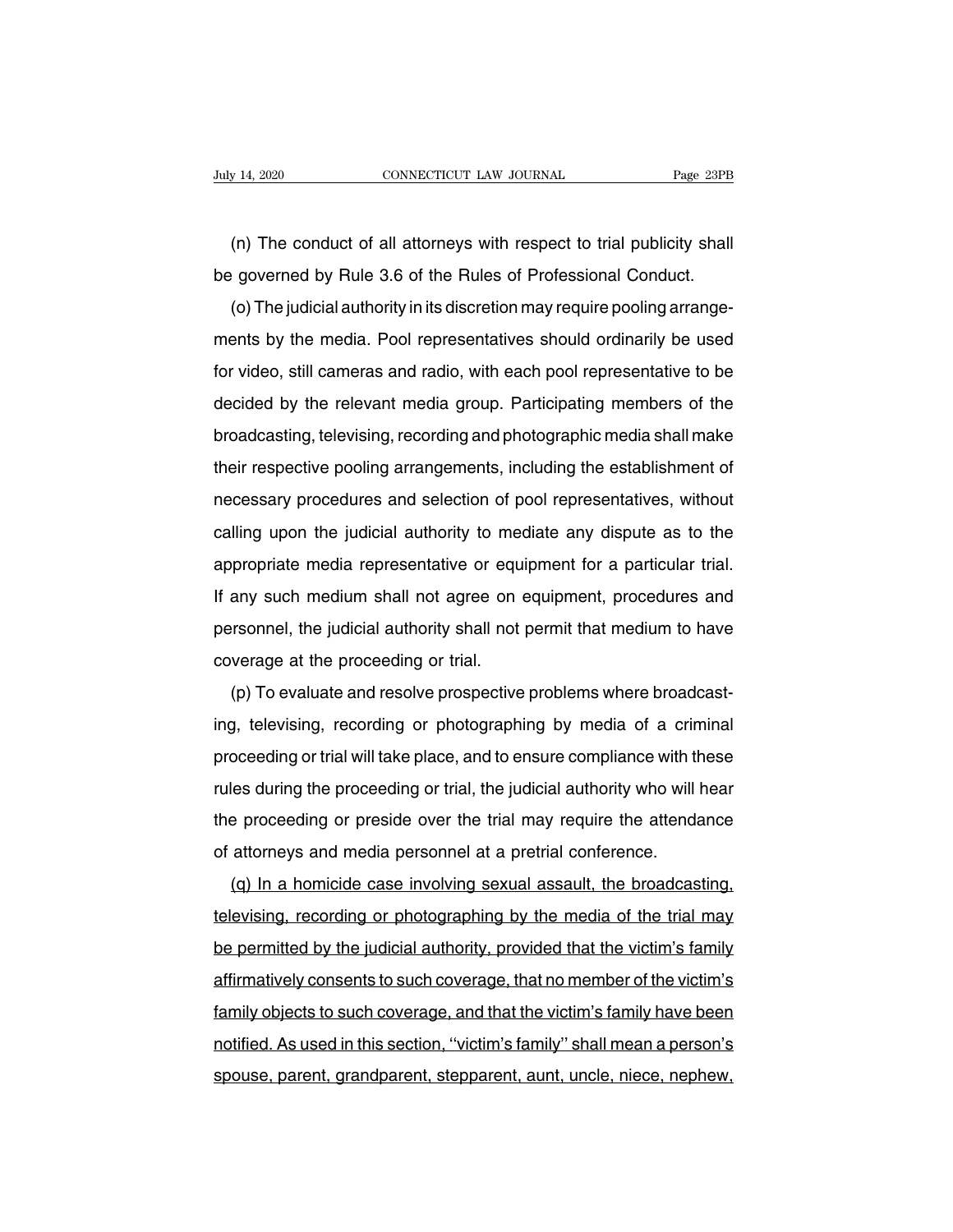(n) The conduct of all attorneys with respect to trial publicity shall be governed by Rule 3.6 of the Rules of Professional Conduct.

(o) The judicial authority in its discretion may require pooling arrangements by the media. Pool representatives should ordinarily be used for video, still cameras and radio, with each pool representative to be decided by the relevant media group. Participating members of the broadcasting, televising, recording and photographic media shall make their respective pooling arrangements, including the establishment of necessary procedures and selection of pool representatives, without calling upon the judicial authority to mediate any dispute as to the appropriate media representative or equipment for a particular trial. If any such medium shall not agree on equipment, procedures and personnel, the judicial authority shall not permit that medium to have coverage at the proceeding or trial.

(p) To evaluate and resolve prospective problems where broadcasting, televising, recording or photographing by media of a criminal proceeding or trial will take place, and to ensure compliance with these rules during the proceeding or trial, the judicial authority who will hear the proceeding or preside over the trial may require the attendance of attorneys and media personnel at a pretrial conference.

<u>(q) In a homicide case involving sexual assault, the broadcasting, televising, recording or photographing by the media of the trial may be permitted by the judicial authority, provided that the victim's family affirmatively consents to such coverage, that no member of the victim's family objects to such coverage, and that the victim's family have been notified. As used in this section, ''victim's family'' shall mean a person's spouse, parent, grandparent, stepparent, aunt, uncle, niece, nephew,</u>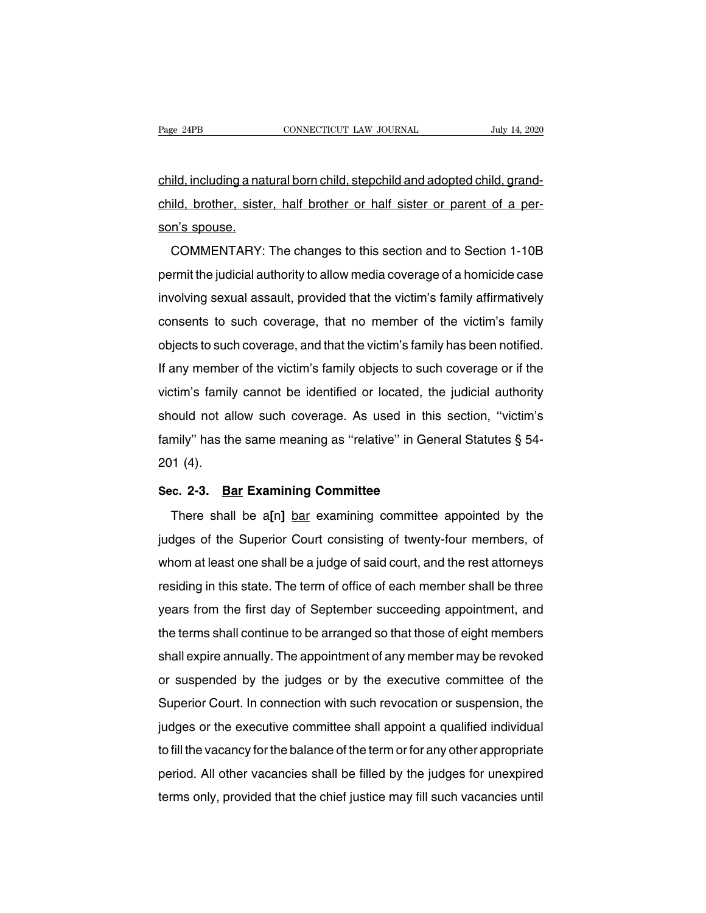<u>child, including a natural born child, stepchild and adopted child, grandchild, brother, sister, half brother or half sister or parent of a person's spouse.</u>

COMMENTARY: The changes to this section and to Section 1-10B permit the judicial authority to allow media coverage of a homicide case involving sexual assault, provided that the victim's family affirmatively consents to such coverage, that no member of the victim's family objects to such coverage, and that the victim's family has been notified. If any member of the victim's family objects to such coverage or if the victim's family cannot be identified or located, the judicial authority should not allow such coverage. As used in this section, ''victim's family'' has the same meaning as ''relative'' in General Statutes § 54-201 (4).

**Sec. 2-3. <u>Bar</u> Examining Committee**

There shall be a**[**n**]** <u>bar</u> examining committee appointed by the judges of the Superior Court consisting of twenty-four members, of whom at least one shall be a judge of said court, and the rest attorneys residing in this state. The term of office of each member shall be three years from the first day of September succeeding appointment, and the terms shall continue to be arranged so that those of eight members shall expire annually. The appointment of any member may be revoked or suspended by the judges or by the executive committee of the Superior Court. In connection with such revocation or suspension, the judges or the executive committee shall appoint a qualified individual to fill the vacancy for the balance of the term or for any other appropriate period. All other vacancies shall be filled by the judges for unexpired terms only, provided that the chief justice may fill such vacancies until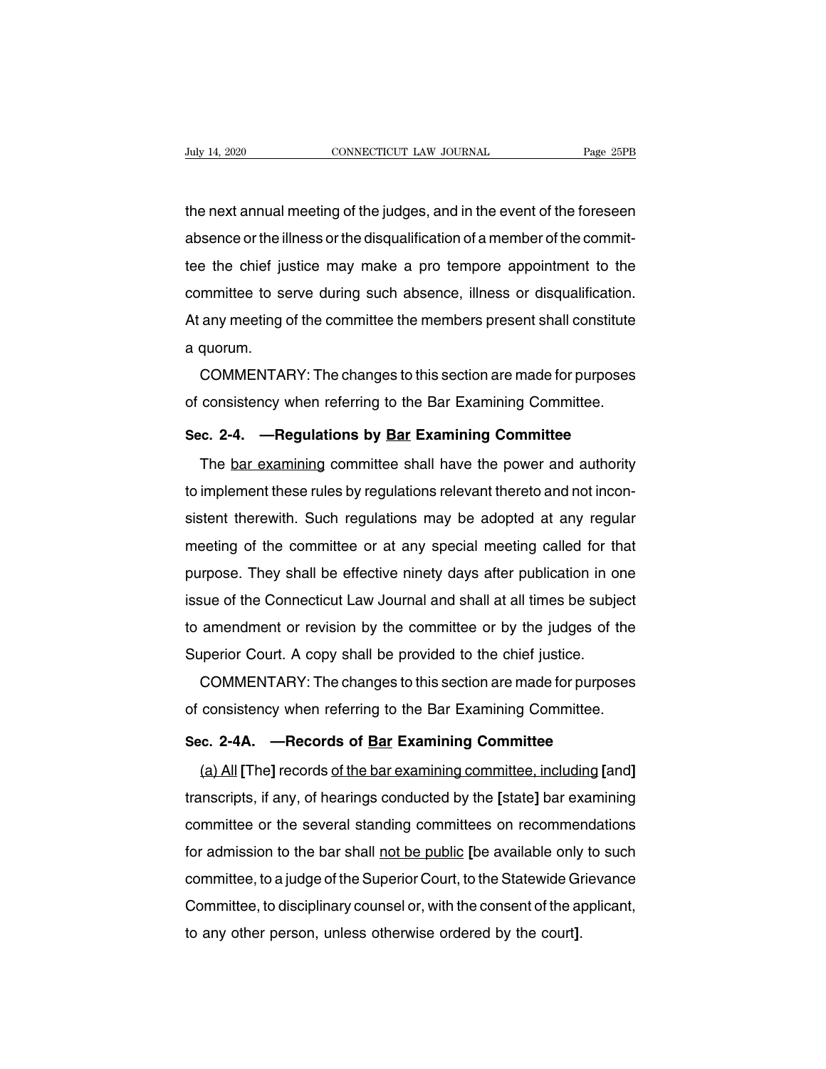the next annual meeting of the judges, and in the event of the foreseen absence or the illness or the disqualification of a member of the committee the chief justice may make a pro tempore appointment to the committee to serve during such absence, illness or disqualification. At any meeting of the committee the members present shall constitute a quorum.

COMMENTARY: The changes to this section are made for purposes of consistency when referring to the Bar Examining Committee.

**Sec. 2-4. —Regulations by <u>Bar</u> Examining Committee**

The <u>bar examining</u> committee shall have the power and authority to implement these rules by regulations relevant thereto and not inconsistent therewith. Such regulations may be adopted at any regular meeting of the committee or at any special meeting called for that purpose. They shall be effective ninety days after publication in one issue of the Connecticut Law Journal and shall at all times be subject to amendment or revision by the committee or by the judges of the Superior Court. A copy shall be provided to the chief justice.

COMMENTARY: The changes to this section are made for purposes of consistency when referring to the Bar Examining Committee.

**Sec. 2-4A. —Records of <u>Bar</u> Examining Committee**

<u>(a) All</u> **[**The**]** records <u>of the bar examining committee, including</u> **[**and**]** transcripts, if any, of hearings conducted by the **[**state**]** bar examining committee or the several standing committees on recommendations for admission to the bar shall <u>not be public</u> **[**be available only to such committee, to a judge of the Superior Court, to the Statewide Grievance Committee, to disciplinary counsel or, with the consent of the applicant, to any other person, unless otherwise ordered by the court**]**.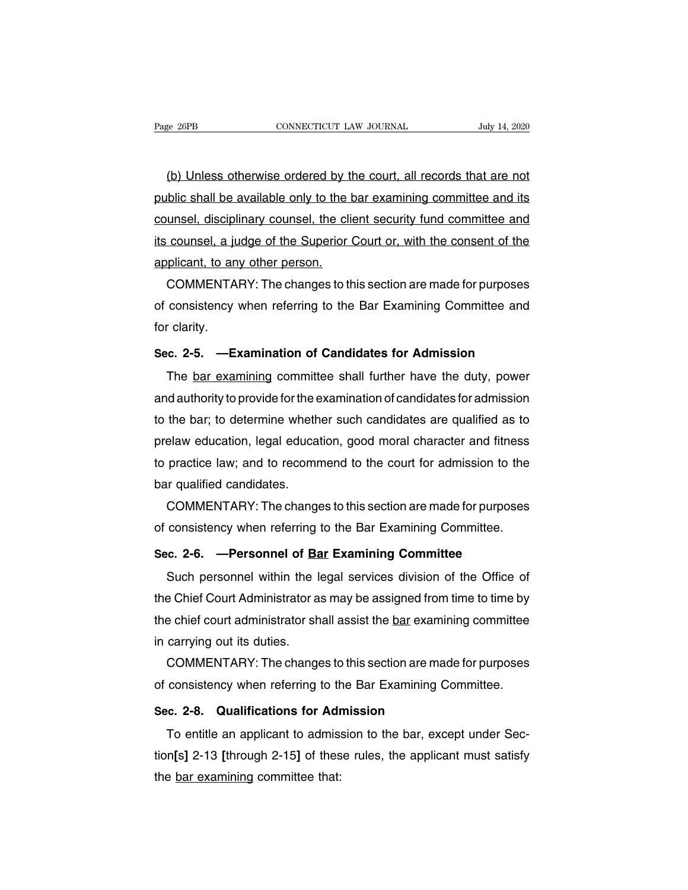(b) Unless otherwise ordered by the court, all records that are not public shall be available only to the bar examining committee and its counsel, disciplinary counsel, the client security fund committee and its counsel, a judge of the Superior Court or, with the consent of the applicant, to any other person.

COMMENTARY: The changes to this section are made for purposes of consistency when referring to the Bar Examining Committee and for clarity.

**Sec. 2-5. —Examination of Candidates for Admission**

The bar examining committee shall further have the duty, power and authority to provide for the examination of candidates for admission to the bar; to determine whether such candidates are qualified as to prelaw education, legal education, good moral character and fitness to practice law; and to recommend to the court for admission to the bar qualified candidates.

COMMENTARY: The changes to this section are made for purposes of consistency when referring to the Bar Examining Committee.

**Sec. 2-6. —Personnel of Bar Examining Committee**

Such personnel within the legal services division of the Office of the Chief Court Administrator as may be assigned from time to time by the chief court administrator shall assist the bar examining committee in carrying out its duties.

COMMENTARY: The changes to this section are made for purposes of consistency when referring to the Bar Examining Committee.

**Sec. 2-8. Qualifications for Admission**

To entitle an applicant to admission to the bar, except under Section[s] 2-13 [through 2-15] of these rules, the applicant must satisfy the bar examining committee that: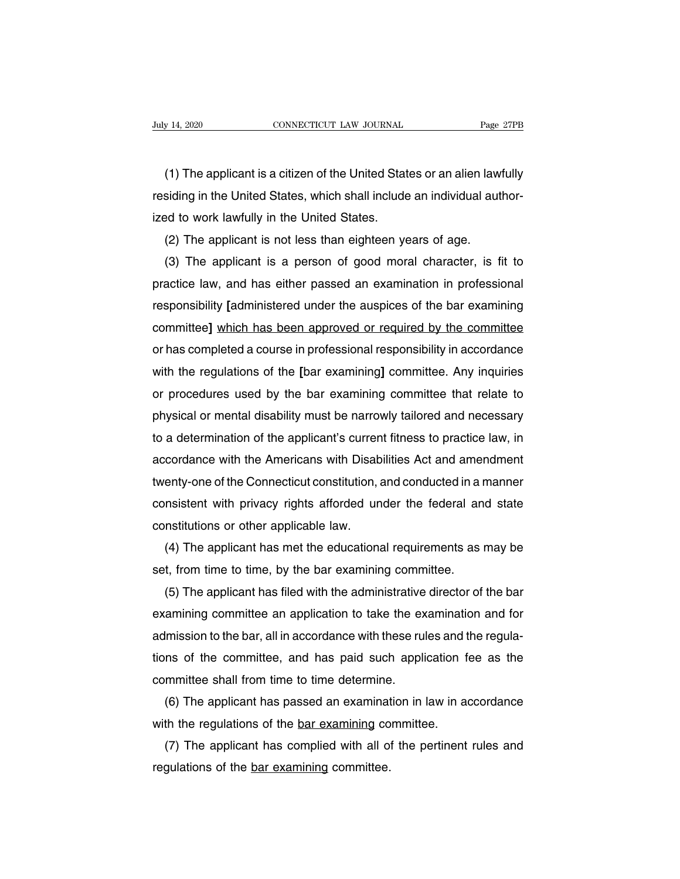(1) The applicant is a citizen of the United States or an alien lawfully residing in the United States, which shall include an individual authorized to work lawfully in the United States.

(2) The applicant is not less than eighteen years of age.

(3) The applicant is a person of good moral character, is fit to practice law, and has either passed an examination in professional responsibility **[**administered under the auspices of the bar examining committee**]** <u>which has been approved or required by the committee</u> or has completed a course in professional responsibility in accordance with the regulations of the **[**bar examining**]** committee. Any inquiries or procedures used by the bar examining committee that relate to physical or mental disability must be narrowly tailored and necessary to a determination of the applicant's current fitness to practice law, in accordance with the Americans with Disabilities Act and amendment twenty-one of the Connecticut constitution, and conducted in a manner consistent with privacy rights afforded under the federal and state constitutions or other applicable law.

(4) The applicant has met the educational requirements as may be set, from time to time, by the bar examining committee.

(5) The applicant has filed with the administrative director of the bar examining committee an application to take the examination and for admission to the bar, all in accordance with these rules and the regulations of the committee, and has paid such application fee as the committee shall from time to time determine.

(6) The applicant has passed an examination in law in accordance with the regulations of the <u>bar examining</u> committee.

(7) The applicant has complied with all of the pertinent rules and regulations of the <u>bar examining</u> committee.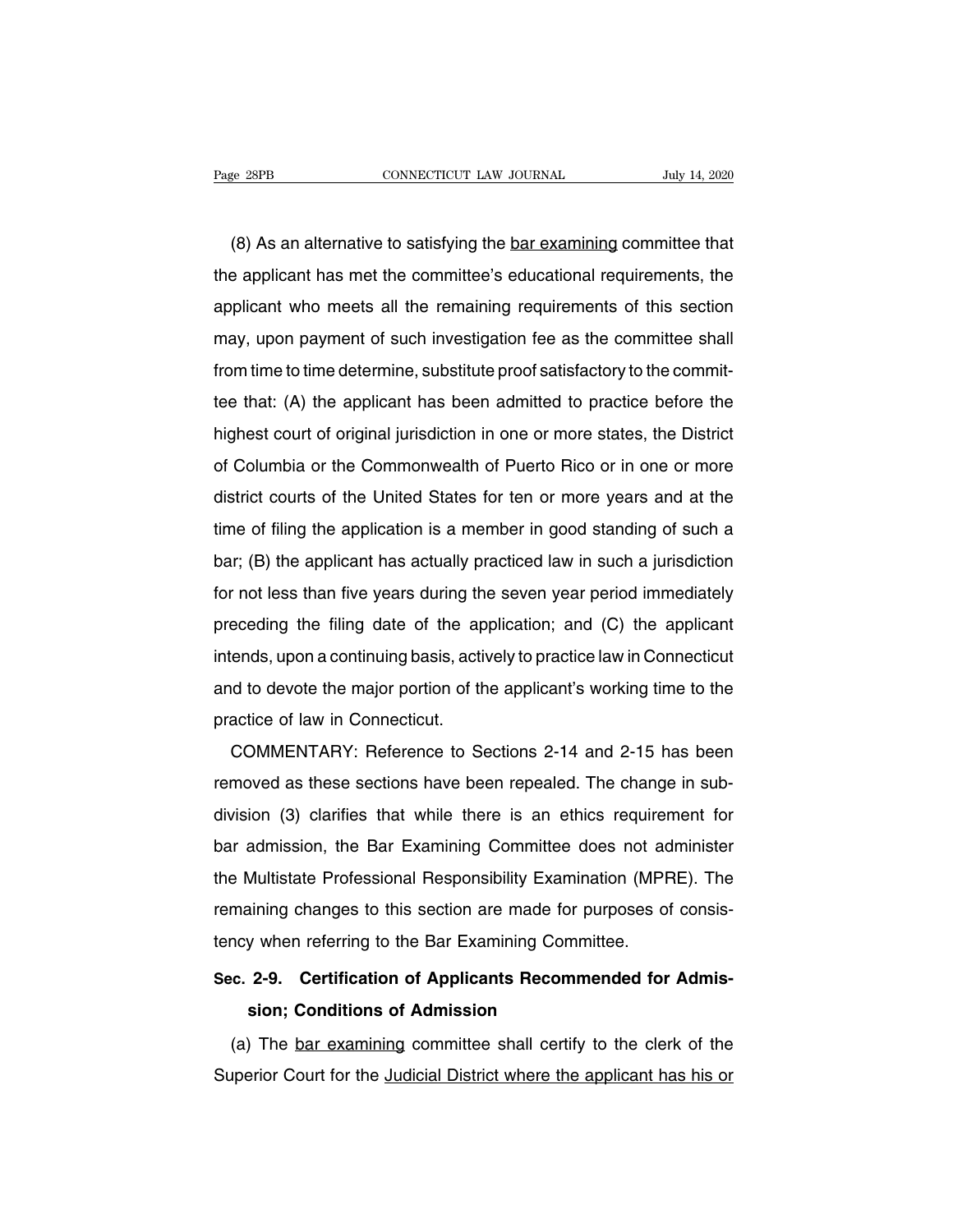(8) As an alternative to satisfying the bar examining committee that the applicant has met the committee's educational requirements, the applicant who meets all the remaining requirements of this section may, upon payment of such investigation fee as the committee shall from time to time determine, substitute proof satisfactory to the committee that: (A) the applicant has been admitted to practice before the highest court of original jurisdiction in one or more states, the District of Columbia or the Commonwealth of Puerto Rico or in one or more district courts of the United States for ten or more years and at the time of filing the application is a member in good standing of such a bar; (B) the applicant has actually practiced law in such a jurisdiction for not less than five years during the seven year period immediately preceding the filing date of the application; and (C) the applicant intends, upon a continuing basis, actively to practice law in Connecticut and to devote the major portion of the applicant's working time to the practice of law in Connecticut.

COMMENTARY: Reference to Sections 2-14 and 2-15 has been removed as these sections have been repealed. The change in subdivision (3) clarifies that while there is an ethics requirement for bar admission, the Bar Examining Committee does not administer the Multistate Professional Responsibility Examination (MPRE). The remaining changes to this section are made for purposes of consistency when referring to the Bar Examining Committee.

## Sec. 2-9. Certification of Applicants Recommended for Admission; Conditions of Admission

(a) The bar examining committee shall certify to the clerk of the Superior Court for the Judicial District where the applicant has his or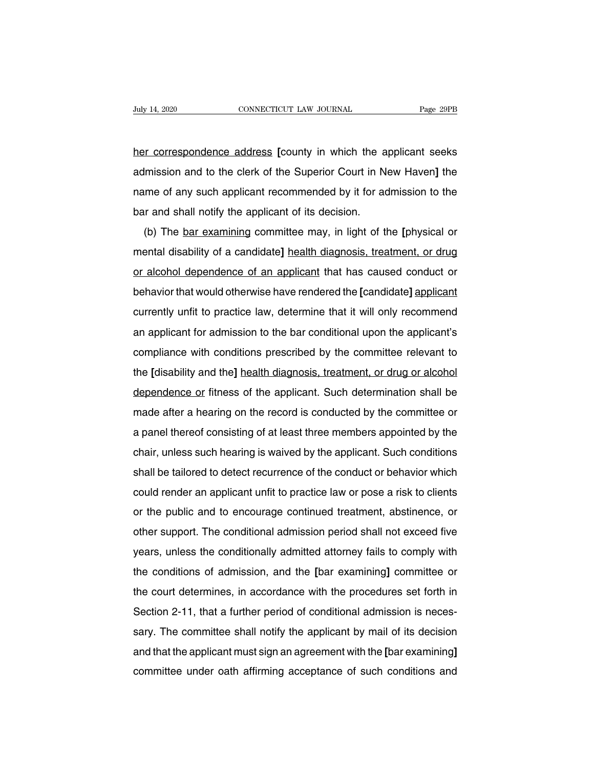her correspondence address [county in which the applicant seeks admission and to the clerk of the Superior Court in New Haven] the name of any such applicant recommended by it for admission to the bar and shall notify the applicant of its decision.

(b) The bar examining committee may, in light of the [physical or mental disability of a candidate] health diagnosis, treatment, or drug or alcohol dependence of an applicant that has caused conduct or behavior that would otherwise have rendered the [candidate] applicant currently unfit to practice law, determine that it will only recommend an applicant for admission to the bar conditional upon the applicant's compliance with conditions prescribed by the committee relevant to the [disability and the] health diagnosis, treatment, or drug or alcohol dependence or fitness of the applicant. Such determination shall be made after a hearing on the record is conducted by the committee or a panel thereof consisting of at least three members appointed by the chair, unless such hearing is waived by the applicant. Such conditions shall be tailored to detect recurrence of the conduct or behavior which could render an applicant unfit to practice law or pose a risk to clients or the public and to encourage continued treatment, abstinence, or other support. The conditional admission period shall not exceed five years, unless the conditionally admitted attorney fails to comply with the conditions of admission, and the [bar examining] committee or the court determines, in accordance with the procedures set forth in Section 2-11, that a further period of conditional admission is necessary. The committee shall notify the applicant by mail of its decision and that the applicant must sign an agreement with the [bar examining] committee under oath affirming acceptance of such conditions and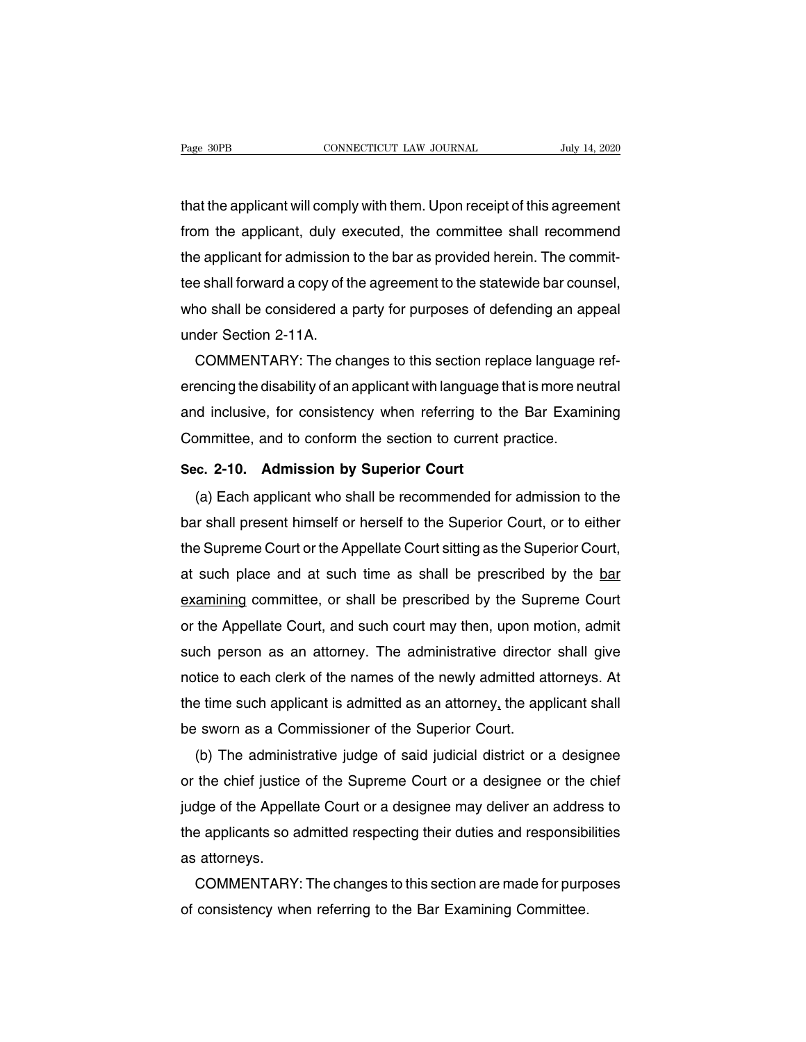that the applicant will comply with them. Upon receipt of this agreement from the applicant, duly executed, the committee shall recommend the applicant for admission to the bar as provided herein. The committee shall forward a copy of the agreement to the statewide bar counsel, who shall be considered a party for purposes of defending an appeal under Section 2-11A.

COMMENTARY: The changes to this section replace language referencing the disability of an applicant with language that is more neutral and inclusive, for consistency when referring to the Bar Examining Committee, and to conform the section to current practice.

**Sec. 2-10. Admission by Superior Court**

(a) Each applicant who shall be recommended for admission to the bar shall present himself or herself to the Superior Court, or to either the Supreme Court or the Appellate Court sitting as the Superior Court, at such place and at such time as shall be prescribed by the bar examining committee, or shall be prescribed by the Supreme Court or the Appellate Court, and such court may then, upon motion, admit such person as an attorney. The administrative director shall give notice to each clerk of the names of the newly admitted attorneys. At the time such applicant is admitted as an attorney, the applicant shall be sworn as a Commissioner of the Superior Court.

(b) The administrative judge of said judicial district or a designee or the chief justice of the Supreme Court or a designee or the chief judge of the Appellate Court or a designee may deliver an address to the applicants so admitted respecting their duties and responsibilities as attorneys.

COMMENTARY: The changes to this section are made for purposes of consistency when referring to the Bar Examining Committee.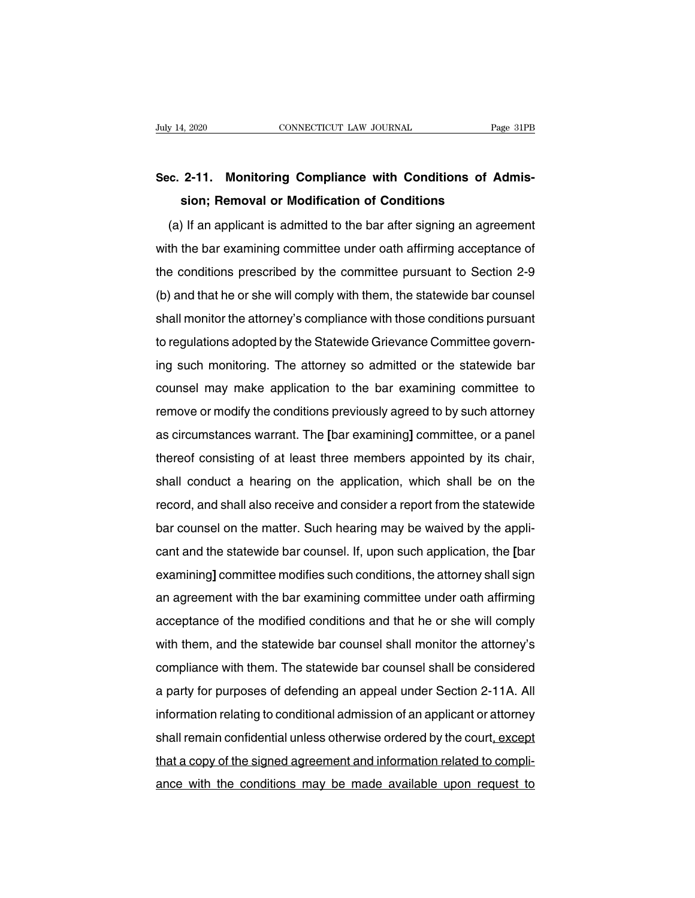**Sec. 2-11. Monitoring Compliance with Conditions of Admission; Removal or Modification of Conditions**

(a) If an applicant is admitted to the bar after signing an agreement with the bar examining committee under oath affirming acceptance of the conditions prescribed by the committee pursuant to Section 2-9 (b) and that he or she will comply with them, the statewide bar counsel shall monitor the attorney's compliance with those conditions pursuant to regulations adopted by the Statewide Grievance Committee governing such monitoring. The attorney so admitted or the statewide bar counsel may make application to the bar examining committee to remove or modify the conditions previously agreed to by such attorney as circumstances warrant. The **[**bar examining**]** committee, or a panel thereof consisting of at least three members appointed by its chair, shall conduct a hearing on the application, which shall be on the record, and shall also receive and consider a report from the statewide bar counsel on the matter. Such hearing may be waived by the applicant and the statewide bar counsel. If, upon such application, the **[**bar examining**]** committee modifies such conditions, the attorney shall sign an agreement with the bar examining committee under oath affirming acceptance of the modified conditions and that he or she will comply with them, and the statewide bar counsel shall monitor the attorney's compliance with them. The statewide bar counsel shall be considered a party for purposes of defending an appeal under Section 2-11A. All information relating to conditional admission of an applicant or attorney shall remain confidential unless otherwise ordered by the court<u>, except that a copy of the signed agreement and information related to compliance with the conditions may be made available upon request to</u>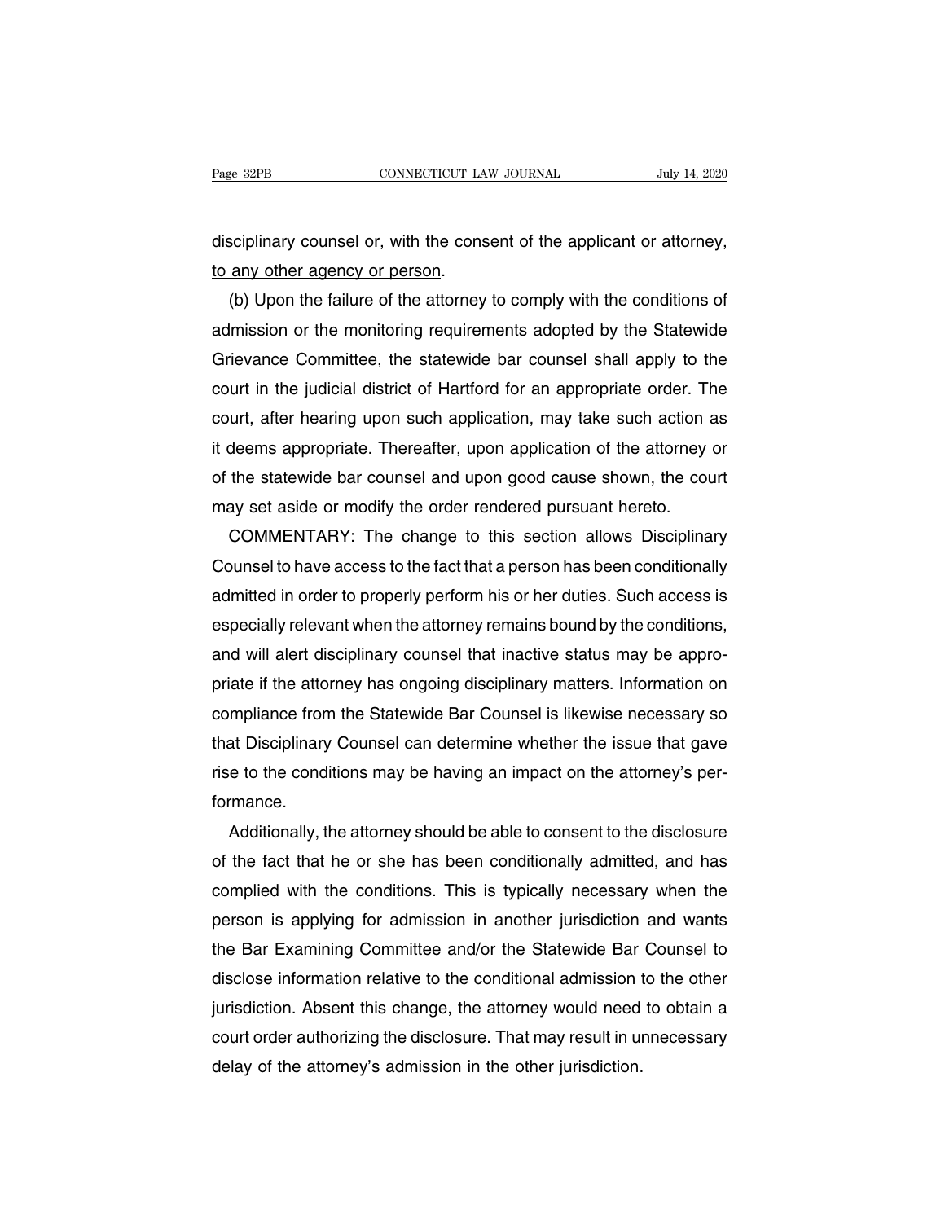disciplinary counsel or, with the consent of the applicant or attorney, to any other agency or person.

(b) Upon the failure of the attorney to comply with the conditions of admission or the monitoring requirements adopted by the Statewide Grievance Committee, the statewide bar counsel shall apply to the court in the judicial district of Hartford for an appropriate order. The court, after hearing upon such application, may take such action as it deems appropriate. Thereafter, upon application of the attorney or of the statewide bar counsel and upon good cause shown, the court may set aside or modify the order rendered pursuant hereto.

COMMENTARY: The change to this section allows Disciplinary Counsel to have access to the fact that a person has been conditionally admitted in order to properly perform his or her duties. Such access is especially relevant when the attorney remains bound by the conditions, and will alert disciplinary counsel that inactive status may be appropriate if the attorney has ongoing disciplinary matters. Information on compliance from the Statewide Bar Counsel is likewise necessary so that Disciplinary Counsel can determine whether the issue that gave rise to the conditions may be having an impact on the attorney's performance.

Additionally, the attorney should be able to consent to the disclosure of the fact that he or she has been conditionally admitted, and has complied with the conditions. This is typically necessary when the person is applying for admission in another jurisdiction and wants the Bar Examining Committee and/or the Statewide Bar Counsel to disclose information relative to the conditional admission to the other jurisdiction. Absent this change, the attorney would need to obtain a court order authorizing the disclosure. That may result in unnecessary delay of the attorney's admission in the other jurisdiction.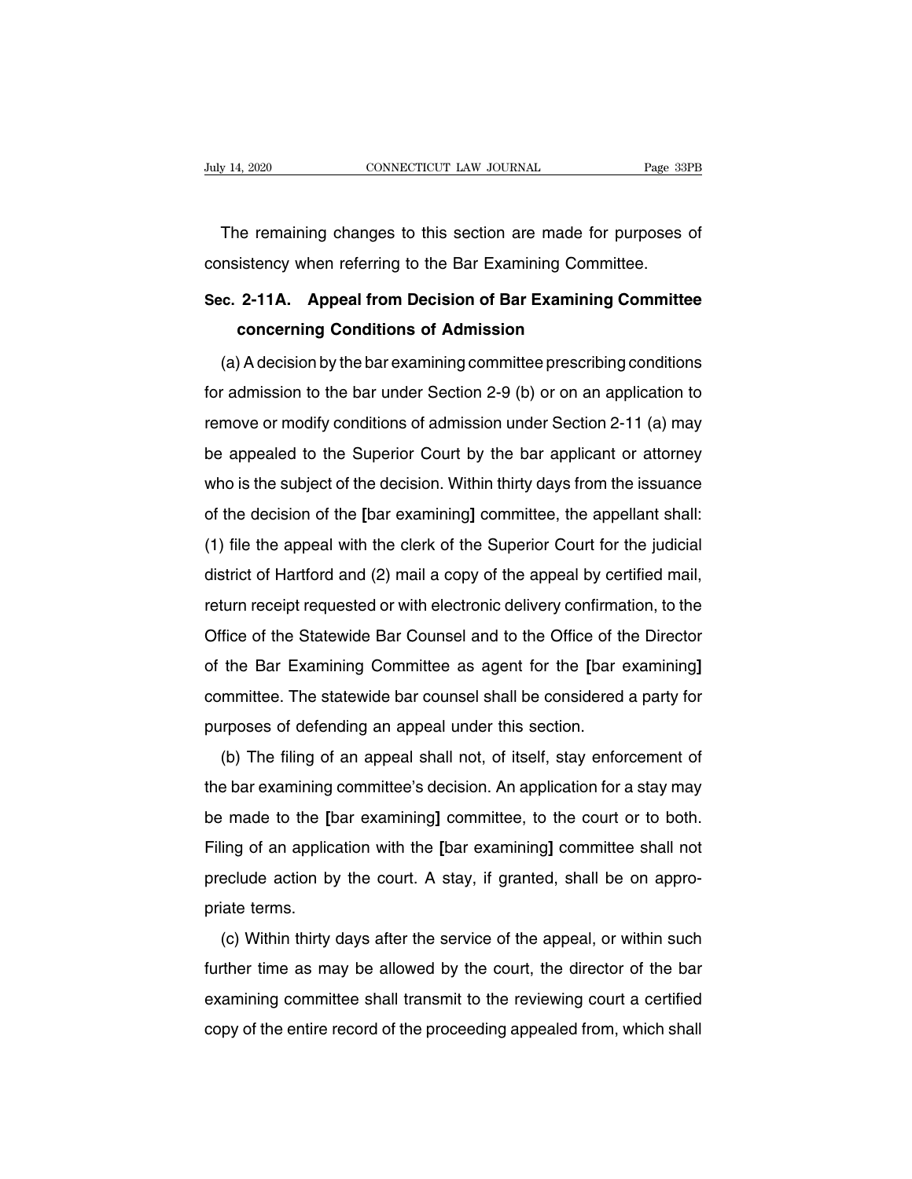The remaining changes to this section are made for purposes of consistency when referring to the Bar Examining Committee.

### Sec. 2-11A. Appeal from Decision of Bar Examining Committee concerning Conditions of Admission

(a) A decision by the bar examining committee prescribing conditions for admission to the bar under Section 2-9 (b) or on an application to remove or modify conditions of admission under Section 2-11 (a) may be appealed to the Superior Court by the bar applicant or attorney who is the subject of the decision. Within thirty days from the issuance of the decision of the **[**bar examining**]** committee, the appellant shall: (1) file the appeal with the clerk of the Superior Court for the judicial district of Hartford and (2) mail a copy of the appeal by certified mail, return receipt requested or with electronic delivery confirmation, to the Office of the Statewide Bar Counsel and to the Office of the Director of the Bar Examining Committee as agent for the **[**bar examining**]** committee. The statewide bar counsel shall be considered a party for purposes of defending an appeal under this section.

(b) The filing of an appeal shall not, of itself, stay enforcement of the bar examining committee's decision. An application for a stay may be made to the **[**bar examining**]** committee, to the court or to both. Filing of an application with the **[**bar examining**]** committee shall not preclude action by the court. A stay, if granted, shall be on appropriate terms.

(c) Within thirty days after the service of the appeal, or within such further time as may be allowed by the court, the director of the bar examining committee shall transmit to the reviewing court a certified copy of the entire record of the proceeding appealed from, which shall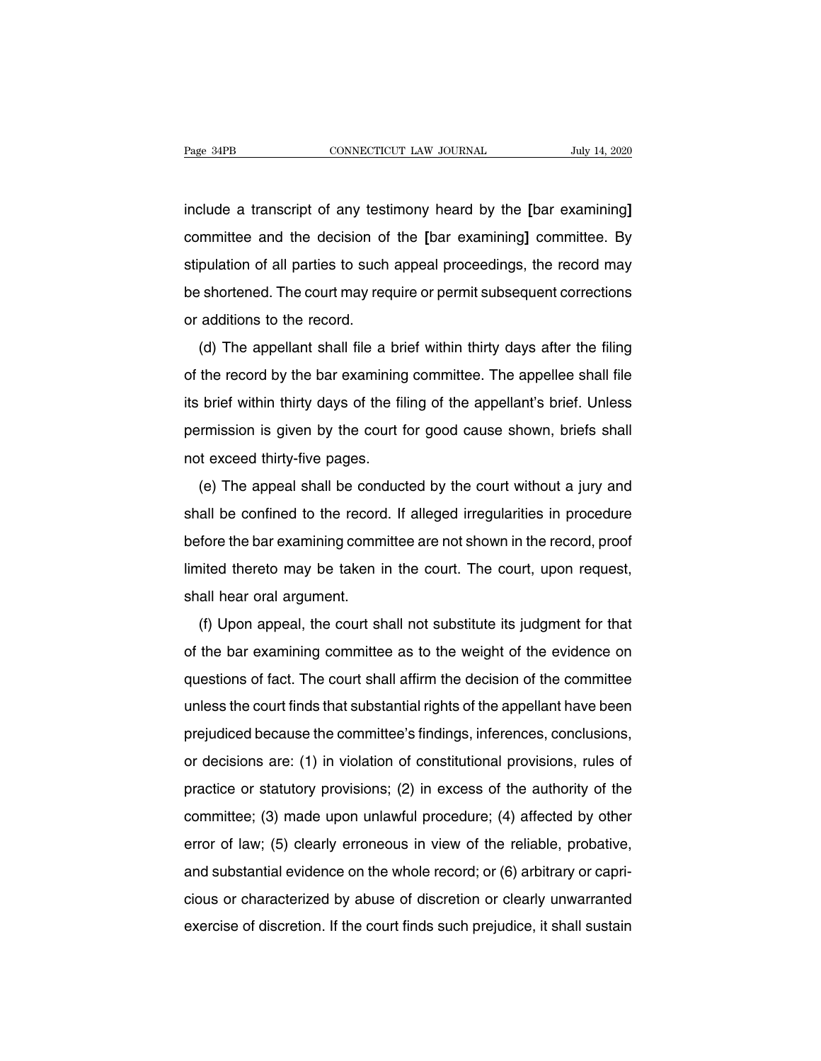include a transcript of any testimony heard by the [bar examining] committee and the decision of the [bar examining] committee. By stipulation of all parties to such appeal proceedings, the record may be shortened. The court may require or permit subsequent corrections or additions to the record.

(d) The appellant shall file a brief within thirty days after the filing of the record by the bar examining committee. The appellee shall file its brief within thirty days of the filing of the appellant's brief. Unless permission is given by the court for good cause shown, briefs shall not exceed thirty-five pages.

(e) The appeal shall be conducted by the court without a jury and shall be confined to the record. If alleged irregularities in procedure before the bar examining committee are not shown in the record, proof limited thereto may be taken in the court. The court, upon request, shall hear oral argument.

(f) Upon appeal, the court shall not substitute its judgment for that of the bar examining committee as to the weight of the evidence on questions of fact. The court shall affirm the decision of the committee unless the court finds that substantial rights of the appellant have been prejudiced because the committee's findings, inferences, conclusions, or decisions are: (1) in violation of constitutional provisions, rules of practice or statutory provisions; (2) in excess of the authority of the committee; (3) made upon unlawful procedure; (4) affected by other error of law; (5) clearly erroneous in view of the reliable, probative, and substantial evidence on the whole record; or (6) arbitrary or capricious or characterized by abuse of discretion or clearly unwarranted exercise of discretion. If the court finds such prejudice, it shall sustain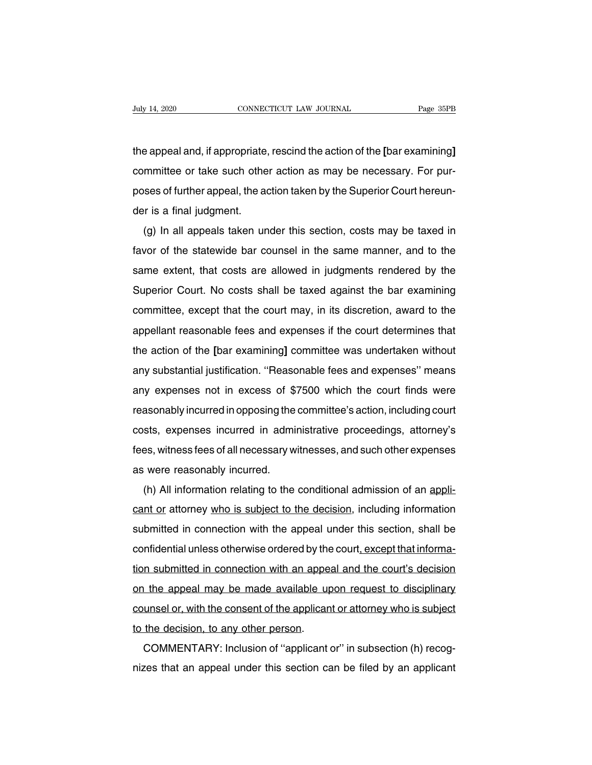the appeal and, if appropriate, rescind the action of the [bar examining] committee or take such other action as may be necessary. For purposes of further appeal, the action taken by the Superior Court hereunder is a final judgment.

(g) In all appeals taken under this section, costs may be taxed in favor of the statewide bar counsel in the same manner, and to the same extent, that costs are allowed in judgments rendered by the Superior Court. No costs shall be taxed against the bar examining committee, except that the court may, in its discretion, award to the appellant reasonable fees and expenses if the court determines that the action of the [bar examining] committee was undertaken without any substantial justification. ''Reasonable fees and expenses'' means any expenses not in excess of $7500 which the court finds were reasonably incurred in opposing the committee's action, including court costs, expenses incurred in administrative proceedings, attorney's fees, witness fees of all necessary witnesses, and such other expenses as were reasonably incurred.

(h) All information relating to the conditional admission of an <u>applicant or</u> attorney <u>who is subject to the decision</u>, including information submitted in connection with the appeal under this section, shall be confidential unless otherwise ordered by the court<u>, except that information submitted in connection with an appeal and the court's decision on the appeal may be made available upon request to disciplinary counsel or, with the consent of the applicant or attorney who is subject to the decision, to any other person</u>.

COMMENTARY: Inclusion of ''applicant or'' in subsection (h) recognizes that an appeal under this section can be filed by an applicant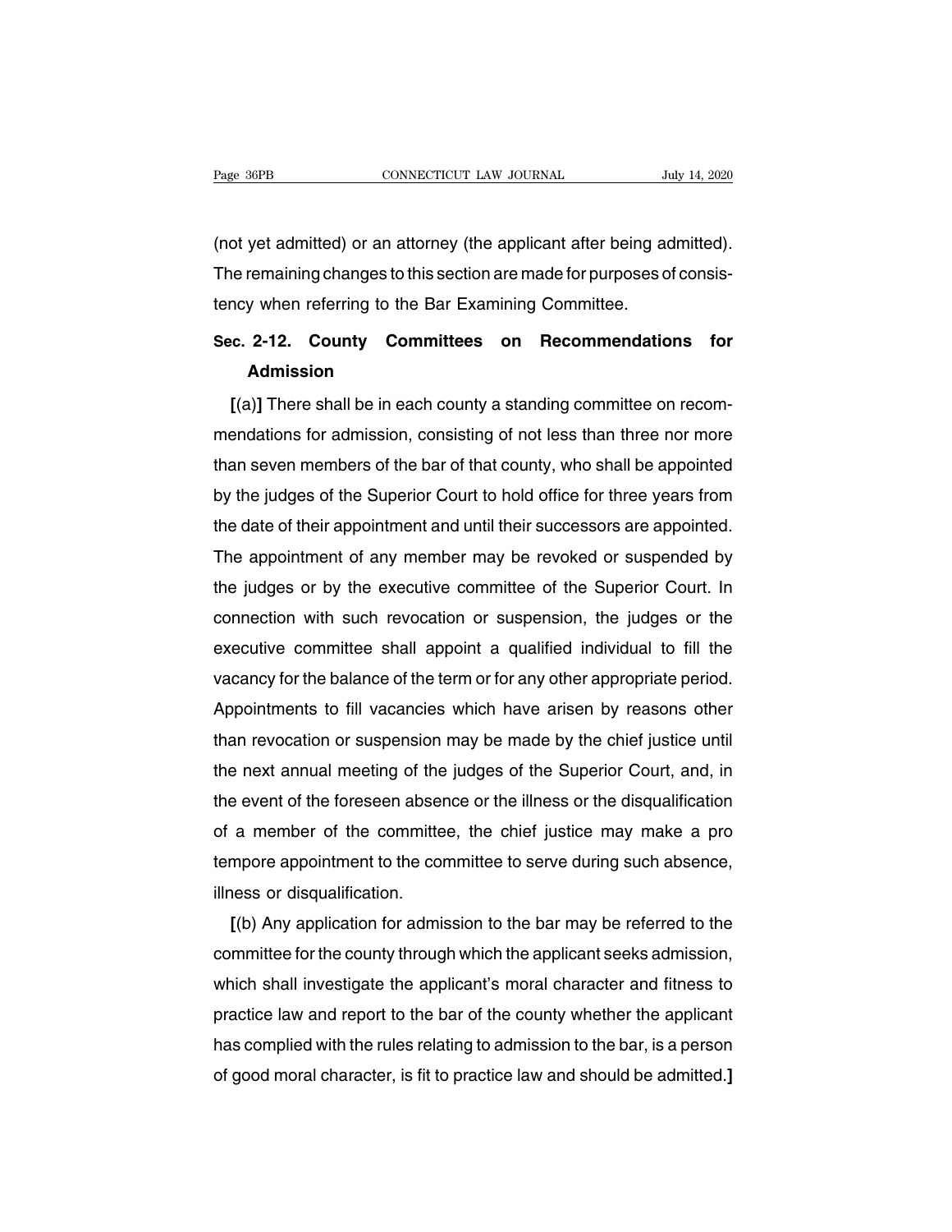(not yet admitted) or an attorney (the applicant after being admitted). The remaining changes to this section are made for purposes of consistency when referring to the Bar Examining Committee.

## Sec. 2-12. County Committees on Recommendations for Admission

**[**(a)**]** There shall be in each county a standing committee on recommendations for admission, consisting of not less than three nor more than seven members of the bar of that county, who shall be appointed by the judges of the Superior Court to hold office for three years from the date of their appointment and until their successors are appointed. The appointment of any member may be revoked or suspended by the judges or by the executive committee of the Superior Court. In connection with such revocation or suspension, the judges or the executive committee shall appoint a qualified individual to fill the vacancy for the balance of the term or for any other appropriate period. Appointments to fill vacancies which have arisen by reasons other than revocation or suspension may be made by the chief justice until the next annual meeting of the judges of the Superior Court, and, in the event of the foreseen absence or the illness or the disqualification of a member of the committee, the chief justice may make a pro tempore appointment to the committee to serve during such absence, illness or disqualification.

**[**(b) Any application for admission to the bar may be referred to the committee for the county through which the applicant seeks admission, which shall investigate the applicant's moral character and fitness to practice law and report to the bar of the county whether the applicant has complied with the rules relating to admission to the bar, is a person of good moral character, is fit to practice law and should be admitted.**]**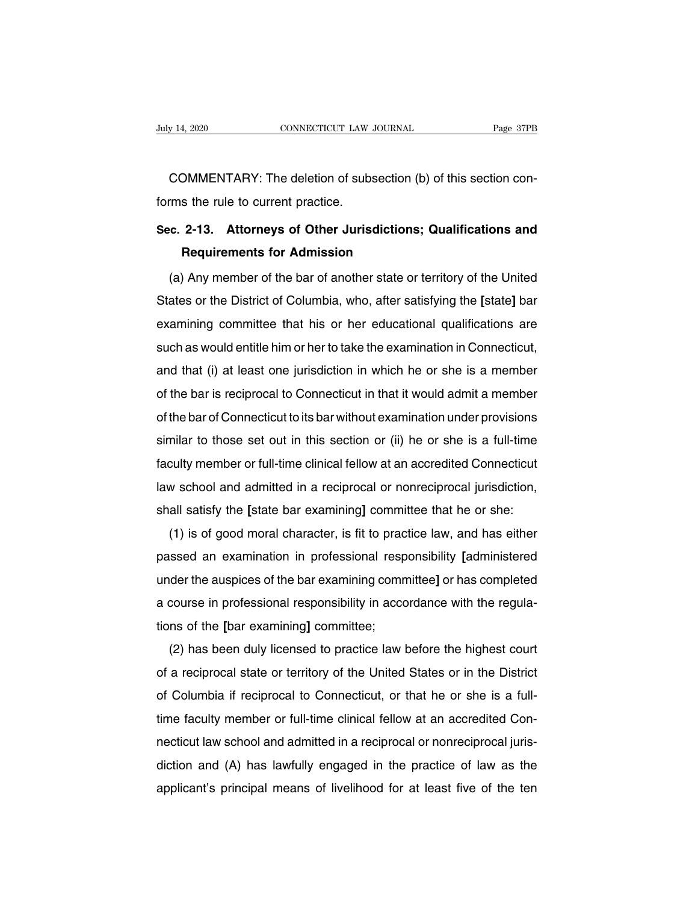COMMENTARY: The deletion of subsection (b) of this section conforms the rule to current practice.

### Sec. 2-13. Attorneys of Other Jurisdictions; Qualifications and Requirements for Admission

(a) Any member of the bar of another state or territory of the United States or the District of Columbia, who, after satisfying the **[**state**]** bar examining committee that his or her educational qualifications are such as would entitle him or her to take the examination in Connecticut, and that (i) at least one jurisdiction in which he or she is a member of the bar is reciprocal to Connecticut in that it would admit a member of the bar of Connecticut to its bar without examination under provisions similar to those set out in this section or (ii) he or she is a full-time faculty member or full-time clinical fellow at an accredited Connecticut law school and admitted in a reciprocal or nonreciprocal jurisdiction, shall satisfy the **[**state bar examining**]** committee that he or she:

(1) is of good moral character, is fit to practice law, and has either passed an examination in professional responsibility **[**administered under the auspices of the bar examining committee**]** or has completed a course in professional responsibility in accordance with the regulations of the **[**bar examining**]** committee;

(2) has been duly licensed to practice law before the highest court of a reciprocal state or territory of the United States or in the District of Columbia if reciprocal to Connecticut, or that he or she is a full-time faculty member or full-time clinical fellow at an accredited Connecticut law school and admitted in a reciprocal or nonreciprocal jurisdiction and (A) has lawfully engaged in the practice of law as the applicant's principal means of livelihood for at least five of the ten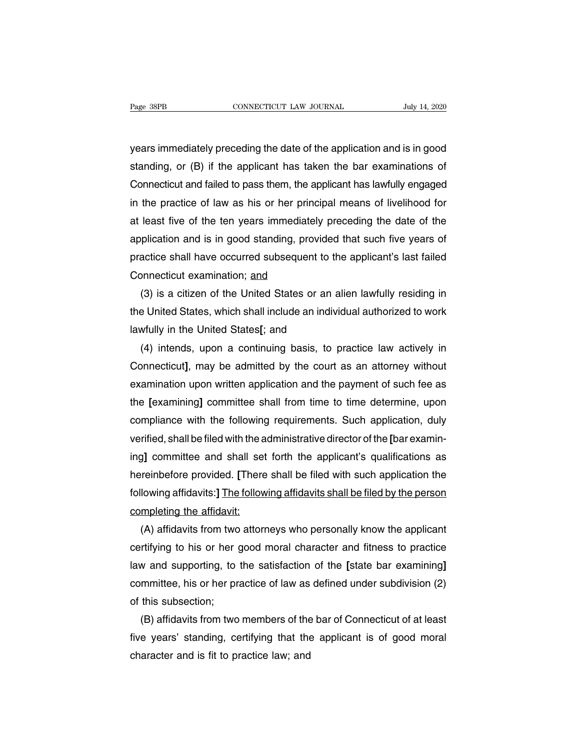years immediately preceding the date of the application and is in good standing, or (B) if the applicant has taken the bar examinations of Connecticut and failed to pass them, the applicant has lawfully engaged in the practice of law as his or her principal means of livelihood for at least five of the ten years immediately preceding the date of the application and is in good standing, provided that such five years of practice shall have occurred subsequent to the applicant's last failed Connecticut examination; <u>and</u>

(3) is a citizen of the United States or an alien lawfully residing in the United States, which shall include an individual authorized to work lawfully in the United States**[**; and

(4) intends, upon a continuing basis, to practice law actively in Connecticut**]**, may be admitted by the court as an attorney without examination upon written application and the payment of such fee as the **[**examining**]** committee shall from time to time determine, upon compliance with the following requirements. Such application, duly verified, shall be filed with the administrative director of the **[**bar examining**]** committee and shall set forth the applicant's qualifications as hereinbefore provided. **[**There shall be filed with such application the following affidavits:**]** <u>The following affidavits shall be filed by the person completing the affidavit:</u>

(A) affidavits from two attorneys who personally know the applicant certifying to his or her good moral character and fitness to practice law and supporting, to the satisfaction of the **[**state bar examining**]** committee, his or her practice of law as defined under subdivision (2) of this subsection;

(B) affidavits from two members of the bar of Connecticut of at least five years' standing, certifying that the applicant is of good moral character and is fit to practice law; and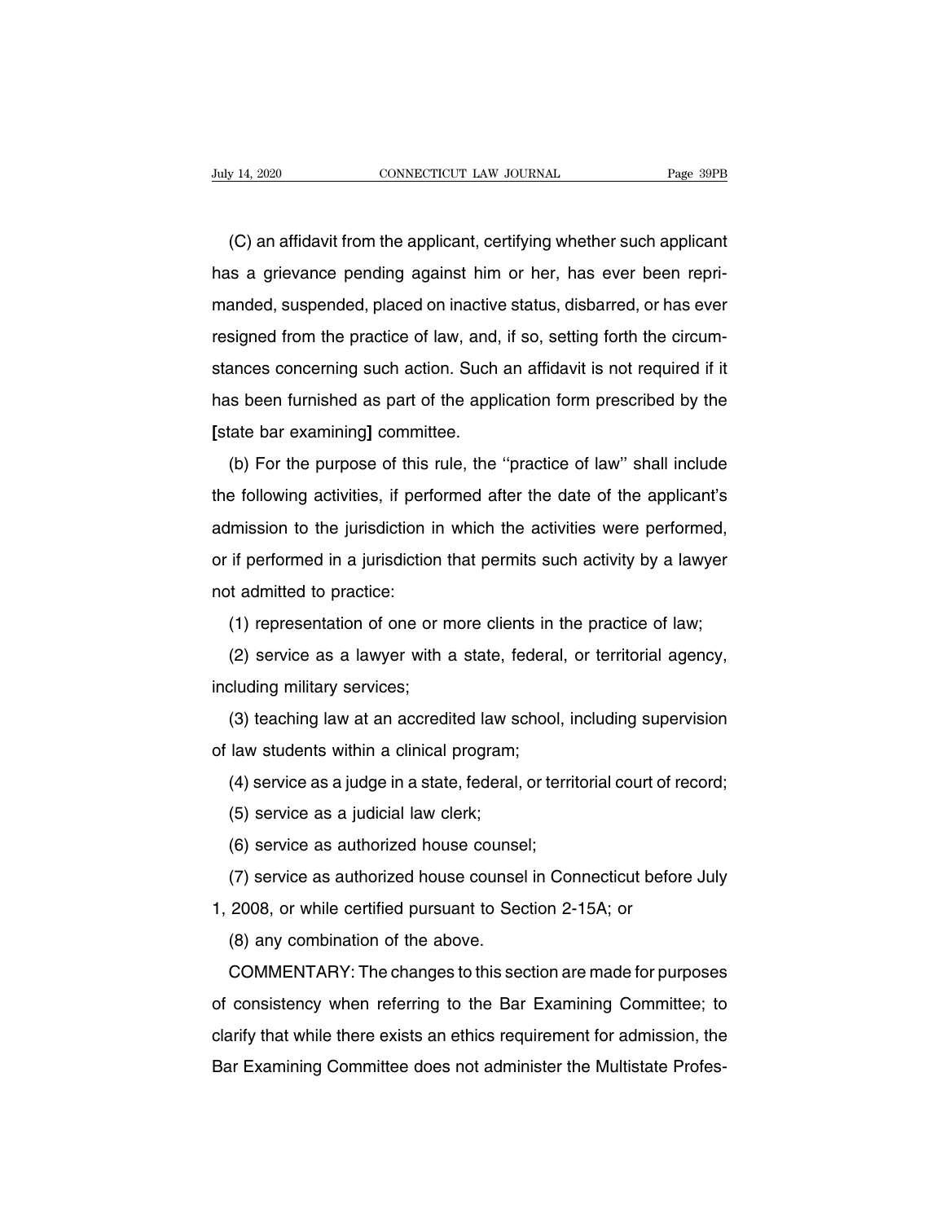(C) an affidavit from the applicant, certifying whether such applicant has a grievance pending against him or her, has ever been reprimanded, suspended, placed on inactive status, disbarred, or has ever resigned from the practice of law, and, if so, setting forth the circumstances concerning such action. Such an affidavit is not required if it has been furnished as part of the application form prescribed by the **[**state bar examining**]** committee.

(b) For the purpose of this rule, the ''practice of law'' shall include the following activities, if performed after the date of the applicant's admission to the jurisdiction in which the activities were performed, or if performed in a jurisdiction that permits such activity by a lawyer not admitted to practice:

(1) representation of one or more clients in the practice of law;

(2) service as a lawyer with a state, federal, or territorial agency, including military services;

(3) teaching law at an accredited law school, including supervision of law students within a clinical program;

(4) service as a judge in a state, federal, or territorial court of record;

(5) service as a judicial law clerk;

(6) service as authorized house counsel;

(7) service as authorized house counsel in Connecticut before July 1, 2008, or while certified pursuant to Section 2-15A; or

(8) any combination of the above.

COMMENTARY: The changes to this section are made for purposes of consistency when referring to the Bar Examining Committee; to clarify that while there exists an ethics requirement for admission, the Bar Examining Committee does not administer the Multistate Profes-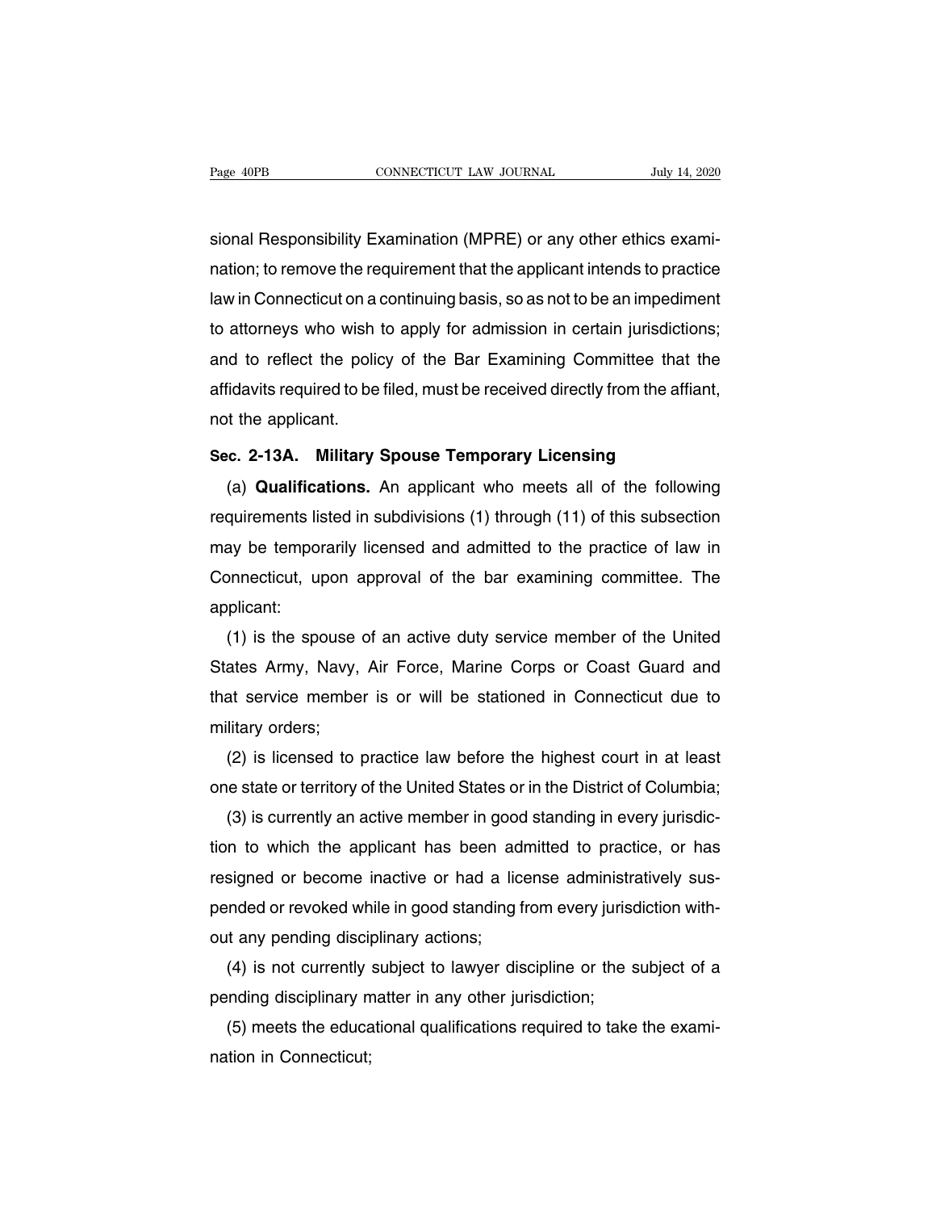sional Responsibility Examination (MPRE) or any other ethics examination; to remove the requirement that the applicant intends to practice law in Connecticut on a continuing basis, so as not to be an impediment to attorneys who wish to apply for admission in certain jurisdictions; and to reflect the policy of the Bar Examining Committee that the affidavits required to be filed, must be received directly from the affiant, not the applicant.

**Sec. 2-13A. Military Spouse Temporary Licensing**

(a) **Qualifications.** An applicant who meets all of the following requirements listed in subdivisions (1) through (11) of this subsection may be temporarily licensed and admitted to the practice of law in Connecticut, upon approval of the bar examining committee. The applicant:

(1) is the spouse of an active duty service member of the United States Army, Navy, Air Force, Marine Corps or Coast Guard and that service member is or will be stationed in Connecticut due to military orders;

(2) is licensed to practice law before the highest court in at least one state or territory of the United States or in the District of Columbia;

(3) is currently an active member in good standing in every jurisdiction to which the applicant has been admitted to practice, or has resigned or become inactive or had a license administratively suspended or revoked while in good standing from every jurisdiction without any pending disciplinary actions;

(4) is not currently subject to lawyer discipline or the subject of a pending disciplinary matter in any other jurisdiction;

(5) meets the educational qualifications required to take the examination in Connecticut;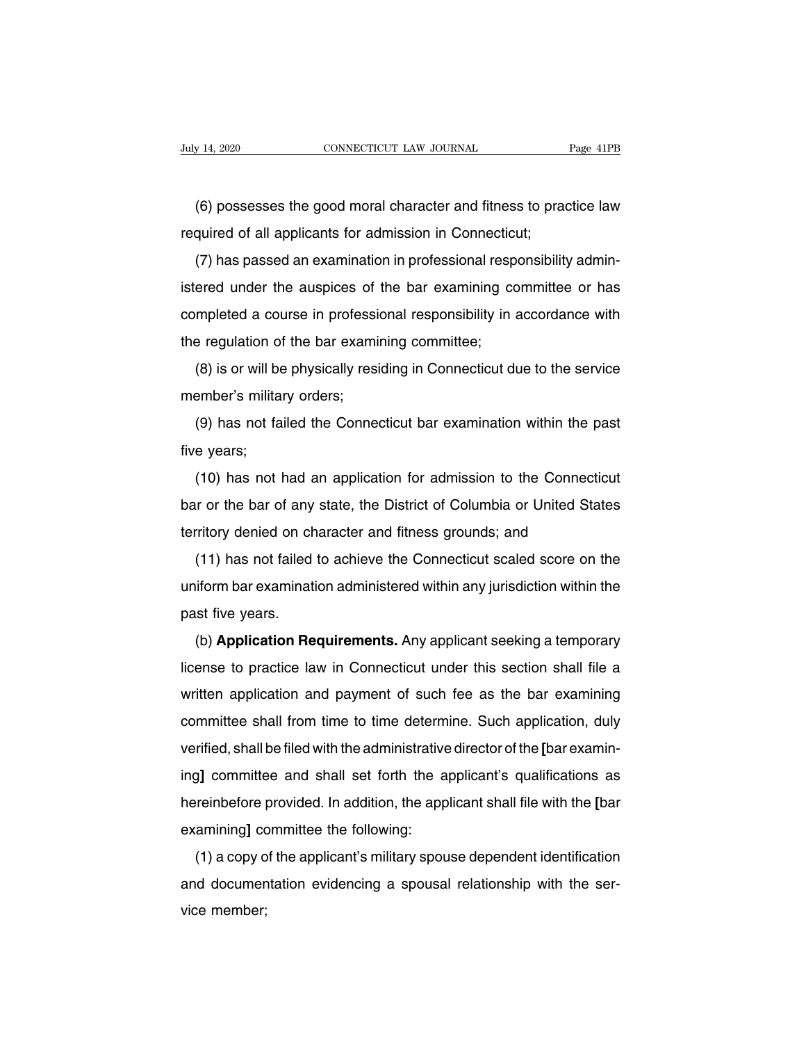(6) possesses the good moral character and fitness to practice law required of all applicants for admission in Connecticut;

(7) has passed an examination in professional responsibility administered under the auspices of the bar examining committee or has completed a course in professional responsibility in accordance with the regulation of the bar examining committee;

(8) is or will be physically residing in Connecticut due to the service member's military orders;

(9) has not failed the Connecticut bar examination within the past five years;

(10) has not had an application for admission to the Connecticut bar or the bar of any state, the District of Columbia or United States territory denied on character and fitness grounds; and

(11) has not failed to achieve the Connecticut scaled score on the uniform bar examination administered within any jurisdiction within the past five years.

(b) **Application Requirements.** Any applicant seeking a temporary license to practice law in Connecticut under this section shall file a written application and payment of such fee as the bar examining committee shall from time to time determine. Such application, duly verified, shall be filed with the administrative director of the [bar examining] committee and shall set forth the applicant's qualifications as hereinbefore provided. In addition, the applicant shall file with the [bar examining] committee the following:

(1) a copy of the applicant's military spouse dependent identification and documentation evidencing a spousal relationship with the service member;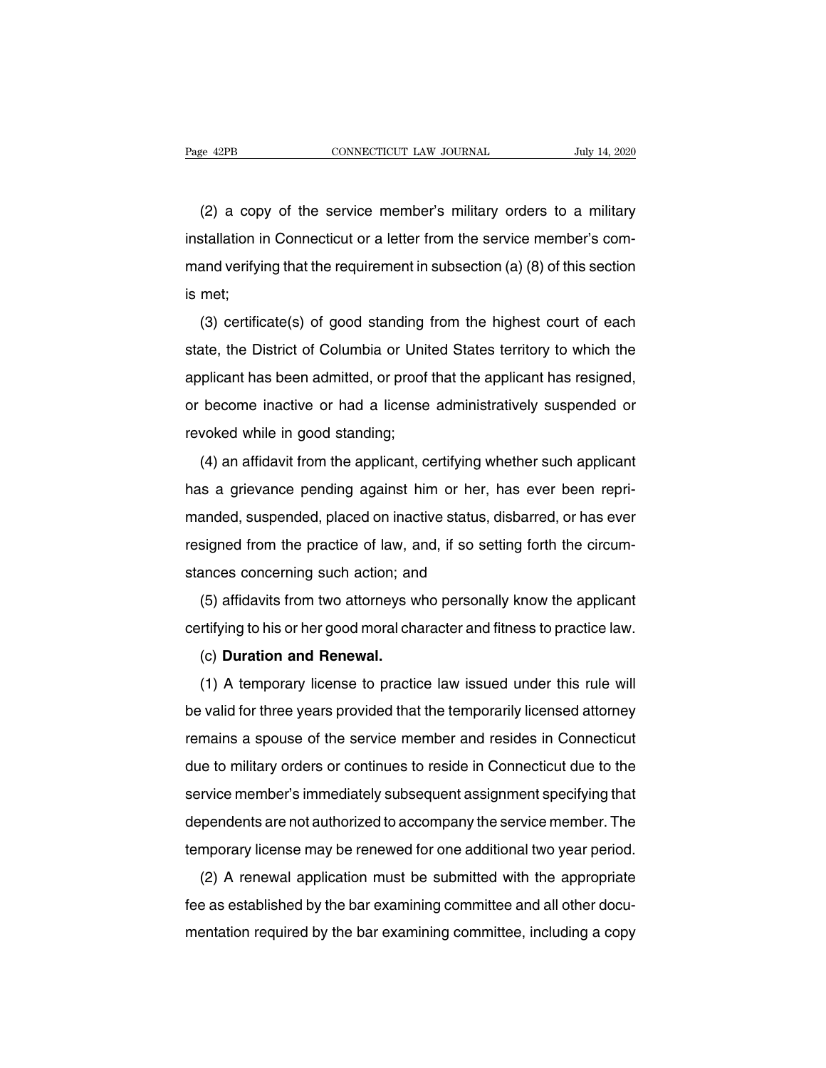(2) a copy of the service member's military orders to a military installation in Connecticut or a letter from the service member's command verifying that the requirement in subsection (a) (8) of this section is met;

(3) certificate(s) of good standing from the highest court of each state, the District of Columbia or United States territory to which the applicant has been admitted, or proof that the applicant has resigned, or become inactive or had a license administratively suspended or revoked while in good standing;

(4) an affidavit from the applicant, certifying whether such applicant has a grievance pending against him or her, has ever been reprimanded, suspended, placed on inactive status, disbarred, or has ever resigned from the practice of law, and, if so setting forth the circumstances concerning such action; and

(5) affidavits from two attorneys who personally know the applicant certifying to his or her good moral character and fitness to practice law.

(c) **Duration and Renewal.**

(1) A temporary license to practice law issued under this rule will be valid for three years provided that the temporarily licensed attorney remains a spouse of the service member and resides in Connecticut due to military orders or continues to reside in Connecticut due to the service member's immediately subsequent assignment specifying that dependents are not authorized to accompany the service member. The temporary license may be renewed for one additional two year period.

(2) A renewal application must be submitted with the appropriate fee as established by the bar examining committee and all other documentation required by the bar examining committee, including a copy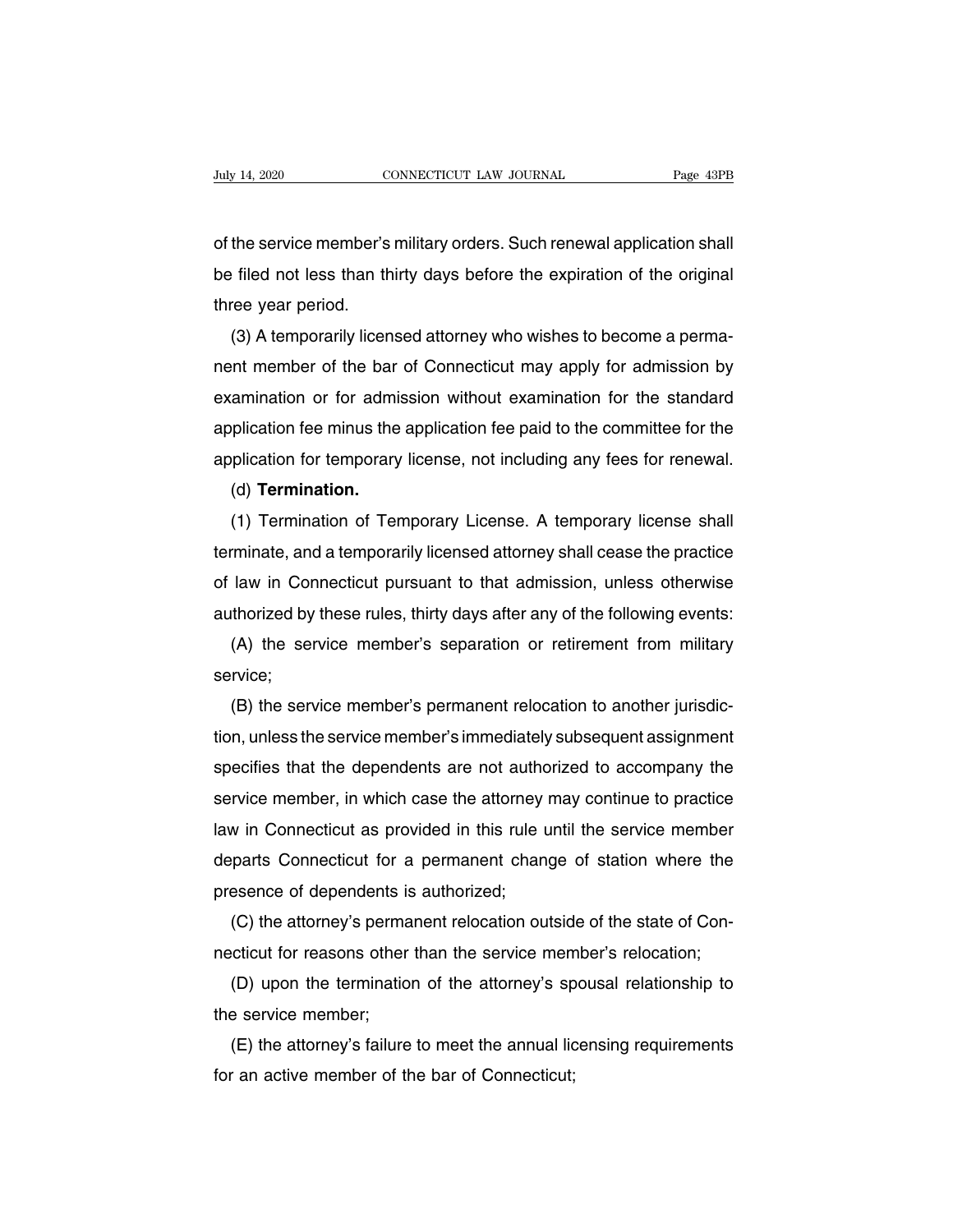of the service member's military orders. Such renewal application shall be filed not less than thirty days before the expiration of the original three year period.

(3) A temporarily licensed attorney who wishes to become a permanent member of the bar of Connecticut may apply for admission by examination or for admission without examination for the standard application fee minus the application fee paid to the committee for the application for temporary license, not including any fees for renewal.

(d) **Termination.**

(1) Termination of Temporary License. A temporary license shall terminate, and a temporarily licensed attorney shall cease the practice of law in Connecticut pursuant to that admission, unless otherwise authorized by these rules, thirty days after any of the following events:

(A) the service member's separation or retirement from military service;

(B) the service member's permanent relocation to another jurisdiction, unless the service member's immediately subsequent assignment specifies that the dependents are not authorized to accompany the service member, in which case the attorney may continue to practice law in Connecticut as provided in this rule until the service member departs Connecticut for a permanent change of station where the presence of dependents is authorized;

(C) the attorney's permanent relocation outside of the state of Connecticut for reasons other than the service member's relocation;

(D) upon the termination of the attorney's spousal relationship to the service member;

(E) the attorney's failure to meet the annual licensing requirements for an active member of the bar of Connecticut;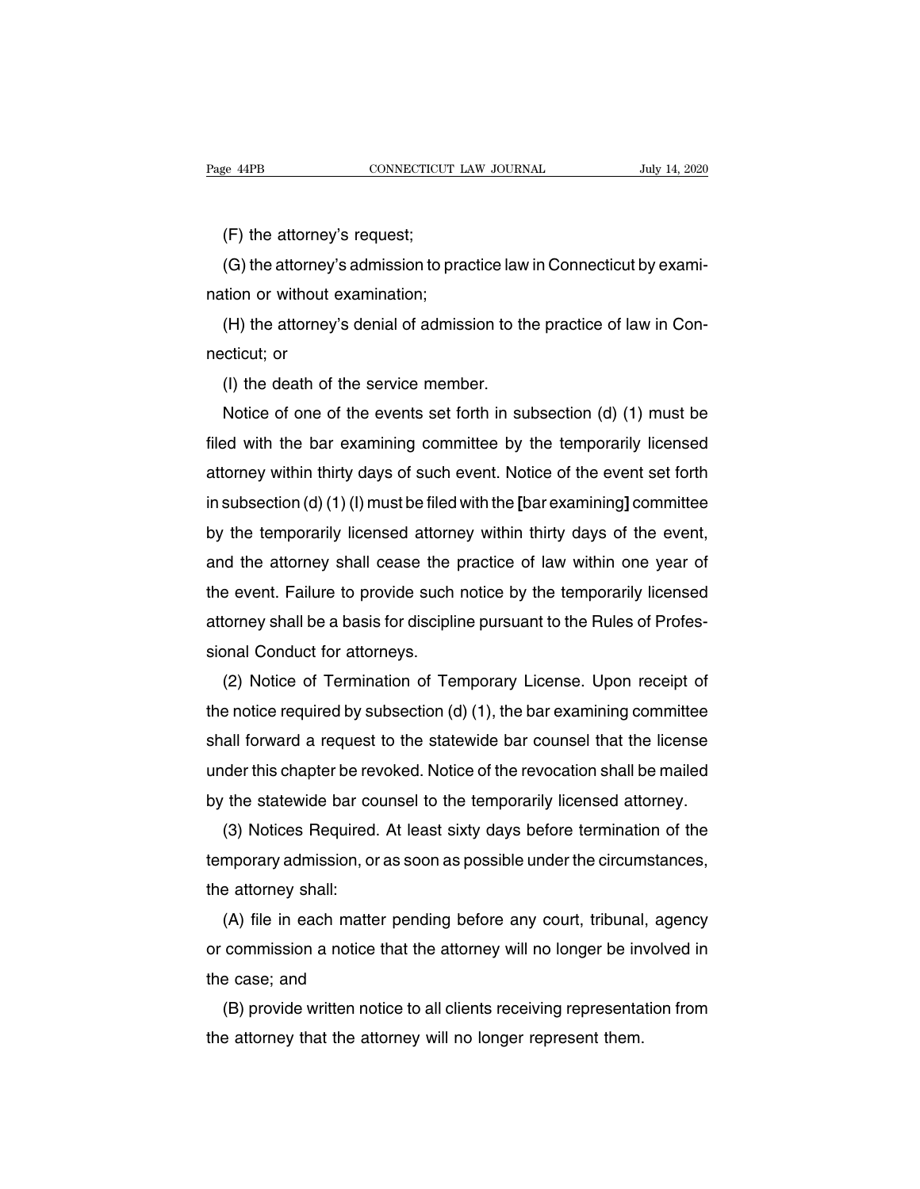(F) the attorney's request;

(G) the attorney's admission to practice law in Connecticut by examination or without examination;

(H) the attorney's denial of admission to the practice of law in Connecticut; or

(I) the death of the service member.

Notice of one of the events set forth in subsection (d) (1) must be filed with the bar examining committee by the temporarily licensed attorney within thirty days of such event. Notice of the event set forth in subsection (d) (1) (I) must be filed with the **[**bar examining**]** committee by the temporarily licensed attorney within thirty days of the event, and the attorney shall cease the practice of law within one year of the event. Failure to provide such notice by the temporarily licensed attorney shall be a basis for discipline pursuant to the Rules of Professional Conduct for attorneys.

(2) Notice of Termination of Temporary License. Upon receipt of the notice required by subsection (d) (1), the bar examining committee shall forward a request to the statewide bar counsel that the license under this chapter be revoked. Notice of the revocation shall be mailed by the statewide bar counsel to the temporarily licensed attorney.

(3) Notices Required. At least sixty days before termination of the temporary admission, or as soon as possible under the circumstances, the attorney shall:

(A) file in each matter pending before any court, tribunal, agency or commission a notice that the attorney will no longer be involved in the case; and

(B) provide written notice to all clients receiving representation from the attorney that the attorney will no longer represent them.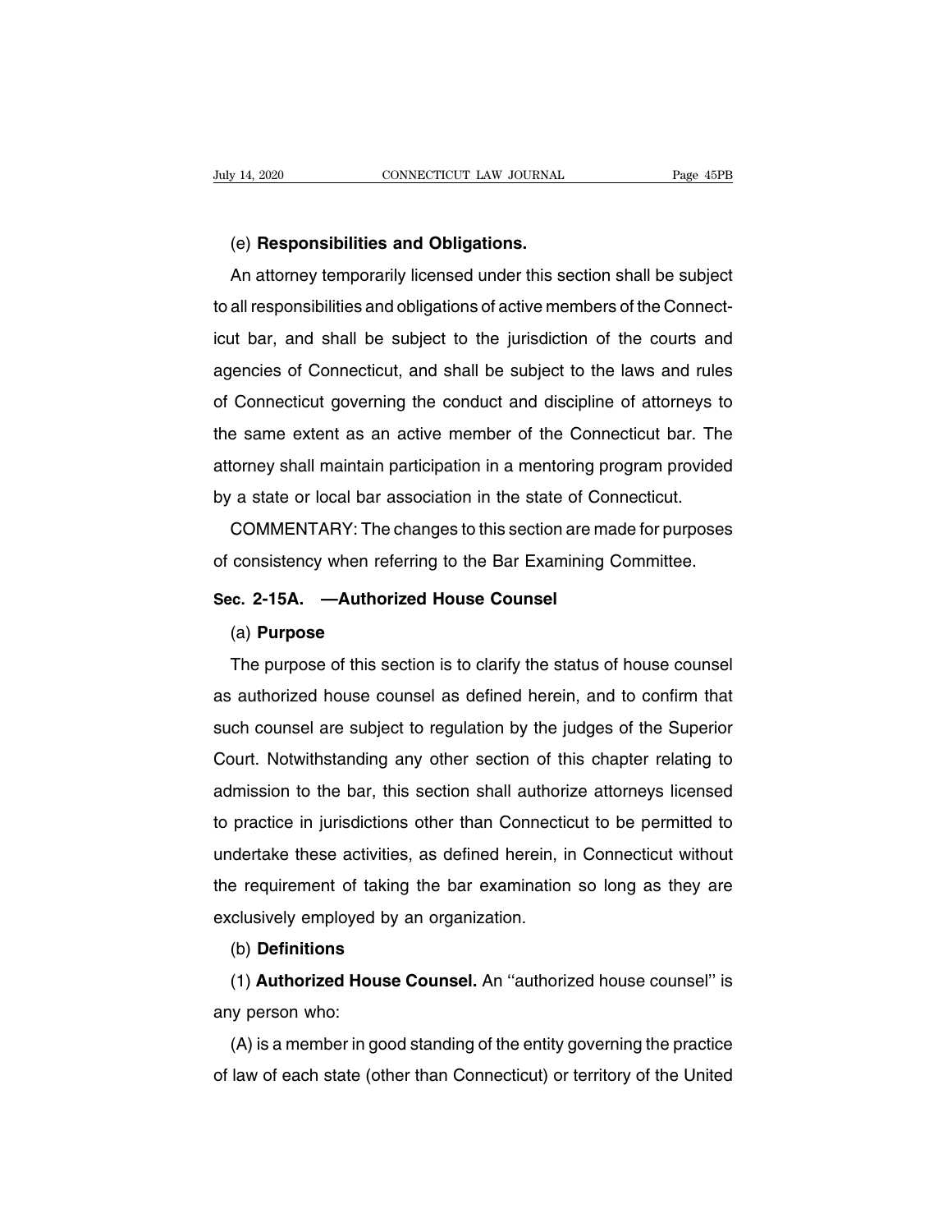(e) **Responsibilities and Obligations.**

An attorney temporarily licensed under this section shall be subject to all responsibilities and obligations of active members of the Connecticut bar, and shall be subject to the jurisdiction of the courts and agencies of Connecticut, and shall be subject to the laws and rules of Connecticut governing the conduct and discipline of attorneys to the same extent as an active member of the Connecticut bar. The attorney shall maintain participation in a mentoring program provided by a state or local bar association in the state of Connecticut.

COMMENTARY: The changes to this section are made for purposes of consistency when referring to the Bar Examining Committee.

**Sec. 2-15A. —Authorized House Counsel**

(a) **Purpose**

The purpose of this section is to clarify the status of house counsel as authorized house counsel as defined herein, and to confirm that such counsel are subject to regulation by the judges of the Superior Court. Notwithstanding any other section of this chapter relating to admission to the bar, this section shall authorize attorneys licensed to practice in jurisdictions other than Connecticut to be permitted to undertake these activities, as defined herein, in Connecticut without the requirement of taking the bar examination so long as they are exclusively employed by an organization.

(b) **Definitions**

(1) **Authorized House Counsel.** An ''authorized house counsel'' is any person who:

(A) is a member in good standing of the entity governing the practice of law of each state (other than Connecticut) or territory of the United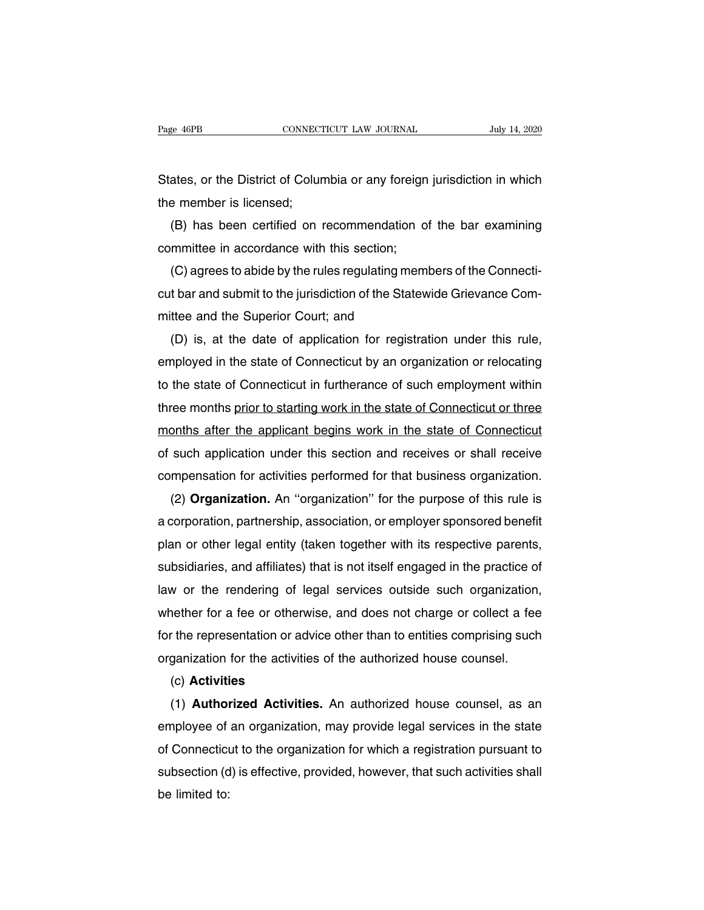States, or the District of Columbia or any foreign jurisdiction in which the member is licensed;

(B) has been certified on recommendation of the bar examining committee in accordance with this section;

(C) agrees to abide by the rules regulating members of the Connecticut bar and submit to the jurisdiction of the Statewide Grievance Committee and the Superior Court; and

(D) is, at the date of application for registration under this rule, employed in the state of Connecticut by an organization or relocating to the state of Connecticut in furtherance of such employment within three months <u>prior to starting work in the state of Connecticut or three months after the applicant begins work in the state of Connecticut</u> of such application under this section and receives or shall receive compensation for activities performed for that business organization.

(2) **Organization.** An ''organization'' for the purpose of this rule is a corporation, partnership, association, or employer sponsored benefit plan or other legal entity (taken together with its respective parents, subsidiaries, and affiliates) that is not itself engaged in the practice of law or the rendering of legal services outside such organization, whether for a fee or otherwise, and does not charge or collect a fee for the representation or advice other than to entities comprising such organization for the activities of the authorized house counsel.

(c) **Activities**

(1) **Authorized Activities.** An authorized house counsel, as an employee of an organization, may provide legal services in the state of Connecticut to the organization for which a registration pursuant to subsection (d) is effective, provided, however, that such activities shall be limited to: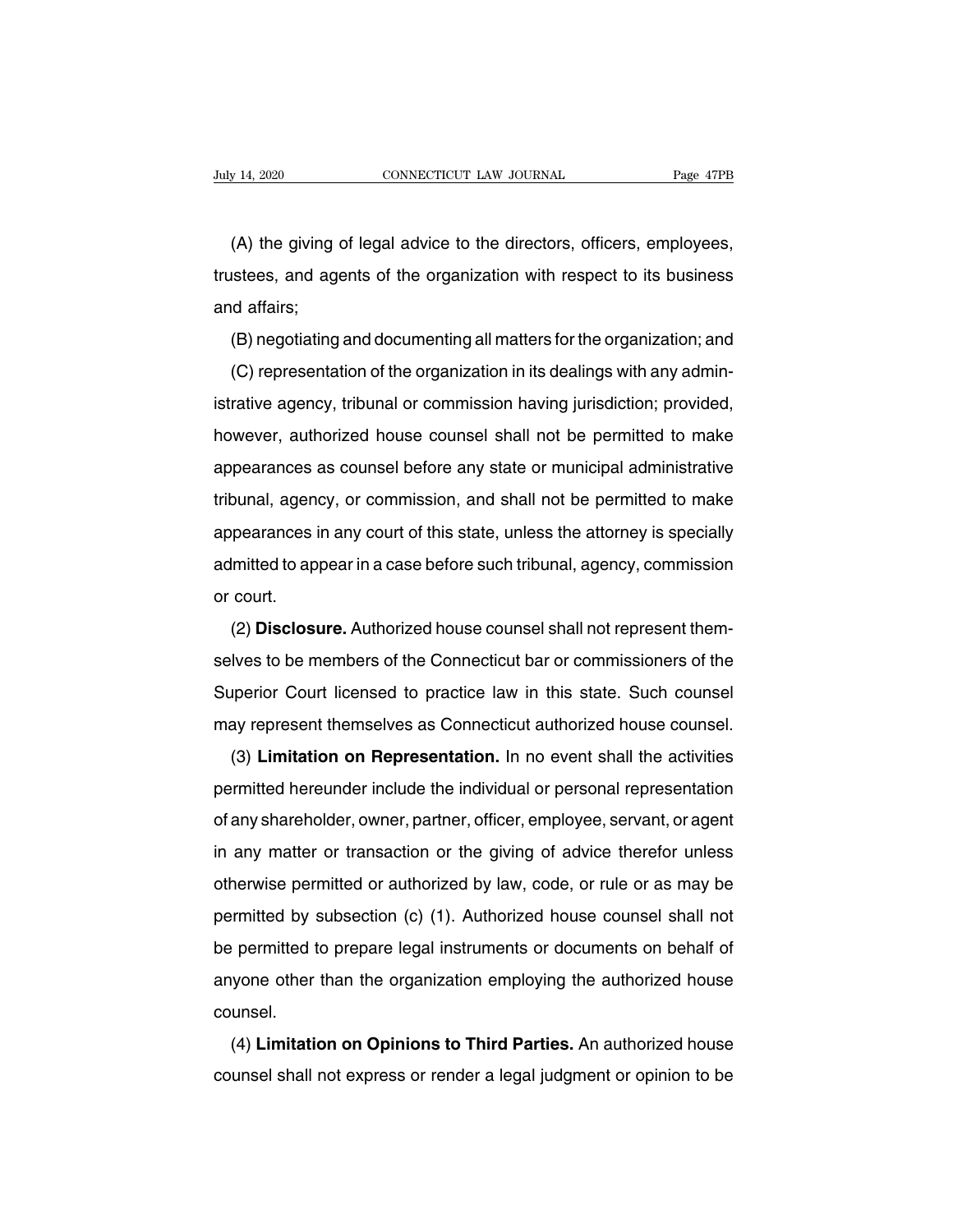(A) the giving of legal advice to the directors, officers, employees, trustees, and agents of the organization with respect to its business and affairs;

(B) negotiating and documenting all matters for the organization; and

(C) representation of the organization in its dealings with any administrative agency, tribunal or commission having jurisdiction; provided, however, authorized house counsel shall not be permitted to make appearances as counsel before any state or municipal administrative tribunal, agency, or commission, and shall not be permitted to make appearances in any court of this state, unless the attorney is specially admitted to appear in a case before such tribunal, agency, commission or court.

(2) **Disclosure.** Authorized house counsel shall not represent themselves to be members of the Connecticut bar or commissioners of the Superior Court licensed to practice law in this state. Such counsel may represent themselves as Connecticut authorized house counsel.

(3) **Limitation on Representation.** In no event shall the activities permitted hereunder include the individual or personal representation of any shareholder, owner, partner, officer, employee, servant, or agent in any matter or transaction or the giving of advice therefor unless otherwise permitted or authorized by law, code, or rule or as may be permitted by subsection (c) (1). Authorized house counsel shall not be permitted to prepare legal instruments or documents on behalf of anyone other than the organization employing the authorized house counsel.

(4) **Limitation on Opinions to Third Parties.** An authorized house counsel shall not express or render a legal judgment or opinion to be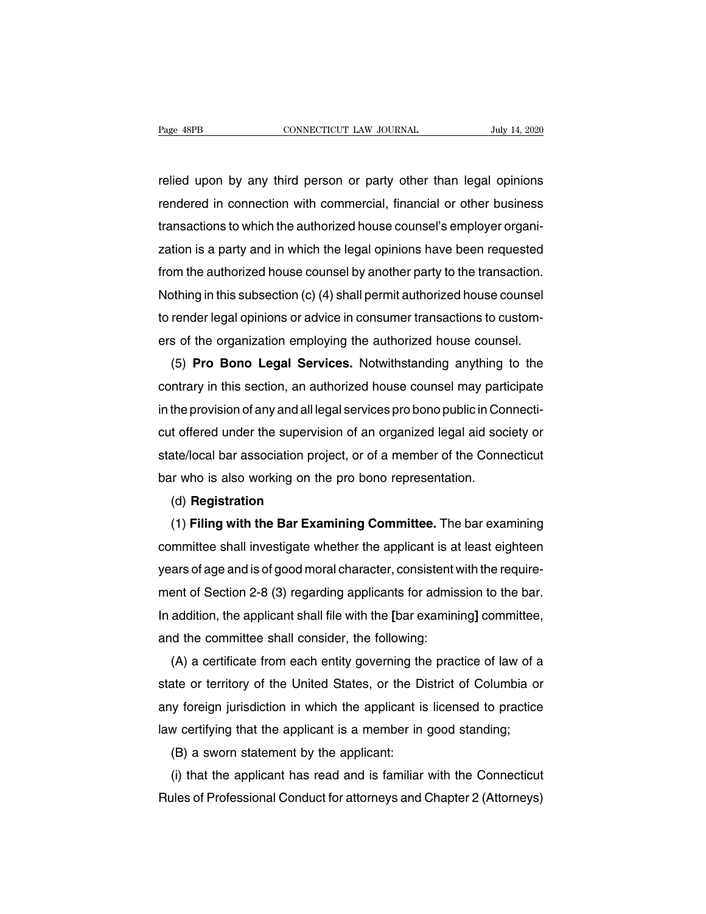relied upon by any third person or party other than legal opinions rendered in connection with commercial, financial or other business transactions to which the authorized house counsel's employer organization is a party and in which the legal opinions have been requested from the authorized house counsel by another party to the transaction. Nothing in this subsection (c) (4) shall permit authorized house counsel to render legal opinions or advice in consumer transactions to customers of the organization employing the authorized house counsel.

(5) **Pro Bono Legal Services.** Notwithstanding anything to the contrary in this section, an authorized house counsel may participate in the provision of any and all legal services pro bono public in Connecticut offered under the supervision of an organized legal aid society or state/local bar association project, or of a member of the Connecticut bar who is also working on the pro bono representation.

(d) **Registration**

(1) **Filing with the Bar Examining Committee.** The bar examining committee shall investigate whether the applicant is at least eighteen years of age and is of good moral character, consistent with the requirement of Section 2-8 (3) regarding applicants for admission to the bar. In addition, the applicant shall file with the **[**bar examining**]** committee, and the committee shall consider, the following:

(A) a certificate from each entity governing the practice of law of a state or territory of the United States, or the District of Columbia or any foreign jurisdiction in which the applicant is licensed to practice law certifying that the applicant is a member in good standing;

(B) a sworn statement by the applicant:

(i) that the applicant has read and is familiar with the Connecticut Rules of Professional Conduct for attorneys and Chapter 2 (Attorneys)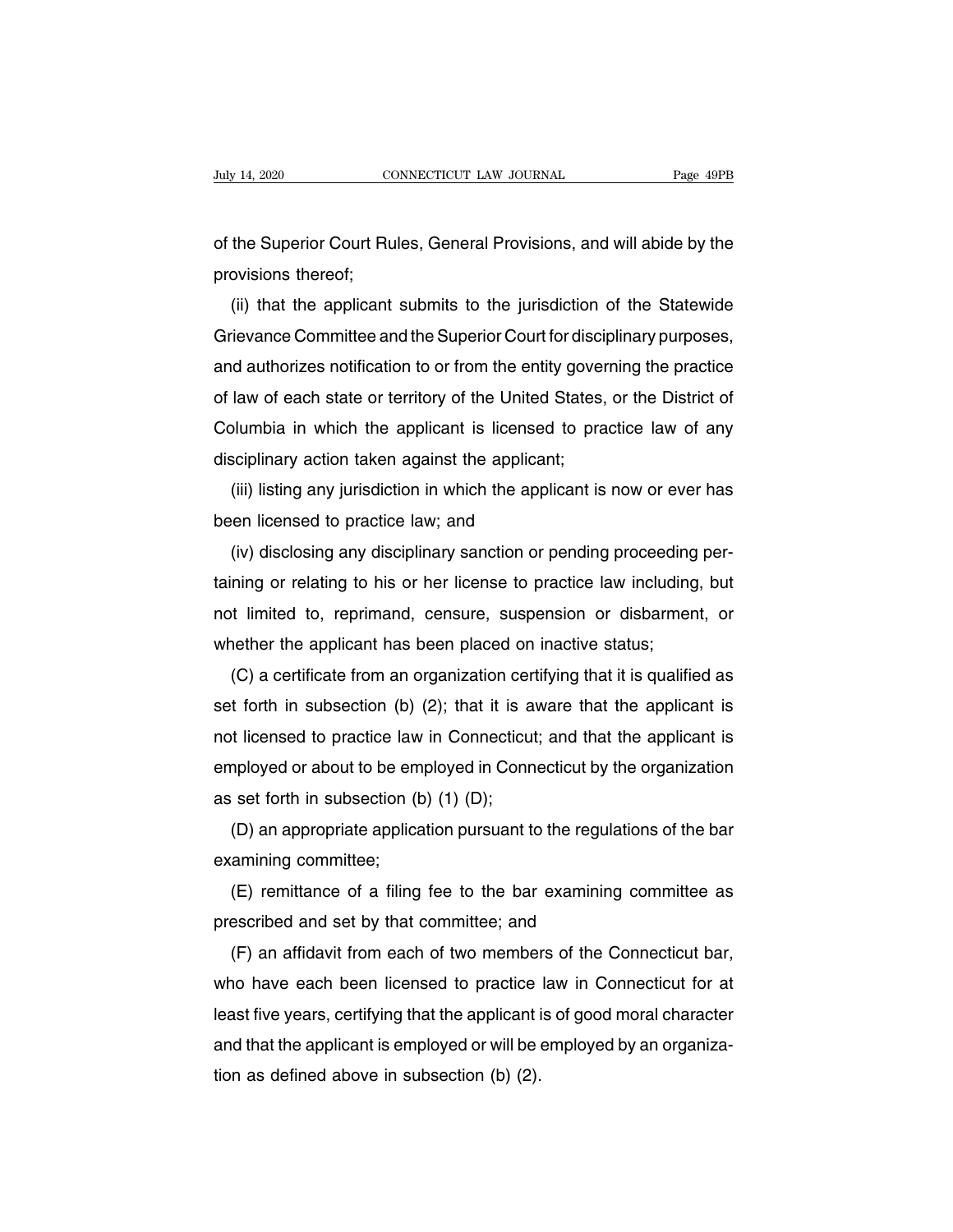of the Superior Court Rules, General Provisions, and will abide by the provisions thereof;

(ii) that the applicant submits to the jurisdiction of the Statewide Grievance Committee and the Superior Court for disciplinary purposes, and authorizes notification to or from the entity governing the practice of law of each state or territory of the United States, or the District of Columbia in which the applicant is licensed to practice law of any disciplinary action taken against the applicant;

(iii) listing any jurisdiction in which the applicant is now or ever has been licensed to practice law; and

(iv) disclosing any disciplinary sanction or pending proceeding pertaining or relating to his or her license to practice law including, but not limited to, reprimand, censure, suspension or disbarment, or whether the applicant has been placed on inactive status;

(C) a certificate from an organization certifying that it is qualified as set forth in subsection (b) (2); that it is aware that the applicant is not licensed to practice law in Connecticut; and that the applicant is employed or about to be employed in Connecticut by the organization as set forth in subsection (b) (1) (D);

(D) an appropriate application pursuant to the regulations of the bar examining committee;

(E) remittance of a filing fee to the bar examining committee as prescribed and set by that committee; and

(F) an affidavit from each of two members of the Connecticut bar, who have each been licensed to practice law in Connecticut for at least five years, certifying that the applicant is of good moral character and that the applicant is employed or will be employed by an organization as defined above in subsection (b) (2).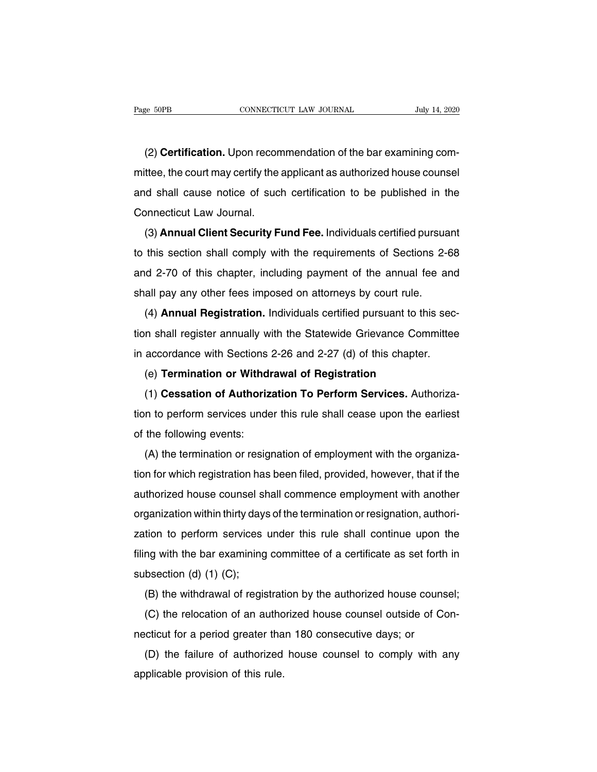(2) **Certification.** Upon recommendation of the bar examining committee, the court may certify the applicant as authorized house counsel and shall cause notice of such certification to be published in the Connecticut Law Journal.

(3) **Annual Client Security Fund Fee.** Individuals certified pursuant to this section shall comply with the requirements of Sections 2-68 and 2-70 of this chapter, including payment of the annual fee and shall pay any other fees imposed on attorneys by court rule.

(4) **Annual Registration.** Individuals certified pursuant to this section shall register annually with the Statewide Grievance Committee in accordance with Sections 2-26 and 2-27 (d) of this chapter.

(e) **Termination or Withdrawal of Registration**

(1) **Cessation of Authorization To Perform Services.** Authorization to perform services under this rule shall cease upon the earliest of the following events:

(A) the termination or resignation of employment with the organization for which registration has been filed, provided, however, that if the authorized house counsel shall commence employment with another organization within thirty days of the termination or resignation, authorization to perform services under this rule shall continue upon the filing with the bar examining committee of a certificate as set forth in subsection (d) (1) (C);

(B) the withdrawal of registration by the authorized house counsel;

(C) the relocation of an authorized house counsel outside of Connecticut for a period greater than 180 consecutive days; or

(D) the failure of authorized house counsel to comply with any applicable provision of this rule.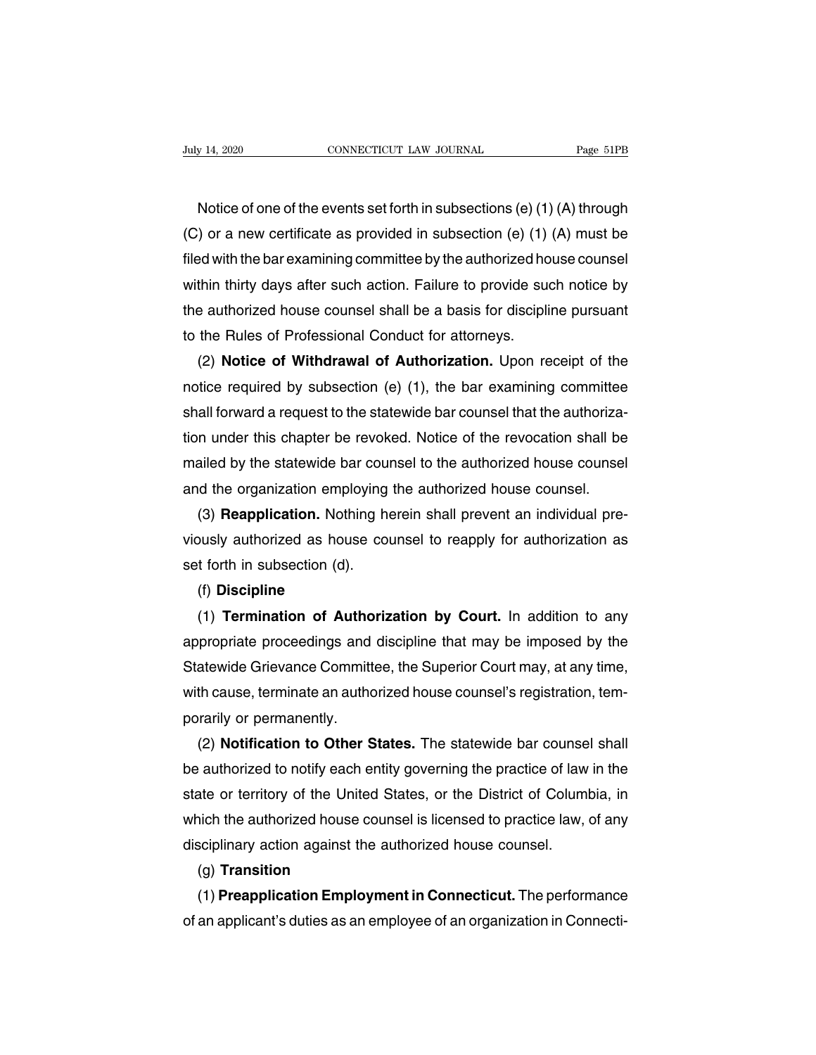Notice of one of the events set forth in subsections (e) (1) (A) through (C) or a new certificate as provided in subsection (e) (1) (A) must be filed with the bar examining committee by the authorized house counsel within thirty days after such action. Failure to provide such notice by the authorized house counsel shall be a basis for discipline pursuant to the Rules of Professional Conduct for attorneys.

(2) **Notice of Withdrawal of Authorization.** Upon receipt of the notice required by subsection (e) (1), the bar examining committee shall forward a request to the statewide bar counsel that the authorization under this chapter be revoked. Notice of the revocation shall be mailed by the statewide bar counsel to the authorized house counsel and the organization employing the authorized house counsel.

(3) **Reapplication.** Nothing herein shall prevent an individual previously authorized as house counsel to reapply for authorization as set forth in subsection (d).

(f) **Discipline**

(1) **Termination of Authorization by Court.** In addition to any appropriate proceedings and discipline that may be imposed by the Statewide Grievance Committee, the Superior Court may, at any time, with cause, terminate an authorized house counsel's registration, temporarily or permanently.

(2) **Notification to Other States.** The statewide bar counsel shall be authorized to notify each entity governing the practice of law in the state or territory of the United States, or the District of Columbia, in which the authorized house counsel is licensed to practice law, of any disciplinary action against the authorized house counsel.

(g) **Transition**

(1) **Preapplication Employment in Connecticut.** The performance of an applicant's duties as an employee of an organization in Connecti-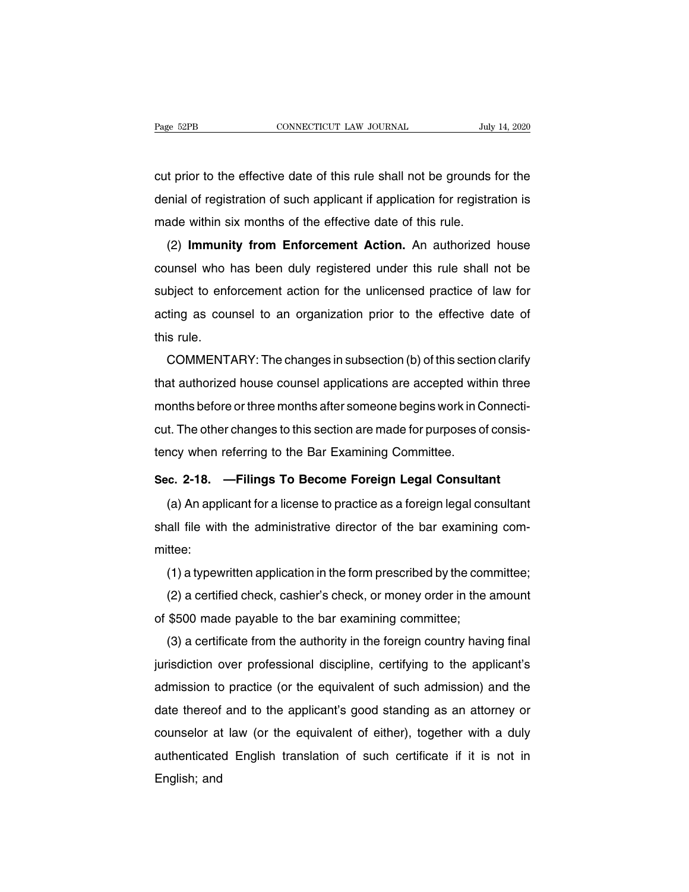cut prior to the effective date of this rule shall not be grounds for the denial of registration of such applicant if application for registration is made within six months of the effective date of this rule.

(2) **Immunity from Enforcement Action.** An authorized house counsel who has been duly registered under this rule shall not be subject to enforcement action for the unlicensed practice of law for acting as counsel to an organization prior to the effective date of this rule.

COMMENTARY: The changes in subsection (b) of this section clarify that authorized house counsel applications are accepted within three months before or three months after someone begins work in Connecticut. The other changes to this section are made for purposes of consistency when referring to the Bar Examining Committee.

## Sec. 2-18. —Filings To Become Foreign Legal Consultant

(a) An applicant for a license to practice as a foreign legal consultant shall file with the administrative director of the bar examining committee:

(1) a typewritten application in the form prescribed by the committee;

(2) a certified check, cashier's check, or money order in the amount of $500 made payable to the bar examining committee;

(3) a certificate from the authority in the foreign country having final jurisdiction over professional discipline, certifying to the applicant's admission to practice (or the equivalent of such admission) and the date thereof and to the applicant's good standing as an attorney or counselor at law (or the equivalent of either), together with a duly authenticated English translation of such certificate if it is not in English; and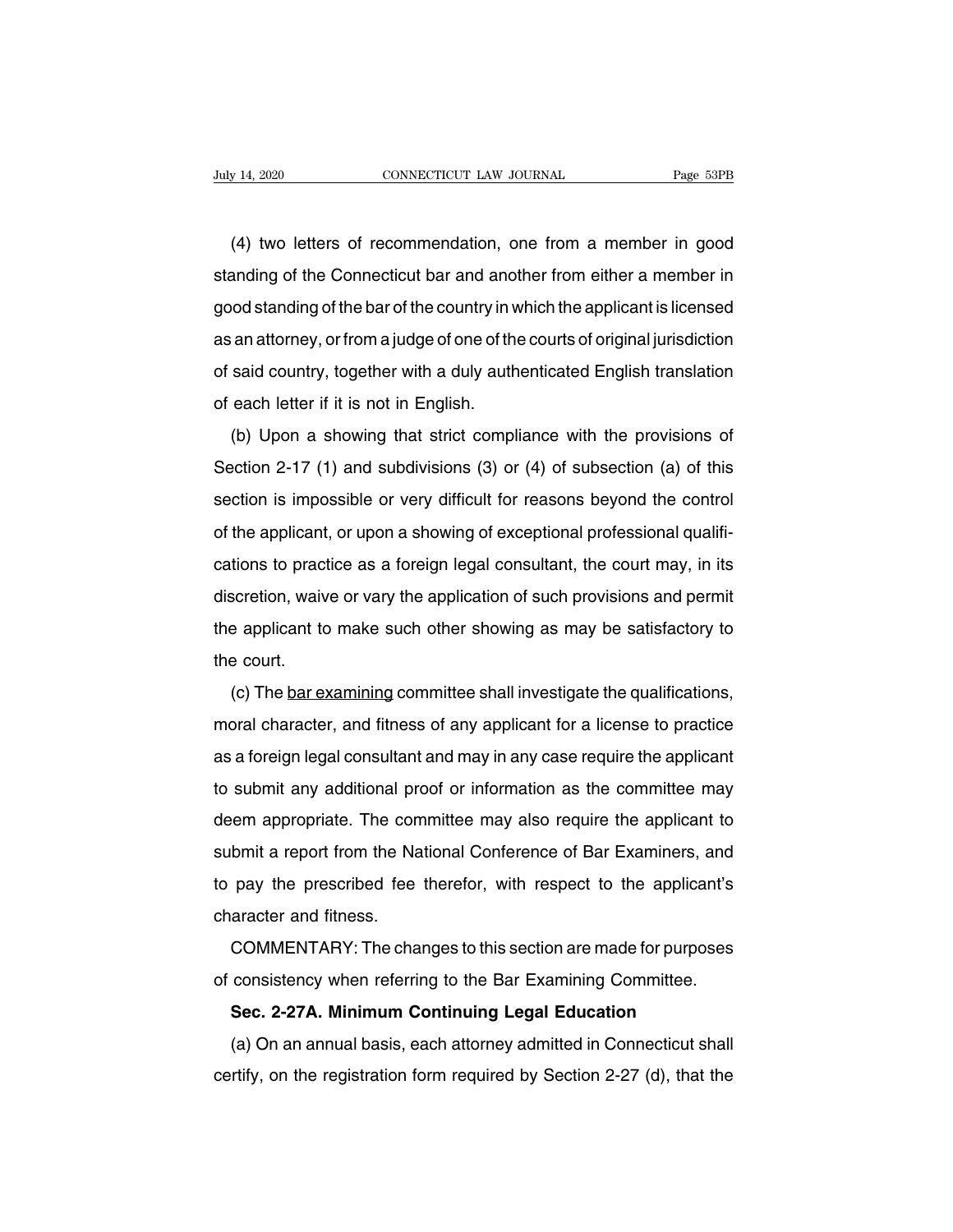(4) two letters of recommendation, one from a member in good standing of the Connecticut bar and another from either a member in good standing of the bar of the country in which the applicant is licensed as an attorney, or from a judge of one of the courts of original jurisdiction of said country, together with a duly authenticated English translation of each letter if it is not in English.

(b) Upon a showing that strict compliance with the provisions of Section 2-17 (1) and subdivisions (3) or (4) of subsection (a) of this section is impossible or very difficult for reasons beyond the control of the applicant, or upon a showing of exceptional professional qualifications to practice as a foreign legal consultant, the court may, in its discretion, waive or vary the application of such provisions and permit the applicant to make such other showing as may be satisfactory to the court.

(c) The bar examining committee shall investigate the qualifications, moral character, and fitness of any applicant for a license to practice as a foreign legal consultant and may in any case require the applicant to submit any additional proof or information as the committee may deem appropriate. The committee may also require the applicant to submit a report from the National Conference of Bar Examiners, and to pay the prescribed fee therefor, with respect to the applicant's character and fitness.

COMMENTARY: The changes to this section are made for purposes of consistency when referring to the Bar Examining Committee.

**Sec. 2-27A. Minimum Continuing Legal Education**

(a) On an annual basis, each attorney admitted in Connecticut shall certify, on the registration form required by Section 2-27 (d), that the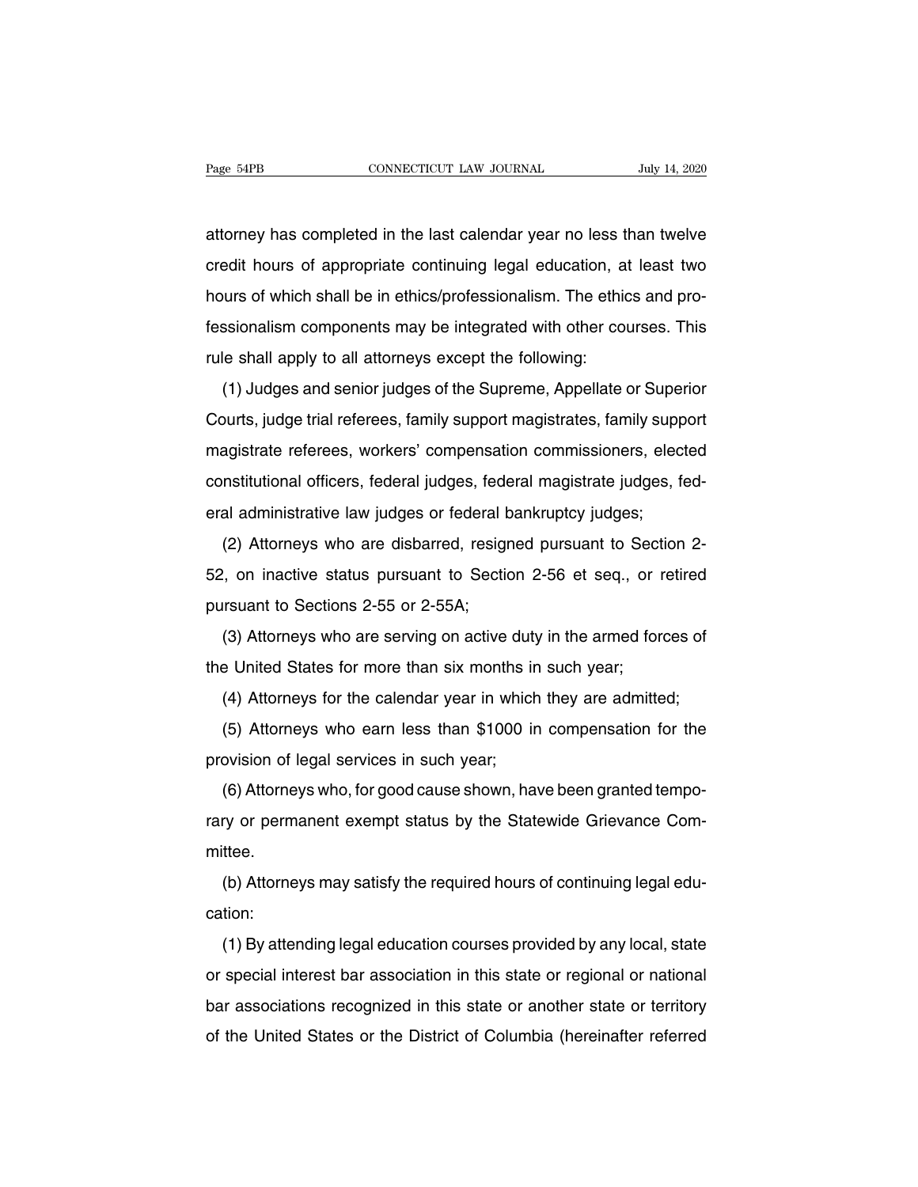attorney has completed in the last calendar year no less than twelve credit hours of appropriate continuing legal education, at least two hours of which shall be in ethics/professionalism. The ethics and professionalism components may be integrated with other courses. This rule shall apply to all attorneys except the following:

(1) Judges and senior judges of the Supreme, Appellate or Superior Courts, judge trial referees, family support magistrates, family support magistrate referees, workers' compensation commissioners, elected constitutional officers, federal judges, federal magistrate judges, federal administrative law judges or federal bankruptcy judges;

(2) Attorneys who are disbarred, resigned pursuant to Section 2-52, on inactive status pursuant to Section 2-56 et seq., or retired pursuant to Sections 2-55 or 2-55A;

(3) Attorneys who are serving on active duty in the armed forces of the United States for more than six months in such year;

(4) Attorneys for the calendar year in which they are admitted;

(5) Attorneys who earn less than $1000 in compensation for the provision of legal services in such year;

(6) Attorneys who, for good cause shown, have been granted temporary or permanent exempt status by the Statewide Grievance Committee.

(b) Attorneys may satisfy the required hours of continuing legal education:

(1) By attending legal education courses provided by any local, state or special interest bar association in this state or regional or national bar associations recognized in this state or another state or territory of the United States or the District of Columbia (hereinafter referred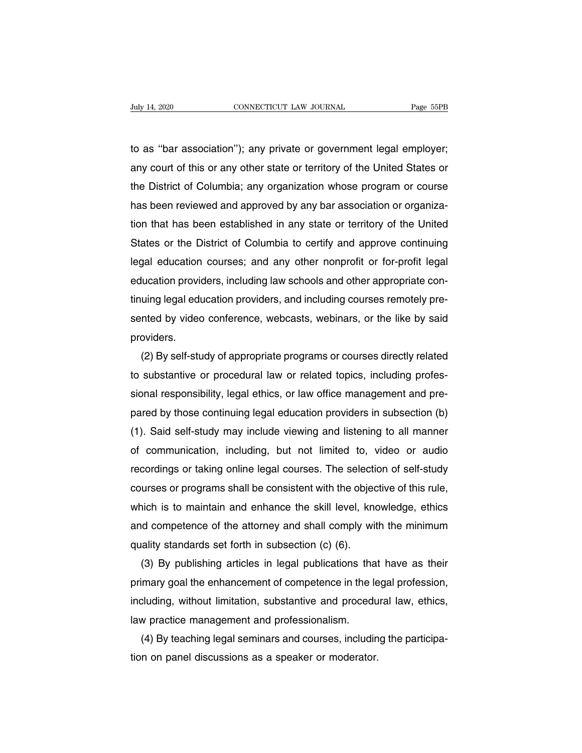to as ''bar association''); any private or government legal employer; any court of this or any other state or territory of the United States or the District of Columbia; any organization whose program or course has been reviewed and approved by any bar association or organization that has been established in any state or territory of the United States or the District of Columbia to certify and approve continuing legal education courses; and any other nonprofit or for-profit legal education providers, including law schools and other appropriate continuing legal education providers, and including courses remotely presented by video conference, webcasts, webinars, or the like by said providers.

(2) By self-study of appropriate programs or courses directly related to substantive or procedural law or related topics, including professional responsibility, legal ethics, or law office management and prepared by those continuing legal education providers in subsection (b) (1). Said self-study may include viewing and listening to all manner of communication, including, but not limited to, video or audio recordings or taking online legal courses. The selection of self-study courses or programs shall be consistent with the objective of this rule, which is to maintain and enhance the skill level, knowledge, ethics and competence of the attorney and shall comply with the minimum quality standards set forth in subsection (c) (6).

(3) By publishing articles in legal publications that have as their primary goal the enhancement of competence in the legal profession, including, without limitation, substantive and procedural law, ethics, law practice management and professionalism.

(4) By teaching legal seminars and courses, including the participation on panel discussions as a speaker or moderator.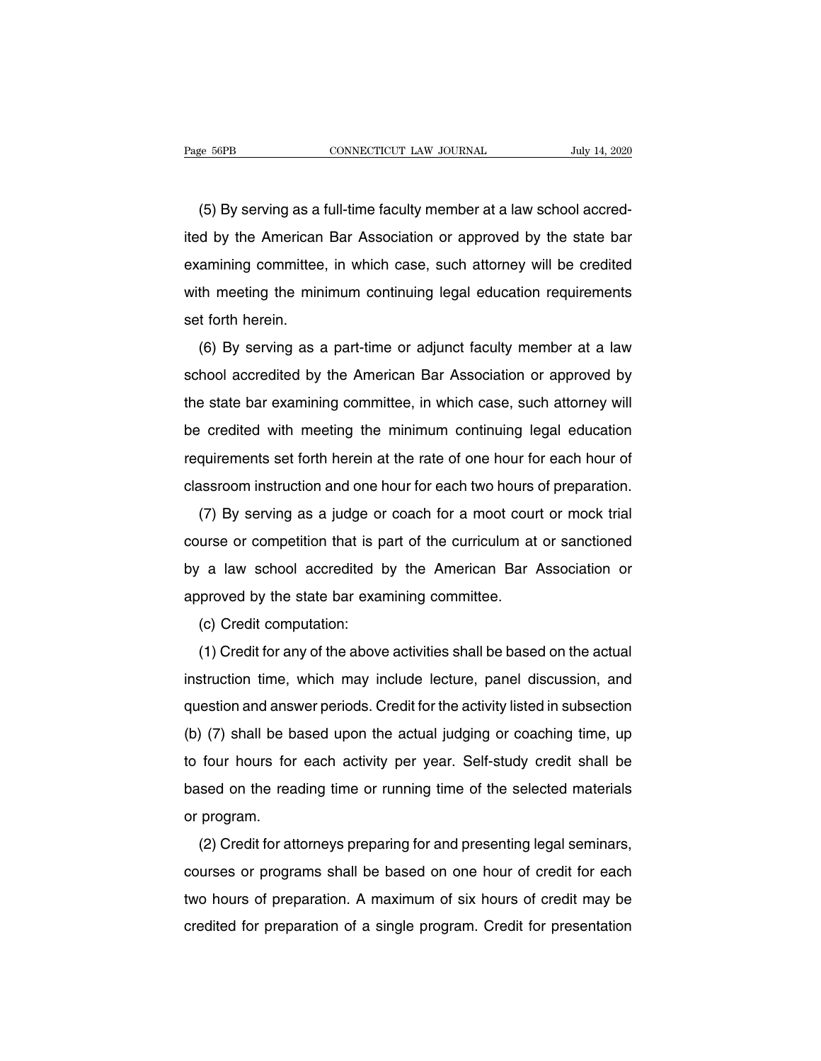(5) By serving as a full-time faculty member at a law school accredited by the American Bar Association or approved by the state bar examining committee, in which case, such attorney will be credited with meeting the minimum continuing legal education requirements set forth herein.

(6) By serving as a part-time or adjunct faculty member at a law school accredited by the American Bar Association or approved by the state bar examining committee, in which case, such attorney will be credited with meeting the minimum continuing legal education requirements set forth herein at the rate of one hour for each hour of classroom instruction and one hour for each two hours of preparation.

(7) By serving as a judge or coach for a moot court or mock trial course or competition that is part of the curriculum at or sanctioned by a law school accredited by the American Bar Association or approved by the state bar examining committee.

(c) Credit computation:

(1) Credit for any of the above activities shall be based on the actual instruction time, which may include lecture, panel discussion, and question and answer periods. Credit for the activity listed in subsection (b) (7) shall be based upon the actual judging or coaching time, up to four hours for each activity per year. Self-study credit shall be based on the reading time or running time of the selected materials or program.

(2) Credit for attorneys preparing for and presenting legal seminars, courses or programs shall be based on one hour of credit for each two hours of preparation. A maximum of six hours of credit may be credited for preparation of a single program. Credit for presentation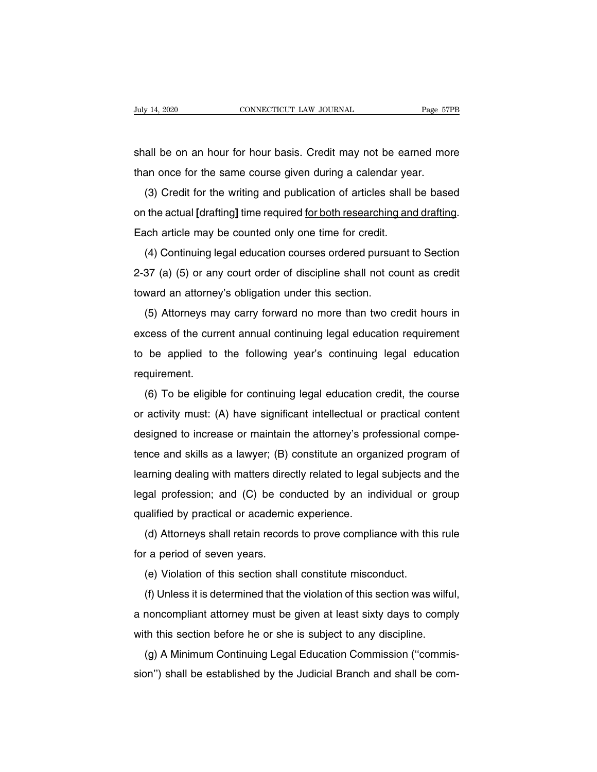shall be on an hour for hour basis. Credit may not be earned more than once for the same course given during a calendar year.

(3) Credit for the writing and publication of articles shall be based on the actual [drafting] time required <u>for both researching and drafting</u>. Each article may be counted only one time for credit.

(4) Continuing legal education courses ordered pursuant to Section 2-37 (a) (5) or any court order of discipline shall not count as credit toward an attorney's obligation under this section.

(5) Attorneys may carry forward no more than two credit hours in excess of the current annual continuing legal education requirement to be applied to the following year's continuing legal education requirement.

(6) To be eligible for continuing legal education credit, the course or activity must: (A) have significant intellectual or practical content designed to increase or maintain the attorney's professional competence and skills as a lawyer; (B) constitute an organized program of learning dealing with matters directly related to legal subjects and the legal profession; and (C) be conducted by an individual or group qualified by practical or academic experience.

(d) Attorneys shall retain records to prove compliance with this rule for a period of seven years.

(e) Violation of this section shall constitute misconduct.

(f) Unless it is determined that the violation of this section was wilful, a noncompliant attorney must be given at least sixty days to comply with this section before he or she is subject to any discipline.

(g) A Minimum Continuing Legal Education Commission (''commission'') shall be established by the Judicial Branch and shall be com-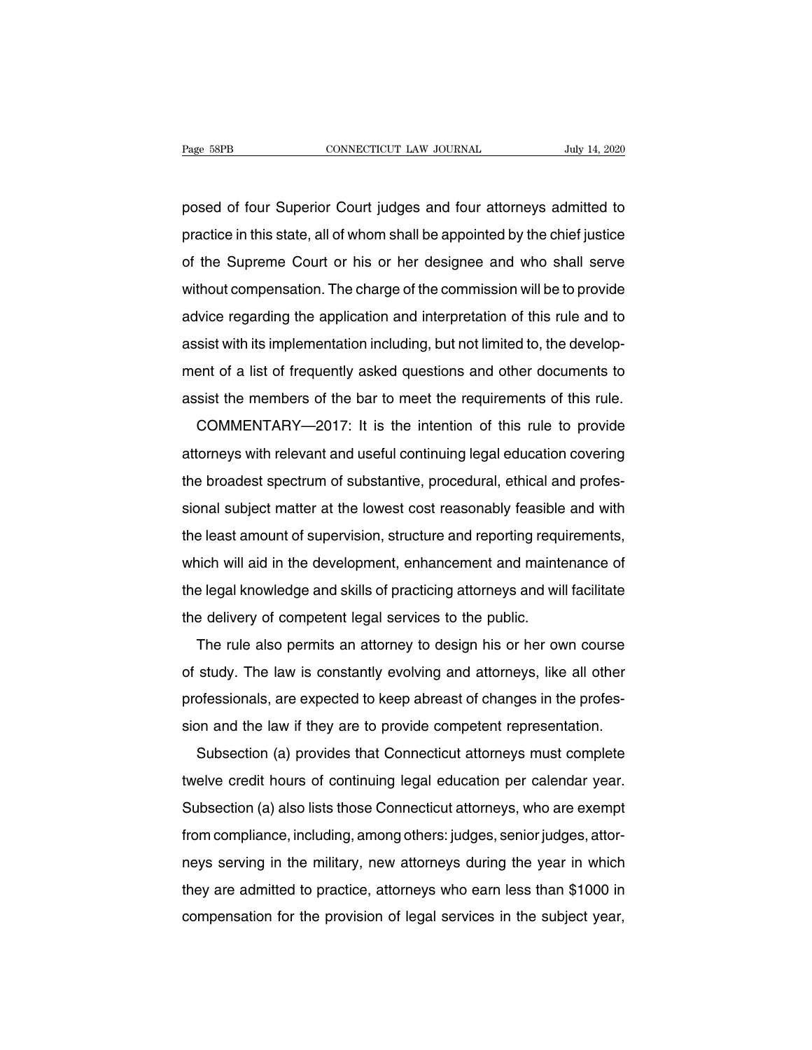posed of four Superior Court judges and four attorneys admitted to practice in this state, all of whom shall be appointed by the chief justice of the Supreme Court or his or her designee and who shall serve without compensation. The charge of the commission will be to provide advice regarding the application and interpretation of this rule and to assist with its implementation including, but not limited to, the development of a list of frequently asked questions and other documents to assist the members of the bar to meet the requirements of this rule.

COMMENTARY—2017: It is the intention of this rule to provide attorneys with relevant and useful continuing legal education covering the broadest spectrum of substantive, procedural, ethical and professional subject matter at the lowest cost reasonably feasible and with the least amount of supervision, structure and reporting requirements, which will aid in the development, enhancement and maintenance of the legal knowledge and skills of practicing attorneys and will facilitate the delivery of competent legal services to the public.

The rule also permits an attorney to design his or her own course of study. The law is constantly evolving and attorneys, like all other professionals, are expected to keep abreast of changes in the profession and the law if they are to provide competent representation.

Subsection (a) provides that Connecticut attorneys must complete twelve credit hours of continuing legal education per calendar year. Subsection (a) also lists those Connecticut attorneys, who are exempt from compliance, including, among others: judges, senior judges, attorneys serving in the military, new attorneys during the year in which they are admitted to practice, attorneys who earn less than $1000 in compensation for the provision of legal services in the subject year,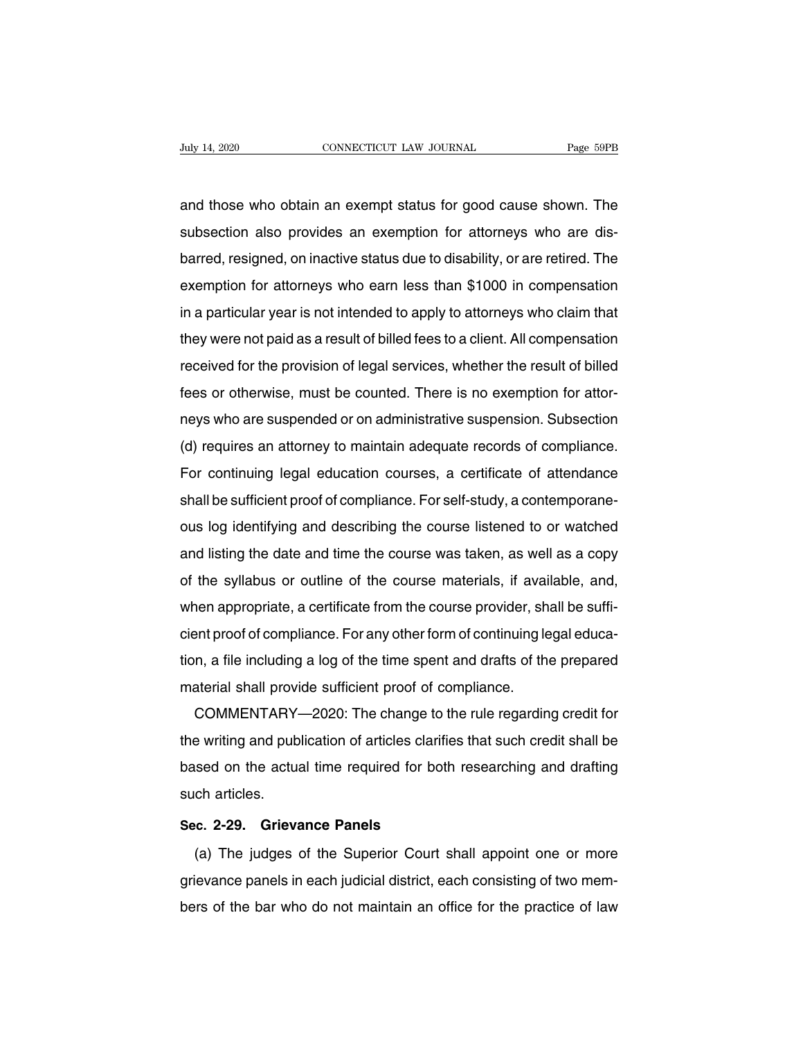and those who obtain an exempt status for good cause shown. The subsection also provides an exemption for attorneys who are disbarred, resigned, on inactive status due to disability, or are retired. The exemption for attorneys who earn less than $1000 in compensation in a particular year is not intended to apply to attorneys who claim that they were not paid as a result of billed fees to a client. All compensation received for the provision of legal services, whether the result of billed fees or otherwise, must be counted. There is no exemption for attorneys who are suspended or on administrative suspension. Subsection (d) requires an attorney to maintain adequate records of compliance. For continuing legal education courses, a certificate of attendance shall be sufficient proof of compliance. For self-study, a contemporaneous log identifying and describing the course listened to or watched and listing the date and time the course was taken, as well as a copy of the syllabus or outline of the course materials, if available, and, when appropriate, a certificate from the course provider, shall be sufficient proof of compliance. For any other form of continuing legal education, a file including a log of the time spent and drafts of the prepared material shall provide sufficient proof of compliance.

COMMENTARY—2020: The change to the rule regarding credit for the writing and publication of articles clarifies that such credit shall be based on the actual time required for both researching and drafting such articles.

**Sec. 2-29. Grievance Panels**

(a) The judges of the Superior Court shall appoint one or more grievance panels in each judicial district, each consisting of two members of the bar who do not maintain an office for the practice of law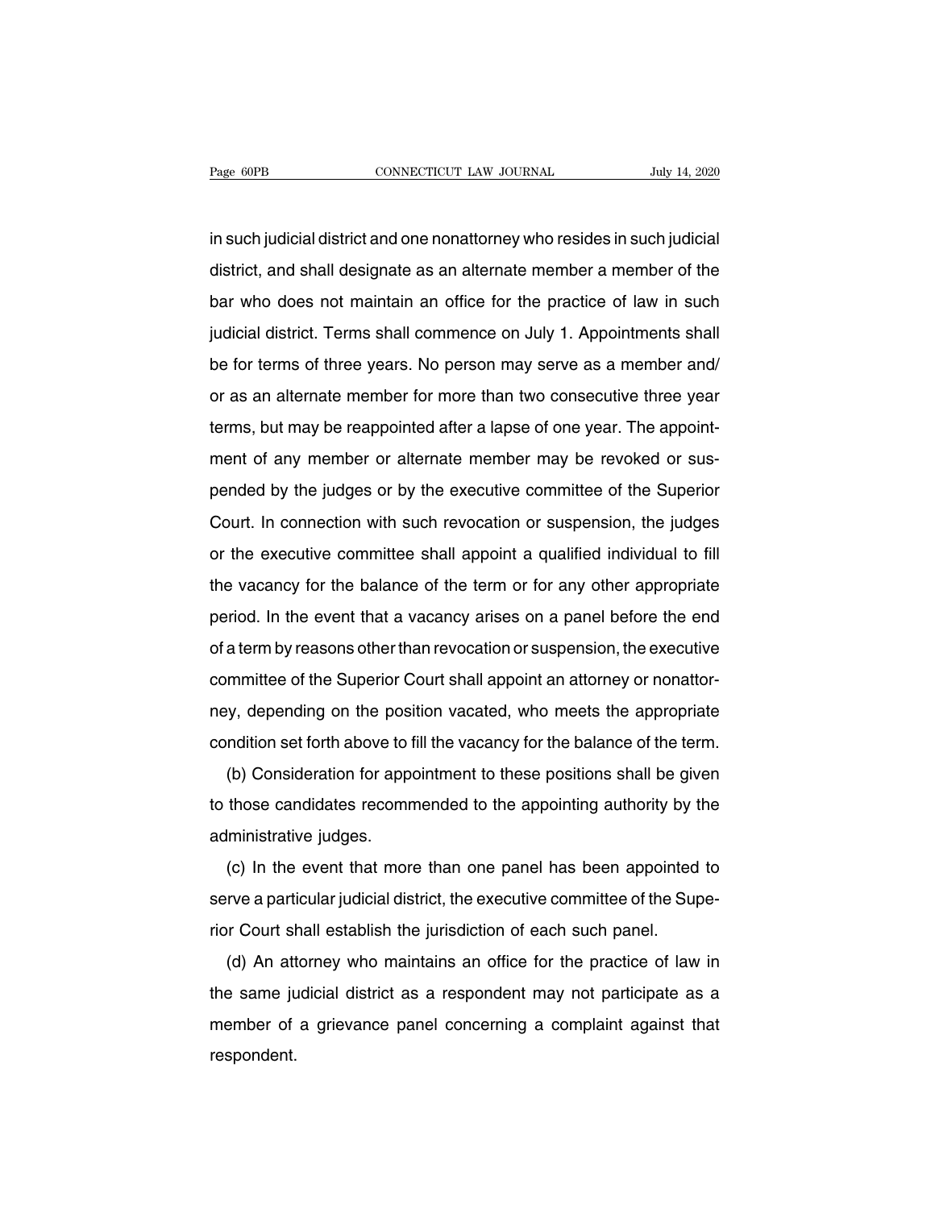in such judicial district and one nonattorney who resides in such judicial district, and shall designate as an alternate member a member of the bar who does not maintain an office for the practice of law in such judicial district. Terms shall commence on July 1. Appointments shall be for terms of three years. No person may serve as a member and/or as an alternate member for more than two consecutive three year terms, but may be reappointed after a lapse of one year. The appointment of any member or alternate member may be revoked or suspended by the judges or by the executive committee of the Superior Court. In connection with such revocation or suspension, the judges or the executive committee shall appoint a qualified individual to fill the vacancy for the balance of the term or for any other appropriate period. In the event that a vacancy arises on a panel before the end of a term by reasons other than revocation or suspension, the executive committee of the Superior Court shall appoint an attorney or nonattorney, depending on the position vacated, who meets the appropriate condition set forth above to fill the vacancy for the balance of the term.

(b) Consideration for appointment to these positions shall be given to those candidates recommended to the appointing authority by the administrative judges.

(c) In the event that more than one panel has been appointed to serve a particular judicial district, the executive committee of the Superior Court shall establish the jurisdiction of each such panel.

(d) An attorney who maintains an office for the practice of law in the same judicial district as a respondent may not participate as a member of a grievance panel concerning a complaint against that respondent.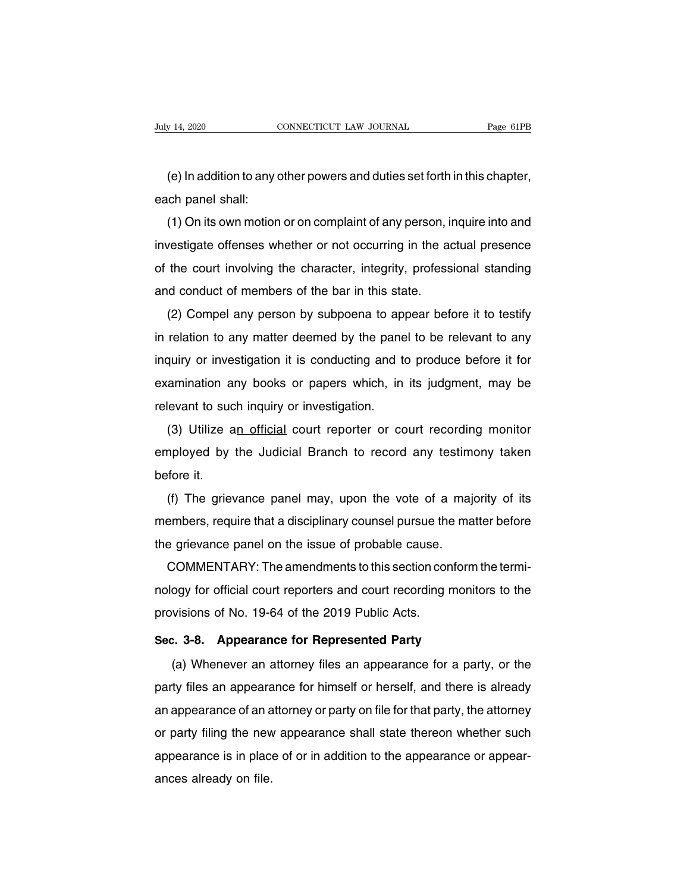(e) In addition to any other powers and duties set forth in this chapter, each panel shall:

(1) On its own motion or on complaint of any person, inquire into and investigate offenses whether or not occurring in the actual presence of the court involving the character, integrity, professional standing and conduct of members of the bar in this state.

(2) Compel any person by subpoena to appear before it to testify in relation to any matter deemed by the panel to be relevant to any inquiry or investigation it is conducting and to produce before it for examination any books or papers which, in its judgment, may be relevant to such inquiry or investigation.

(3) Utilize a<u>n official</u> court reporter or court recording monitor employed by the Judicial Branch to record any testimony taken before it.

(f) The grievance panel may, upon the vote of a majority of its members, require that a disciplinary counsel pursue the matter before the grievance panel on the issue of probable cause.

COMMENTARY: The amendments to this section conform the terminology for official court reporters and court recording monitors to the provisions of No. 19-64 of the 2019 Public Acts.

**Sec. 3-8. Appearance for Represented Party**

(a) Whenever an attorney files an appearance for a party, or the party files an appearance for himself or herself, and there is already an appearance of an attorney or party on file for that party, the attorney or party filing the new appearance shall state thereon whether such appearance is in place of or in addition to the appearance or appearances already on file.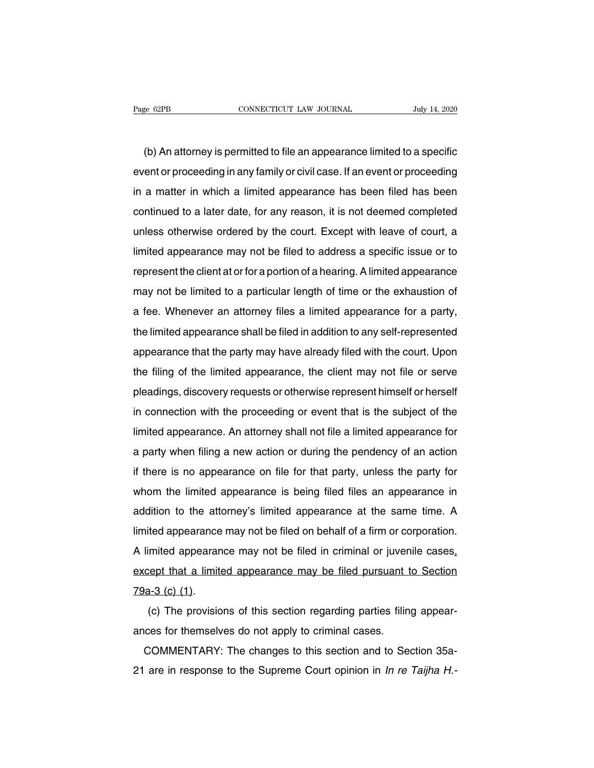(b) An attorney is permitted to file an appearance limited to a specific event or proceeding in any family or civil case. If an event or proceeding in a matter in which a limited appearance has been filed has been continued to a later date, for any reason, it is not deemed completed unless otherwise ordered by the court. Except with leave of court, a limited appearance may not be filed to address a specific issue or to represent the client at or for a portion of a hearing. A limited appearance may not be limited to a particular length of time or the exhaustion of a fee. Whenever an attorney files a limited appearance for a party, the limited appearance shall be filed in addition to any self-represented appearance that the party may have already filed with the court. Upon the filing of the limited appearance, the client may not file or serve pleadings, discovery requests or otherwise represent himself or herself in connection with the proceeding or event that is the subject of the limited appearance. An attorney shall not file a limited appearance for a party when filing a new action or during the pendency of an action if there is no appearance on file for that party, unless the party for whom the limited appearance is being filed files an appearance in addition to the attorney's limited appearance at the same time. A limited appearance may not be filed on behalf of a firm or corporation. A limited appearance may not be filed in criminal or juvenile cases, except that a limited appearance may be filed pursuant to Section 79a-3 (c) (1).

(c) The provisions of this section regarding parties filing appearances for themselves do not apply to criminal cases.

COMMENTARY: The changes to this section and to Section 35a-21 are in response to the Supreme Court opinion in *In re Taijha H.-*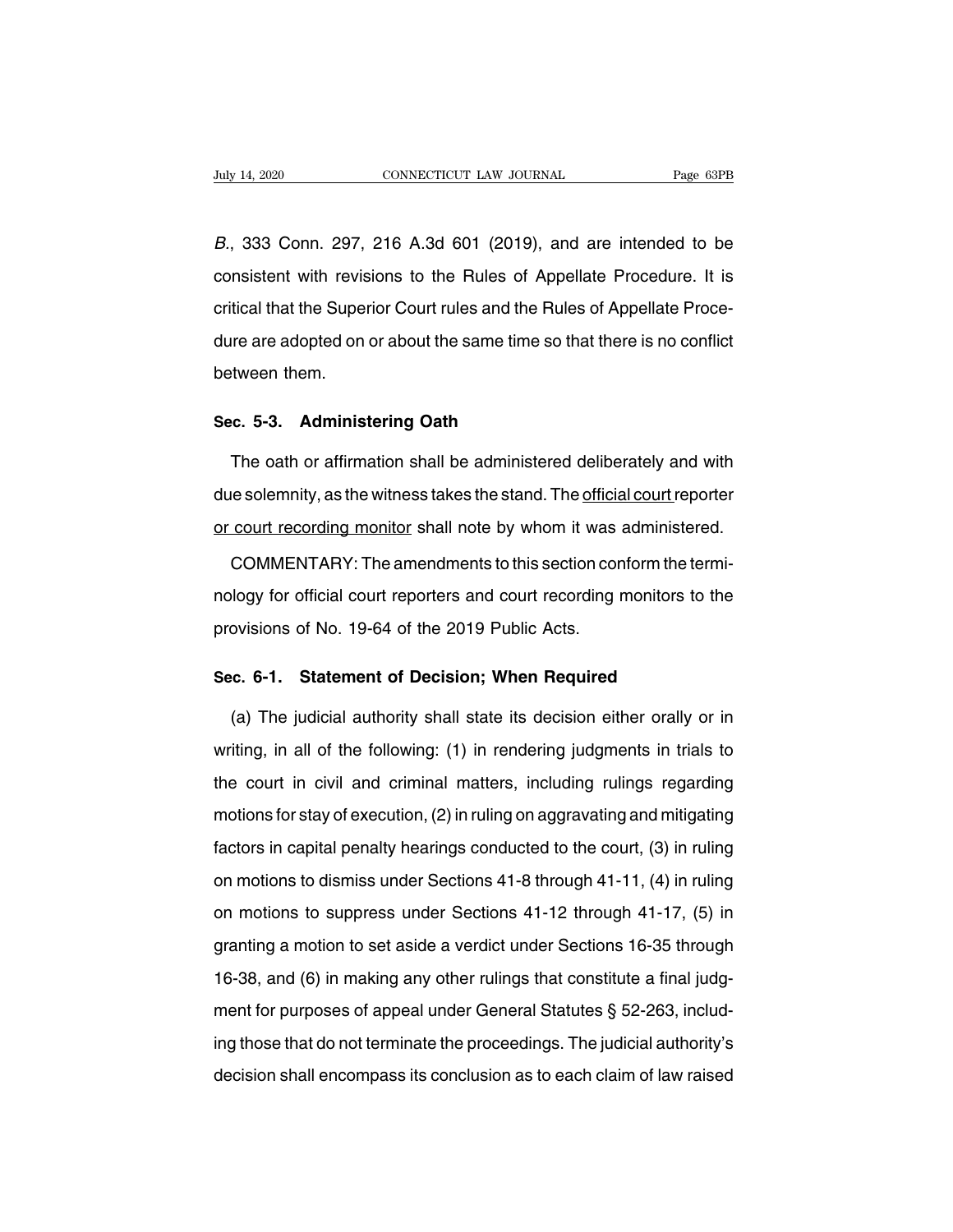*B.*, 333 Conn. 297, 216 A.3d 601 (2019), and are intended to be consistent with revisions to the Rules of Appellate Procedure. It is critical that the Superior Court rules and the Rules of Appellate Procedure are adopted on or about the same time so that there is no conflict between them.

## Sec. 5-3. Administering Oath

The oath or affirmation shall be administered deliberately and with due solemnity, as the witness takes the stand. The <u>official court</u> reporter <u>or court recording monitor</u> shall note by whom it was administered.

COMMENTARY: The amendments to this section conform the terminology for official court reporters and court recording monitors to the provisions of No. 19-64 of the 2019 Public Acts.

## Sec. 6-1. Statement of Decision; When Required

(a) The judicial authority shall state its decision either orally or in writing, in all of the following: (1) in rendering judgments in trials to the court in civil and criminal matters, including rulings regarding motions for stay of execution, (2) in ruling on aggravating and mitigating factors in capital penalty hearings conducted to the court, (3) in ruling on motions to dismiss under Sections 41-8 through 41-11, (4) in ruling on motions to suppress under Sections 41-12 through 41-17, (5) in granting a motion to set aside a verdict under Sections 16-35 through 16-38, and (6) in making any other rulings that constitute a final judgment for purposes of appeal under General Statutes § 52-263, including those that do not terminate the proceedings. The judicial authority's decision shall encompass its conclusion as to each claim of law raised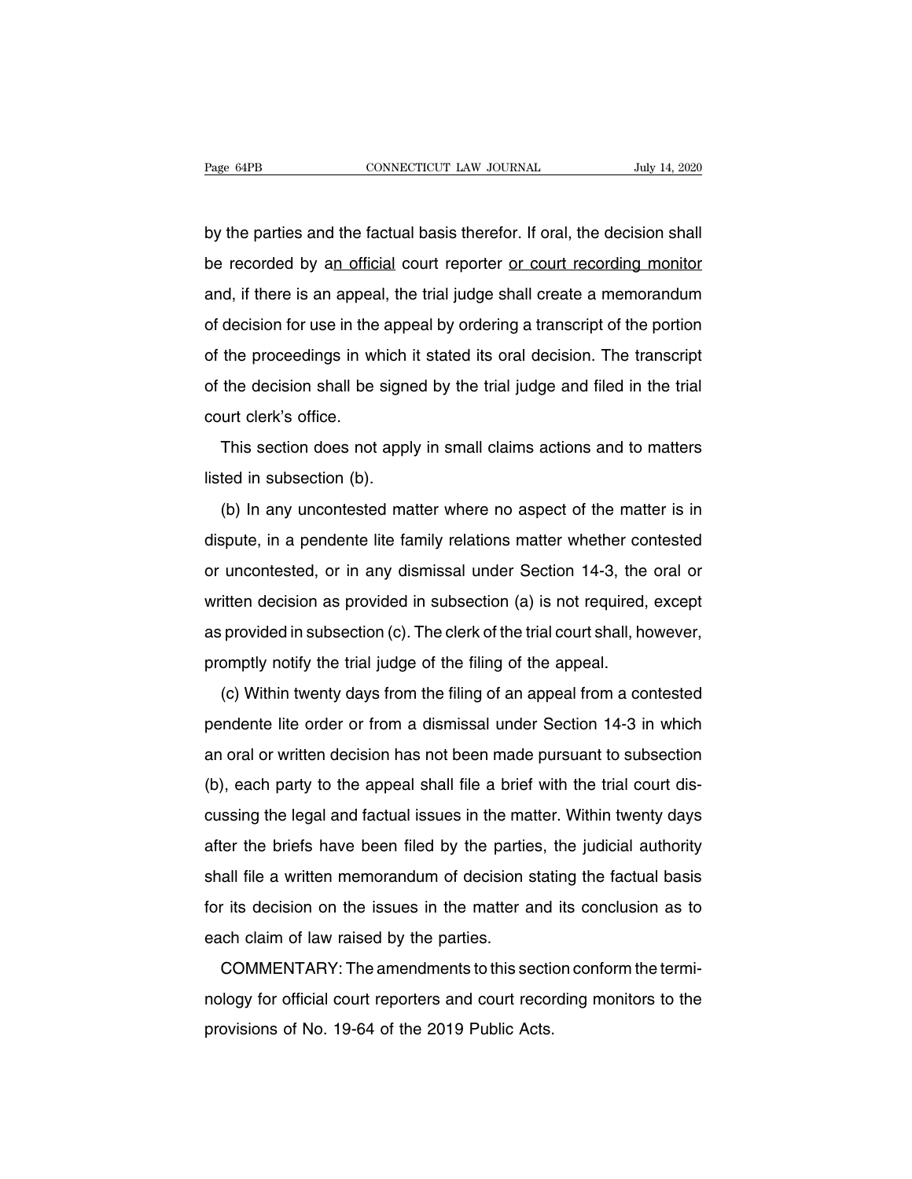by the parties and the factual basis therefor. If oral, the decision shall be recorded by a<u>n official</u> court reporter <u>or court recording monitor</u> and, if there is an appeal, the trial judge shall create a memorandum of decision for use in the appeal by ordering a transcript of the portion of the proceedings in which it stated its oral decision. The transcript of the decision shall be signed by the trial judge and filed in the trial court clerk's office.

This section does not apply in small claims actions and to matters listed in subsection (b).

(b) In any uncontested matter where no aspect of the matter is in dispute, in a pendente lite family relations matter whether contested or uncontested, or in any dismissal under Section 14-3, the oral or written decision as provided in subsection (a) is not required, except as provided in subsection (c). The clerk of the trial court shall, however, promptly notify the trial judge of the filing of the appeal.

(c) Within twenty days from the filing of an appeal from a contested pendente lite order or from a dismissal under Section 14-3 in which an oral or written decision has not been made pursuant to subsection (b), each party to the appeal shall file a brief with the trial court discussing the legal and factual issues in the matter. Within twenty days after the briefs have been filed by the parties, the judicial authority shall file a written memorandum of decision stating the factual basis for its decision on the issues in the matter and its conclusion as to each claim of law raised by the parties.

COMMENTARY: The amendments to this section conform the terminology for official court reporters and court recording monitors to the provisions of No. 19-64 of the 2019 Public Acts.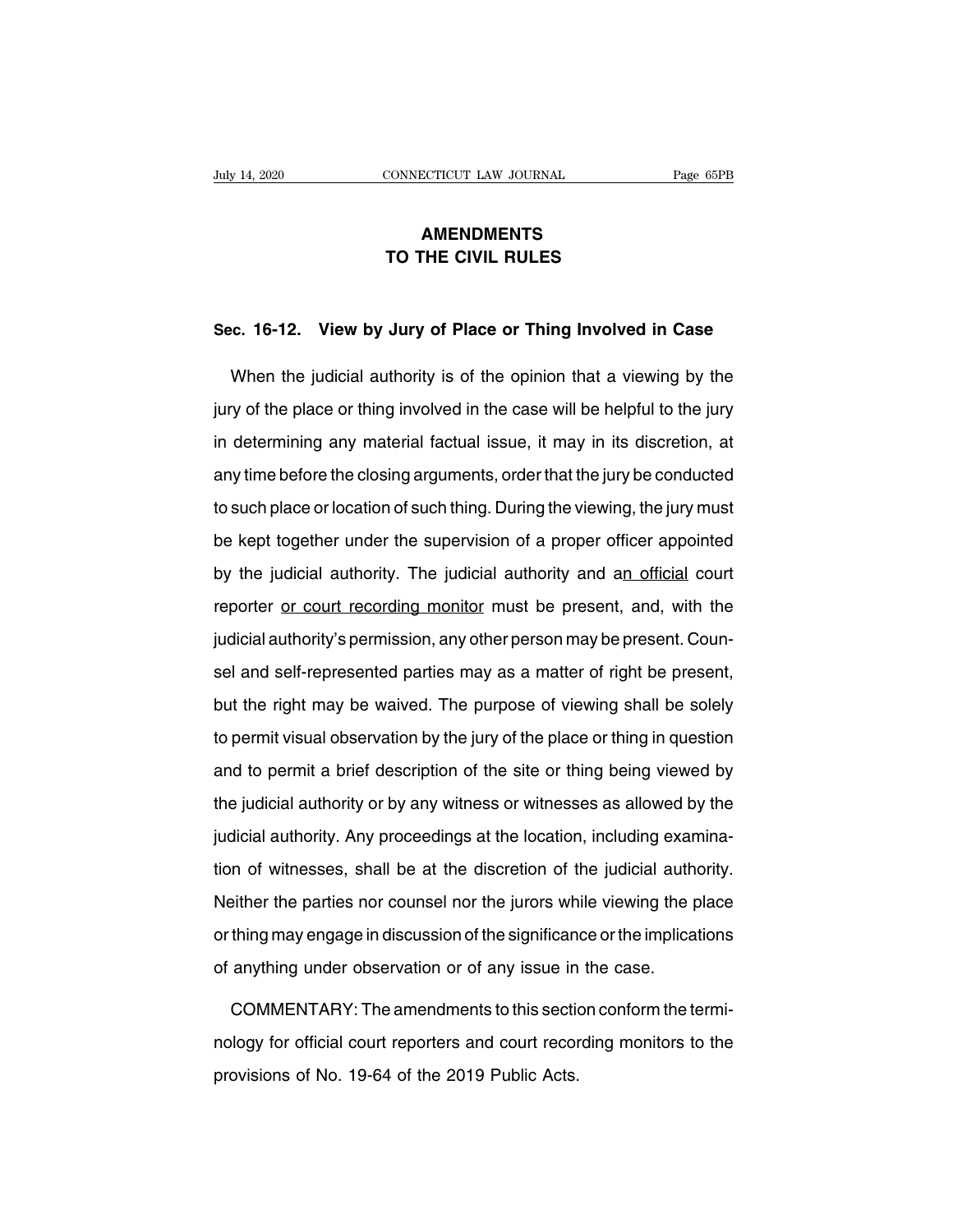# AMENDMENTS TO THE CIVIL RULES

## Sec. 16-12. View by Jury of Place or Thing Involved in Case

When the judicial authority is of the opinion that a viewing by the jury of the place or thing involved in the case will be helpful to the jury in determining any material factual issue, it may in its discretion, at any time before the closing arguments, order that the jury be conducted to such place or location of such thing. During the viewing, the jury must be kept together under the supervision of a proper officer appointed by the judicial authority. The judicial authority and a<u>n official</u> court reporter <u>or court recording monitor</u> must be present, and, with the judicial authority's permission, any other person may be present. Counsel and self-represented parties may as a matter of right be present, but the right may be waived. The purpose of viewing shall be solely to permit visual observation by the jury of the place or thing in question and to permit a brief description of the site or thing being viewed by the judicial authority or by any witness or witnesses as allowed by the judicial authority. Any proceedings at the location, including examination of witnesses, shall be at the discretion of the judicial authority. Neither the parties nor counsel nor the jurors while viewing the place or thing may engage in discussion of the significance or the implications of anything under observation or of any issue in the case.

COMMENTARY: The amendments to this section conform the terminology for official court reporters and court recording monitors to the provisions of No. 19-64 of the 2019 Public Acts.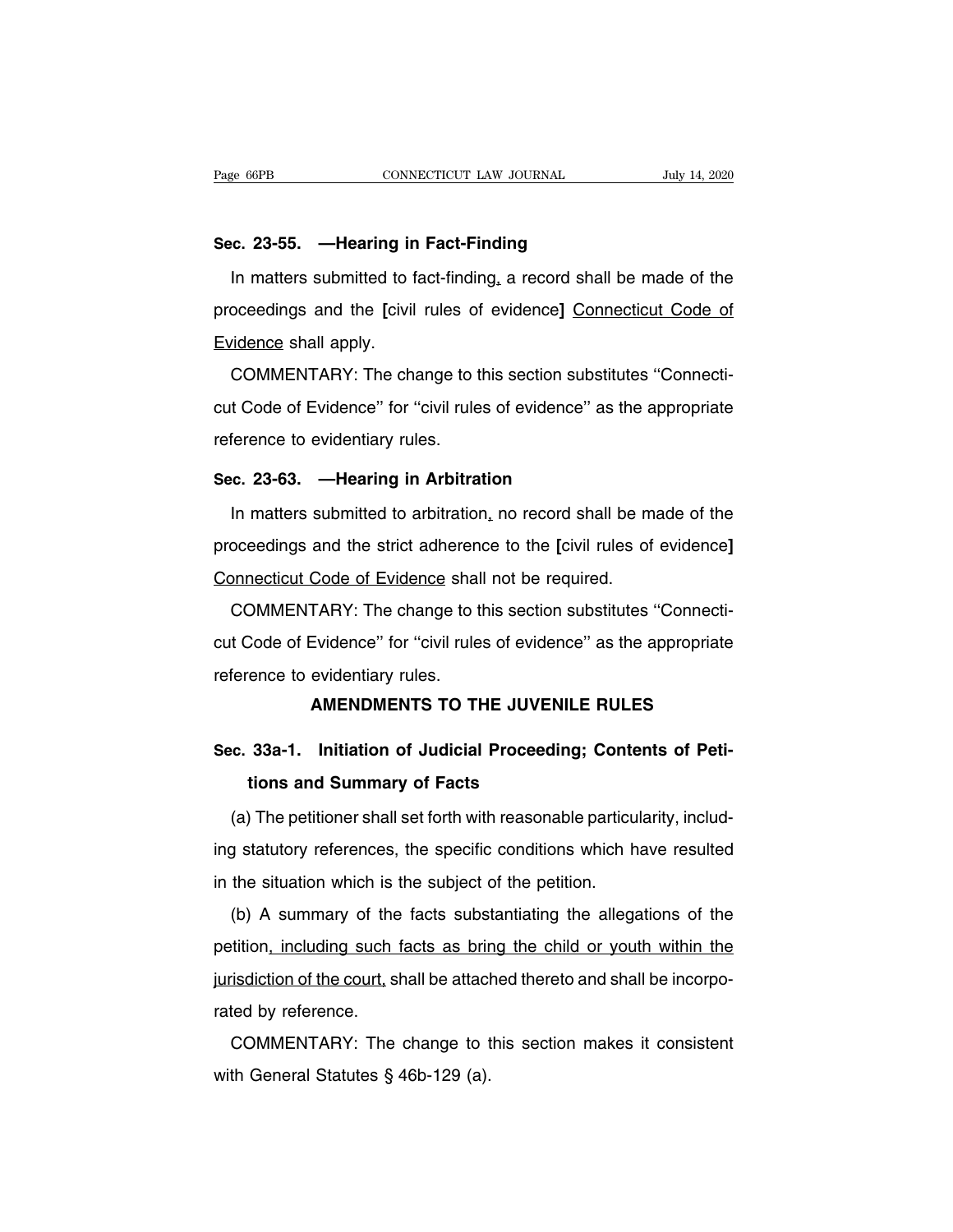**Sec. 23-55. —Hearing in Fact-Finding**

In matters submitted to fact-finding, a record shall be made of the proceedings and the [civil rules of evidence] Connecticut Code of Evidence shall apply.

COMMENTARY: The change to this section substitutes ''Connecticut Code of Evidence'' for ''civil rules of evidence'' as the appropriate reference to evidentiary rules.

**Sec. 23-63. —Hearing in Arbitration**

In matters submitted to arbitration, no record shall be made of the proceedings and the strict adherence to the [civil rules of evidence] Connecticut Code of Evidence shall not be required.

COMMENTARY: The change to this section substitutes ''Connecticut Code of Evidence'' for ''civil rules of evidence'' as the appropriate reference to evidentiary rules.

## AMENDMENTS TO THE JUVENILE RULES

**Sec. 33a-1. Initiation of Judicial Proceeding; Contents of Petitions and Summary of Facts**

(a) The petitioner shall set forth with reasonable particularity, including statutory references, the specific conditions which have resulted in the situation which is the subject of the petition.

(b) A summary of the facts substantiating the allegations of the petition, including such facts as bring the child or youth within the jurisdiction of the court, shall be attached thereto and shall be incorporated by reference.

COMMENTARY: The change to this section makes it consistent with General Statutes § 46b-129 (a).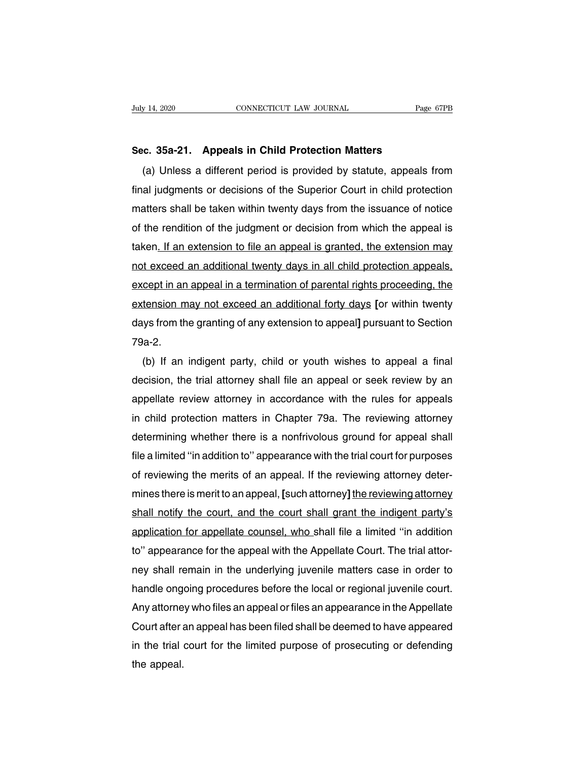**Sec. 35a-21. Appeals in Child Protection Matters**

(a) Unless a different period is provided by statute, appeals from final judgments or decisions of the Superior Court in child protection matters shall be taken within twenty days from the issuance of notice of the rendition of the judgment or decision from which the appeal is taken. If an extension to file an appeal is granted, the extension may not exceed an additional twenty days in all child protection appeals, except in an appeal in a termination of parental rights proceeding, the extension may not exceed an additional forty days [or within twenty days from the granting of any extension to appeal] pursuant to Section 79a-2.

(b) If an indigent party, child or youth wishes to appeal a final decision, the trial attorney shall file an appeal or seek review by an appellate review attorney in accordance with the rules for appeals in child protection matters in Chapter 79a. The reviewing attorney determining whether there is a nonfrivolous ground for appeal shall file a limited ''in addition to'' appearance with the trial court for purposes of reviewing the merits of an appeal. If the reviewing attorney determines there is merit to an appeal, [such attorney] the reviewing attorney shall notify the court, and the court shall grant the indigent party's application for appellate counsel, who shall file a limited ''in addition to'' appearance for the appeal with the Appellate Court. The trial attorney shall remain in the underlying juvenile matters case in order to handle ongoing procedures before the local or regional juvenile court. Any attorney who files an appeal or files an appearance in the Appellate Court after an appeal has been filed shall be deemed to have appeared in the trial court for the limited purpose of prosecuting or defending the appeal.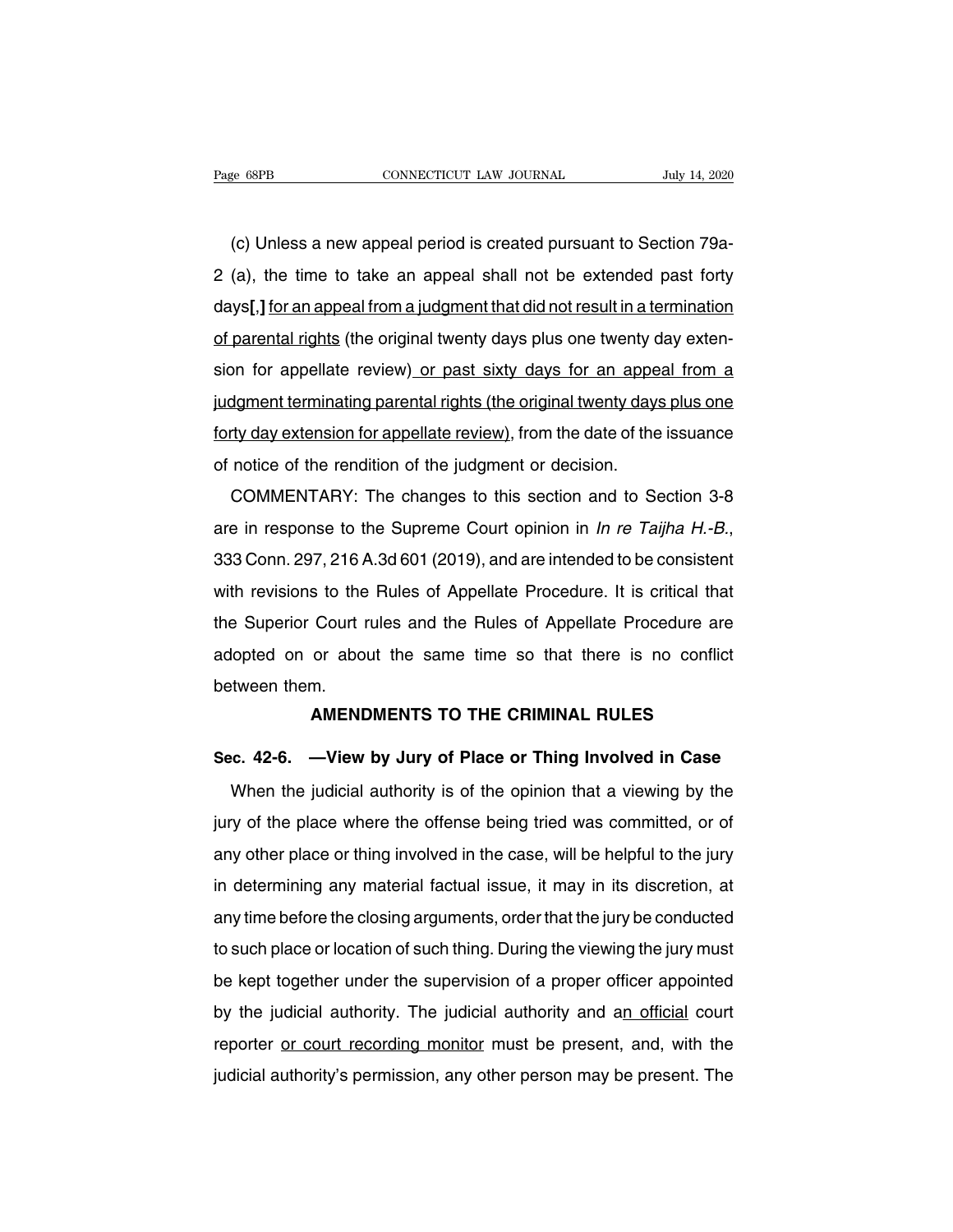(c) Unless a new appeal period is created pursuant to Section 79a-2 (a), the time to take an appeal shall not be extended past forty days**[,]** <u>for an appeal from a judgment that did not result in a termination of parental rights</u> (the original twenty days plus one twenty day extension for appellate review)<u> or past sixty days for an appeal from a judgment terminating parental rights (the original twenty days plus one forty day extension for appellate review)</u>, from the date of the issuance of notice of the rendition of the judgment or decision.

COMMENTARY: The changes to this section and to Section 3-8 are in response to the Supreme Court opinion in *In re Taijha H.-B.*, 333 Conn. 297, 216 A.3d 601 (2019), and are intended to be consistent with revisions to the Rules of Appellate Procedure. It is critical that the Superior Court rules and the Rules of Appellate Procedure are adopted on or about the same time so that there is no conflict between them.

## AMENDMENTS TO THE CRIMINAL RULES

### Sec. 42-6. —View by Jury of Place or Thing Involved in Case

When the judicial authority is of the opinion that a viewing by the jury of the place where the offense being tried was committed, or of any other place or thing involved in the case, will be helpful to the jury in determining any material factual issue, it may in its discretion, at any time before the closing arguments, order that the jury be conducted to such place or location of such thing. During the viewing the jury must be kept together under the supervision of a proper officer appointed by the judicial authority. The judicial authority and a<u>n official</u> court reporter <u>or court recording monitor</u> must be present, and, with the judicial authority's permission, any other person may be present. The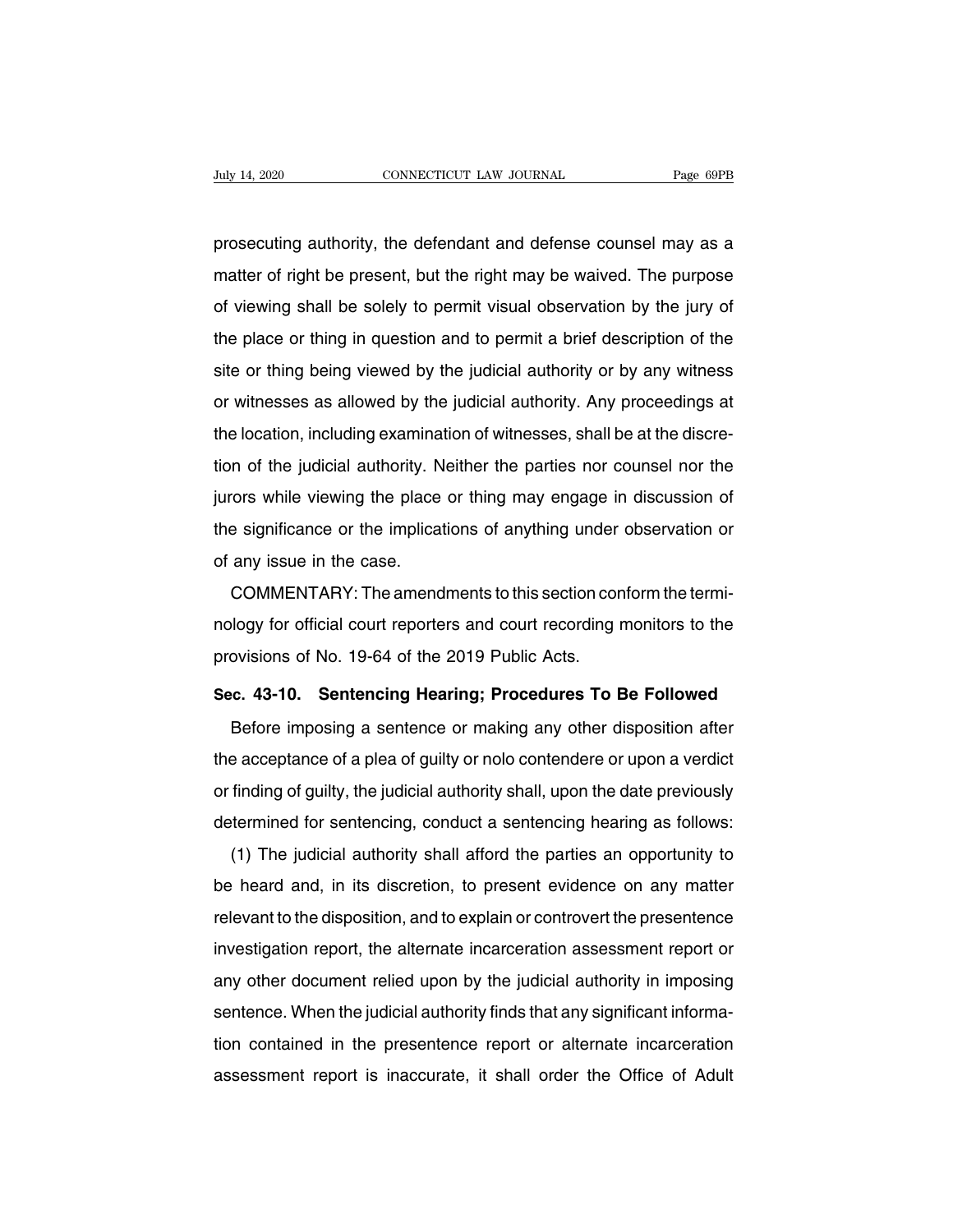prosecuting authority, the defendant and defense counsel may as a matter of right be present, but the right may be waived. The purpose of viewing shall be solely to permit visual observation by the jury of the place or thing in question and to permit a brief description of the site or thing being viewed by the judicial authority or by any witness or witnesses as allowed by the judicial authority. Any proceedings at the location, including examination of witnesses, shall be at the discretion of the judicial authority. Neither the parties nor counsel nor the jurors while viewing the place or thing may engage in discussion of the significance or the implications of anything under observation or of any issue in the case.

COMMENTARY: The amendments to this section conform the terminology for official court reporters and court recording monitors to the provisions of No. 19-64 of the 2019 Public Acts.

### Sec. 43-10. Sentencing Hearing; Procedures To Be Followed

Before imposing a sentence or making any other disposition after the acceptance of a plea of guilty or nolo contendere or upon a verdict or finding of guilty, the judicial authority shall, upon the date previously determined for sentencing, conduct a sentencing hearing as follows:

(1) The judicial authority shall afford the parties an opportunity to be heard and, in its discretion, to present evidence on any matter relevant to the disposition, and to explain or controvert the presentence investigation report, the alternate incarceration assessment report or any other document relied upon by the judicial authority in imposing sentence. When the judicial authority finds that any significant information contained in the presentence report or alternate incarceration assessment report is inaccurate, it shall order the Office of Adult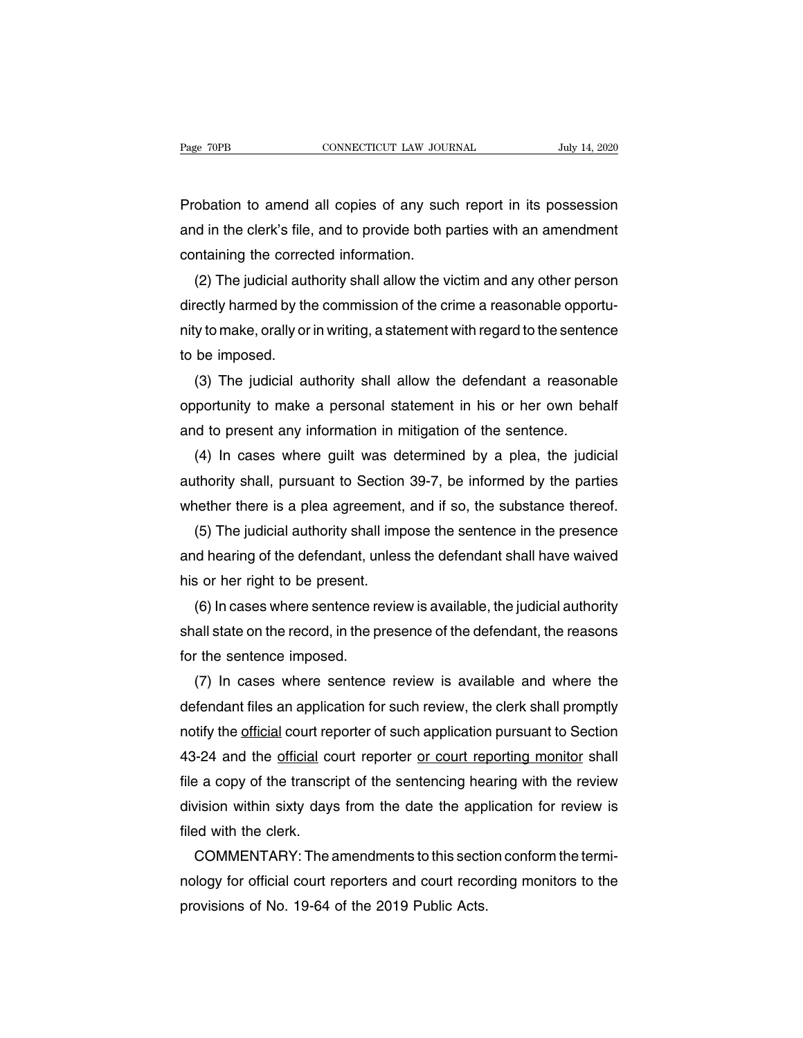Probation to amend all copies of any such report in its possession and in the clerk's file, and to provide both parties with an amendment containing the corrected information.

(2) The judicial authority shall allow the victim and any other person directly harmed by the commission of the crime a reasonable opportunity to make, orally or in writing, a statement with regard to the sentence to be imposed.

(3) The judicial authority shall allow the defendant a reasonable opportunity to make a personal statement in his or her own behalf and to present any information in mitigation of the sentence.

(4) In cases where guilt was determined by a plea, the judicial authority shall, pursuant to Section 39-7, be informed by the parties whether there is a plea agreement, and if so, the substance thereof.

(5) The judicial authority shall impose the sentence in the presence and hearing of the defendant, unless the defendant shall have waived his or her right to be present.

(6) In cases where sentence review is available, the judicial authority shall state on the record, in the presence of the defendant, the reasons for the sentence imposed.

(7) In cases where sentence review is available and where the defendant files an application for such review, the clerk shall promptly notify the <u>official</u> court reporter of such application pursuant to Section 43-24 and the <u>official</u> court reporter <u>or court reporting monitor</u> shall file a copy of the transcript of the sentencing hearing with the review division within sixty days from the date the application for review is filed with the clerk.

COMMENTARY: The amendments to this section conform the terminology for official court reporters and court recording monitors to the provisions of No. 19-64 of the 2019 Public Acts.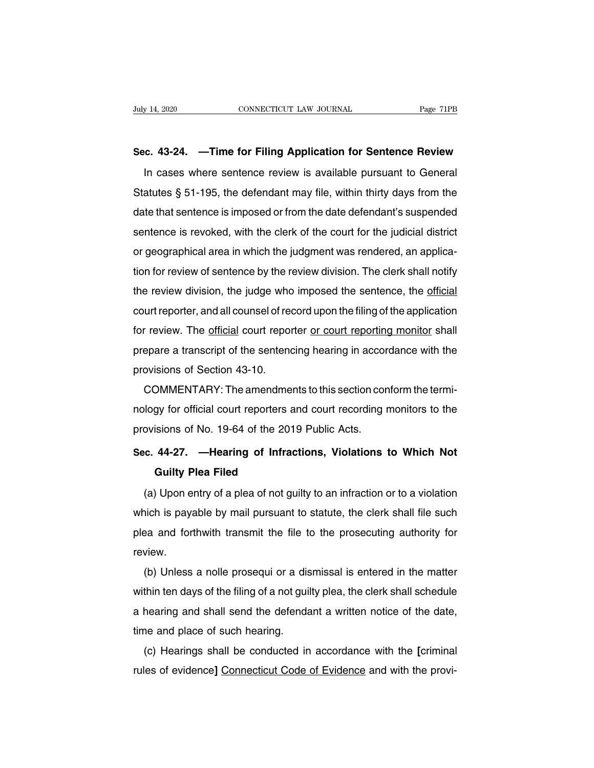**Sec. 43-24. —Time for Filing Application for Sentence Review**

In cases where sentence review is available pursuant to General Statutes § 51-195, the defendant may file, within thirty days from the date that sentence is imposed or from the date defendant's suspended sentence is revoked, with the clerk of the court for the judicial district or geographical area in which the judgment was rendered, an application for review of sentence by the review division. The clerk shall notify the review division, the judge who imposed the sentence, the <u>official</u> court reporter, and all counsel of record upon the filing of the application for review. The <u>official</u> court reporter <u>or court reporting monitor</u> shall prepare a transcript of the sentencing hearing in accordance with the provisions of Section 43-10.

COMMENTARY: The amendments to this section conform the terminology for official court reporters and court recording monitors to the provisions of No. 19-64 of the 2019 Public Acts.

**Sec. 44-27. —Hearing of Infractions, Violations to Which Not Guilty Plea Filed**

(a) Upon entry of a plea of not guilty to an infraction or to a violation which is payable by mail pursuant to statute, the clerk shall file such plea and forthwith transmit the file to the prosecuting authority for review.

(b) Unless a nolle prosequi or a dismissal is entered in the matter within ten days of the filing of a not guilty plea, the clerk shall schedule a hearing and shall send the defendant a written notice of the date, time and place of such hearing.

(c) Hearings shall be conducted in accordance with the **[**criminal rules of evidence**]** <u>Connecticut Code of Evidence</u> and with the provi-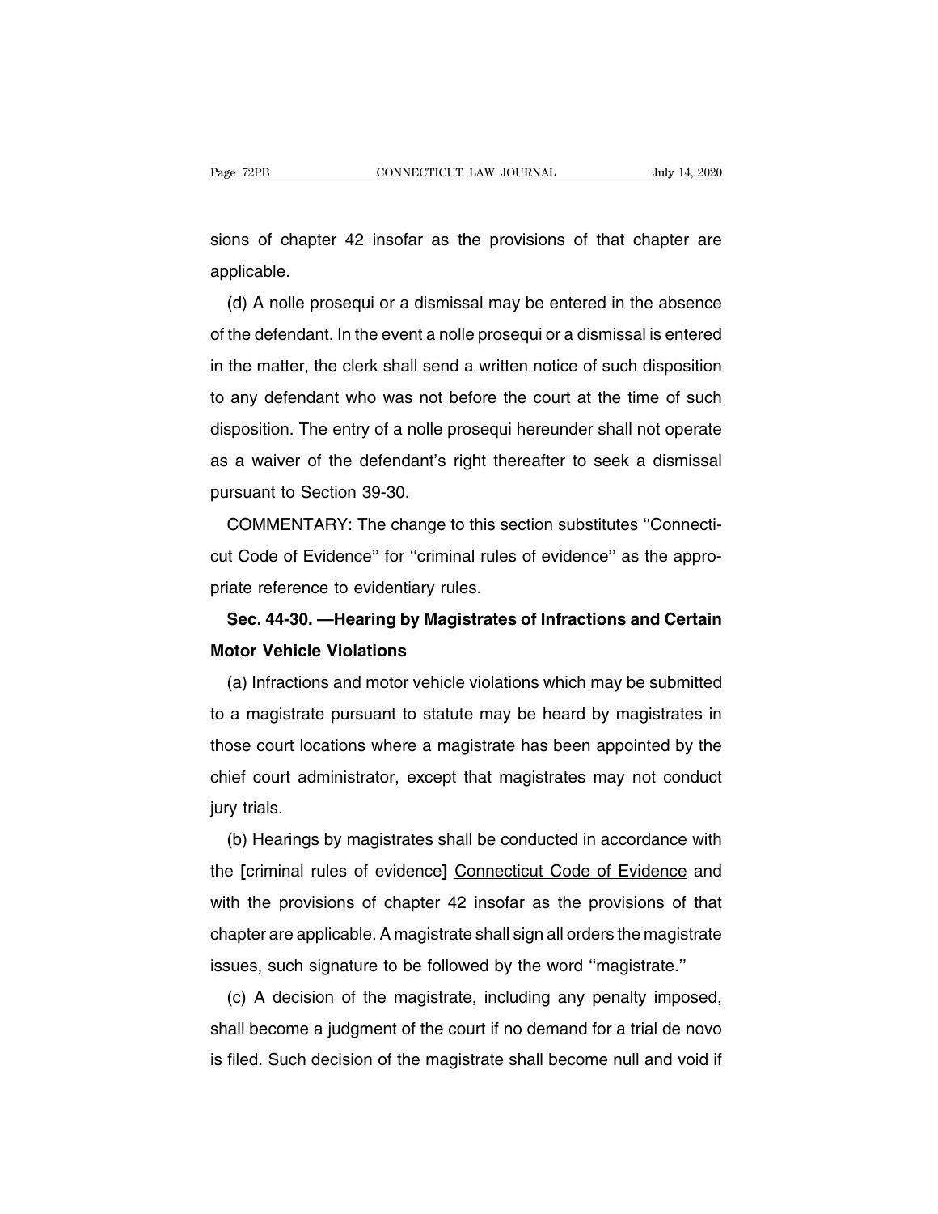sions of chapter 42 insofar as the provisions of that chapter are applicable.

(d) A nolle prosequi or a dismissal may be entered in the absence of the defendant. In the event a nolle prosequi or a dismissal is entered in the matter, the clerk shall send a written notice of such disposition to any defendant who was not before the court at the time of such disposition. The entry of a nolle prosequi hereunder shall not operate as a waiver of the defendant's right thereafter to seek a dismissal pursuant to Section 39-30.

COMMENTARY: The change to this section substitutes ''Connecticut Code of Evidence'' for ''criminal rules of evidence'' as the appropriate reference to evidentiary rules.

**Sec. 44-30. —Hearing by Magistrates of Infractions and Certain Motor Vehicle Violations**

(a) Infractions and motor vehicle violations which may be submitted to a magistrate pursuant to statute may be heard by magistrates in those court locations where a magistrate has been appointed by the chief court administrator, except that magistrates may not conduct jury trials.

(b) Hearings by magistrates shall be conducted in accordance with the **[**criminal rules of evidence**]** <u>Connecticut Code of Evidence</u> and with the provisions of chapter 42 insofar as the provisions of that chapter are applicable. A magistrate shall sign all orders the magistrate issues, such signature to be followed by the word ''magistrate.''

(c) A decision of the magistrate, including any penalty imposed, shall become a judgment of the court if no demand for a trial de novo is filed. Such decision of the magistrate shall become null and void if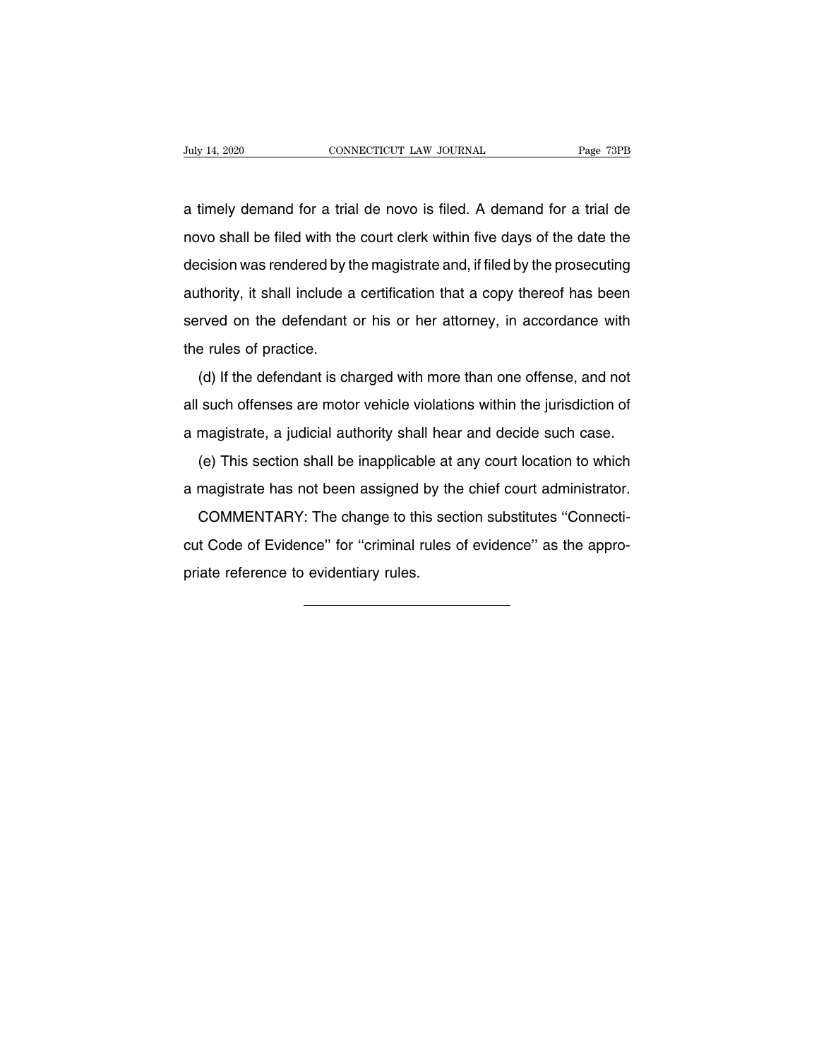a timely demand for a trial de novo is filed. A demand for a trial de novo shall be filed with the court clerk within five days of the date the decision was rendered by the magistrate and, if filed by the prosecuting authority, it shall include a certification that a copy thereof has been served on the defendant or his or her attorney, in accordance with the rules of practice.

(d) If the defendant is charged with more than one offense, and not all such offenses are motor vehicle violations within the jurisdiction of a magistrate, a judicial authority shall hear and decide such case.

(e) This section shall be inapplicable at any court location to which a magistrate has not been assigned by the chief court administrator.

COMMENTARY: The change to this section substitutes ''Connecticut Code of Evidence'' for ''criminal rules of evidence'' as the appropriate reference to evidentiary rules.

---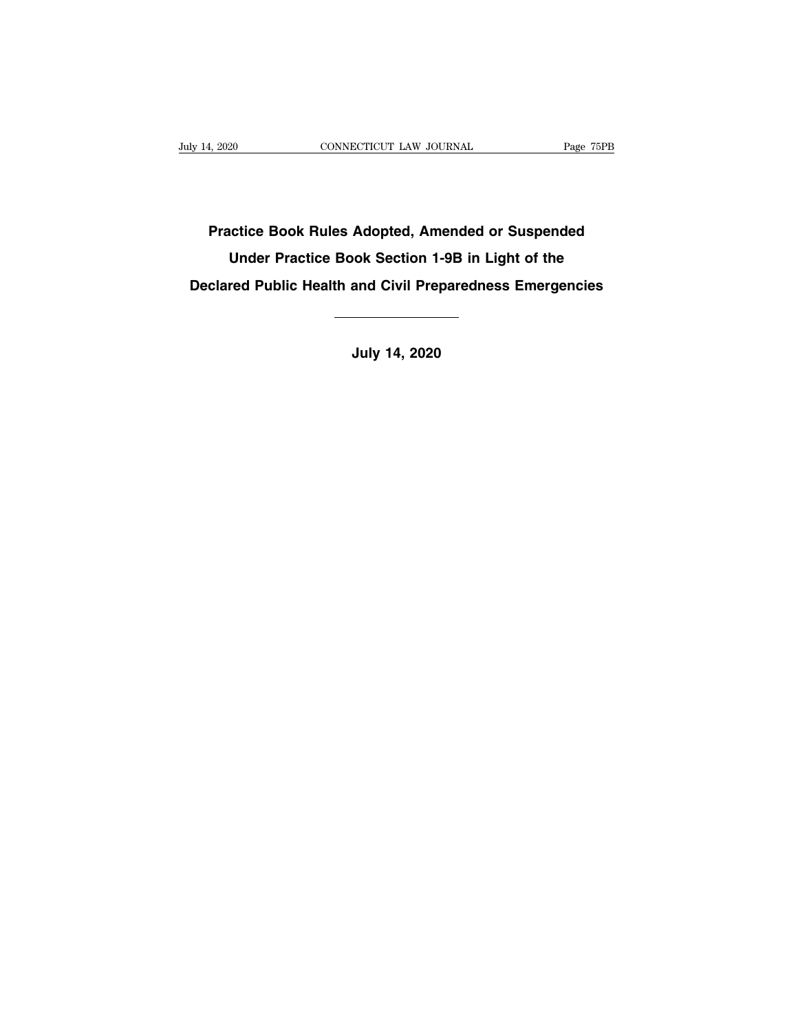# Practice Book Rules Adopted, Amended or Suspended Under Practice Book Section 1-9B in Light of the Declared Public Health and Civil Preparedness Emergencies

---

**July 14, 2020**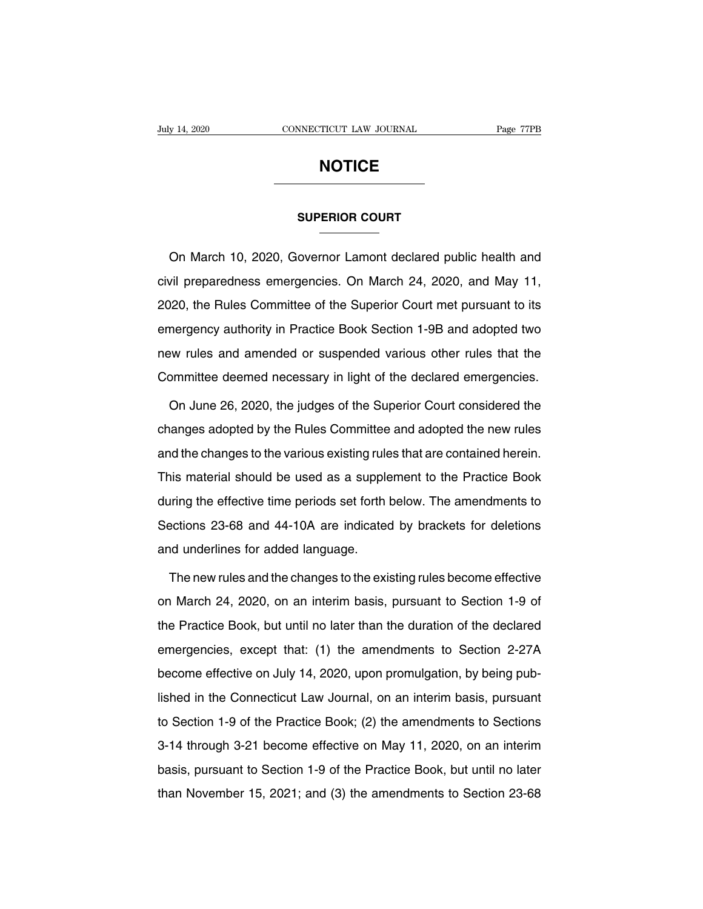# NOTICE

## SUPERIOR COURT

On March 10, 2020, Governor Lamont declared public health and civil preparedness emergencies. On March 24, 2020, and May 11, 2020, the Rules Committee of the Superior Court met pursuant to its emergency authority in Practice Book Section 1-9B and adopted two new rules and amended or suspended various other rules that the Committee deemed necessary in light of the declared emergencies.

On June 26, 2020, the judges of the Superior Court considered the changes adopted by the Rules Committee and adopted the new rules and the changes to the various existing rules that are contained herein. This material should be used as a supplement to the Practice Book during the effective time periods set forth below. The amendments to Sections 23-68 and 44-10A are indicated by brackets for deletions and underlines for added language.

The new rules and the changes to the existing rules become effective on March 24, 2020, on an interim basis, pursuant to Section 1-9 of the Practice Book, but until no later than the duration of the declared emergencies, except that: (1) the amendments to Section 2-27A become effective on July 14, 2020, upon promulgation, by being published in the Connecticut Law Journal, on an interim basis, pursuant to Section 1-9 of the Practice Book; (2) the amendments to Sections 3-14 through 3-21 become effective on May 11, 2020, on an interim basis, pursuant to Section 1-9 of the Practice Book, but until no later than November 15, 2021; and (3) the amendments to Section 23-68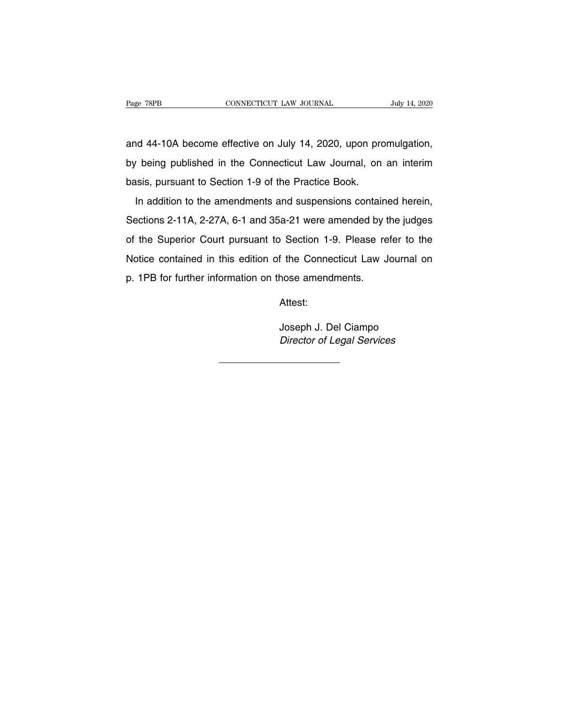and 44-10A become effective on July 14, 2020, upon promulgation, by being published in the Connecticut Law Journal, on an interim basis, pursuant to Section 1-9 of the Practice Book.

In addition to the amendments and suspensions contained herein, Sections 2-11A, 2-27A, 6-1 and 35a-21 were amended by the judges of the Superior Court pursuant to Section 1-9. Please refer to the Notice contained in this edition of the Connecticut Law Journal on p. 1PB for further information on those amendments.

Attest:

Joseph J. Del Ciampo
*Director of Legal Services*

---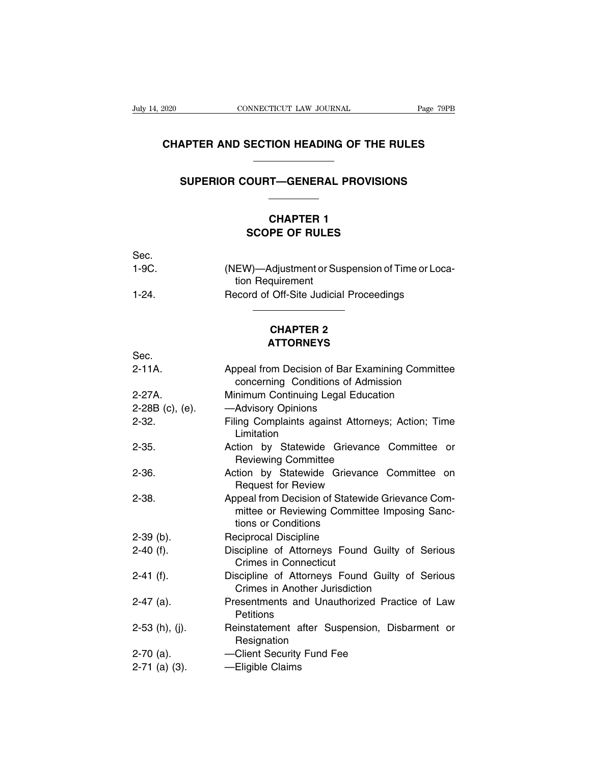# CHAPTER AND SECTION HEADING OF THE RULES

## SUPERIOR COURT—GENERAL PROVISIONS

### CHAPTER 1
### SCOPE OF RULES

| Sec. | |
|---|---|
| 1-9C. | (NEW)—Adjustment or Suspension of Time or Location Requirement |
| 1-24. | Record of Off-Site Judicial Proceedings |

### CHAPTER 2
### ATTORNEYS

| Sec. | |
|---|---|
| 2-11A. | Appeal from Decision of Bar Examining Committee concerning Conditions of Admission |
| 2-27A. | Minimum Continuing Legal Education |
| 2-28B (c), (e). | —Advisory Opinions |
| 2-32. | Filing Complaints against Attorneys; Action; Time Limitation |
| 2-35. | Action by Statewide Grievance Committee or Reviewing Committee |
| 2-36. | Action by Statewide Grievance Committee on Request for Review |
| 2-38. | Appeal from Decision of Statewide Grievance Committee or Reviewing Committee Imposing Sanctions or Conditions |
| 2-39 (b). | Reciprocal Discipline |
| 2-40 (f). | Discipline of Attorneys Found Guilty of Serious Crimes in Connecticut |
| 2-41 (f). | Discipline of Attorneys Found Guilty of Serious Crimes in Another Jurisdiction |
| 2-47 (a). | Presentments and Unauthorized Practice of Law Petitions |
| 2-53 (h), (j). | Reinstatement after Suspension, Disbarment or Resignation |
| 2-70 (a). | —Client Security Fund Fee |
| 2-71 (a) (3). | —Eligible Claims |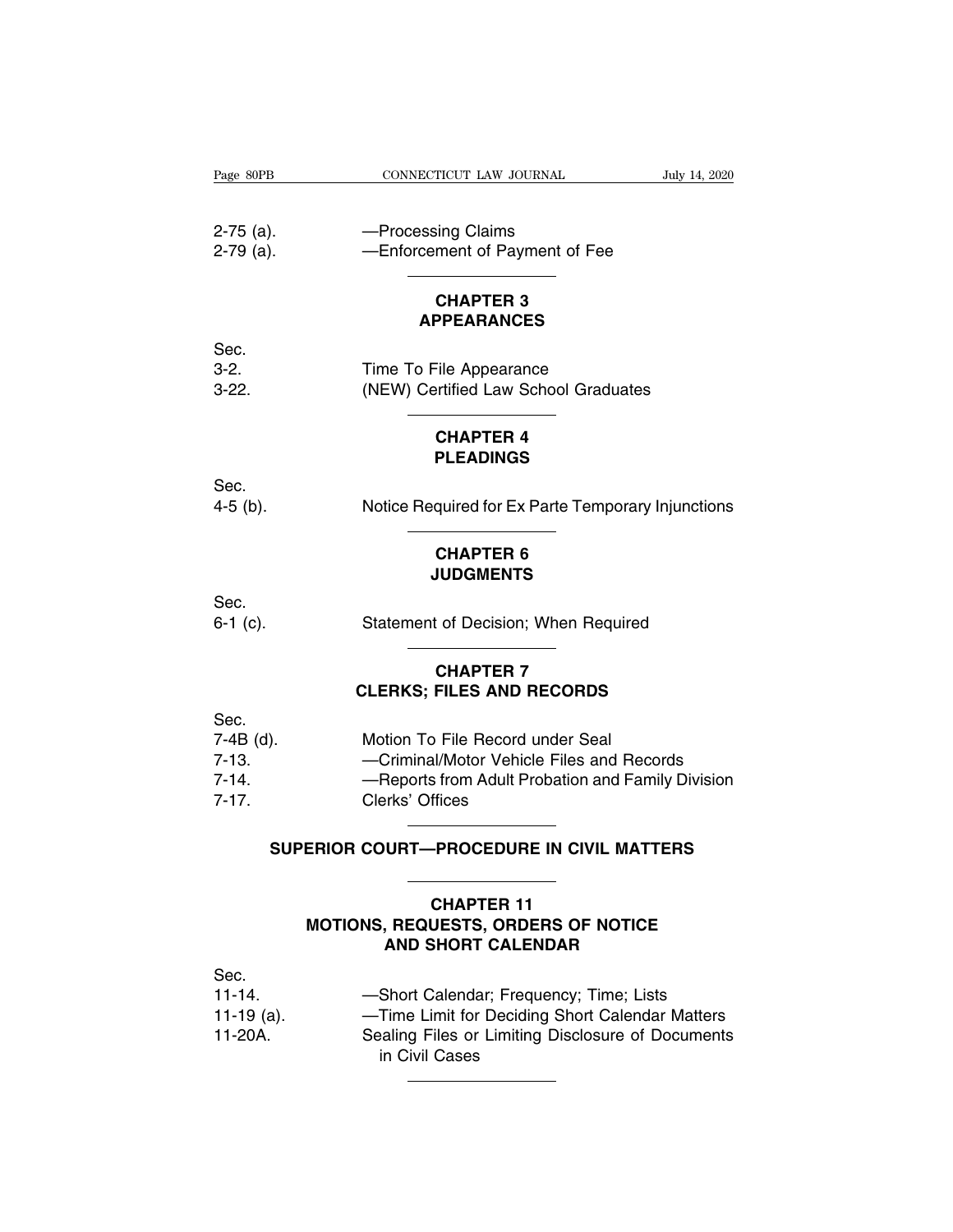2-75 (a). —Processing Claims
2-79 (a). —Enforcement of Payment of Fee

---

## CHAPTER 3
## APPEARANCES

Sec.
3-2. Time To File Appearance
3-22. (NEW) Certified Law School Graduates

---

## CHAPTER 4
## PLEADINGS

Sec.
4-5 (b). Notice Required for Ex Parte Temporary Injunctions

---

## CHAPTER 6
## JUDGMENTS

Sec.
6-1 (c). Statement of Decision; When Required

---

## CHAPTER 7
## CLERKS; FILES AND RECORDS

Sec.
7-4B (d). Motion To File Record under Seal
7-13. —Criminal/Motor Vehicle Files and Records
7-14. —Reports from Adult Probation and Family Division
7-17. Clerks' Offices

---

# SUPERIOR COURT—PROCEDURE IN CIVIL MATTERS

---

## CHAPTER 11
## MOTIONS, REQUESTS, ORDERS OF NOTICE AND SHORT CALENDAR

Sec.
11-14. —Short Calendar; Frequency; Time; Lists
11-19 (a). —Time Limit for Deciding Short Calendar Matters
11-20A. Sealing Files or Limiting Disclosure of Documents in Civil Cases

---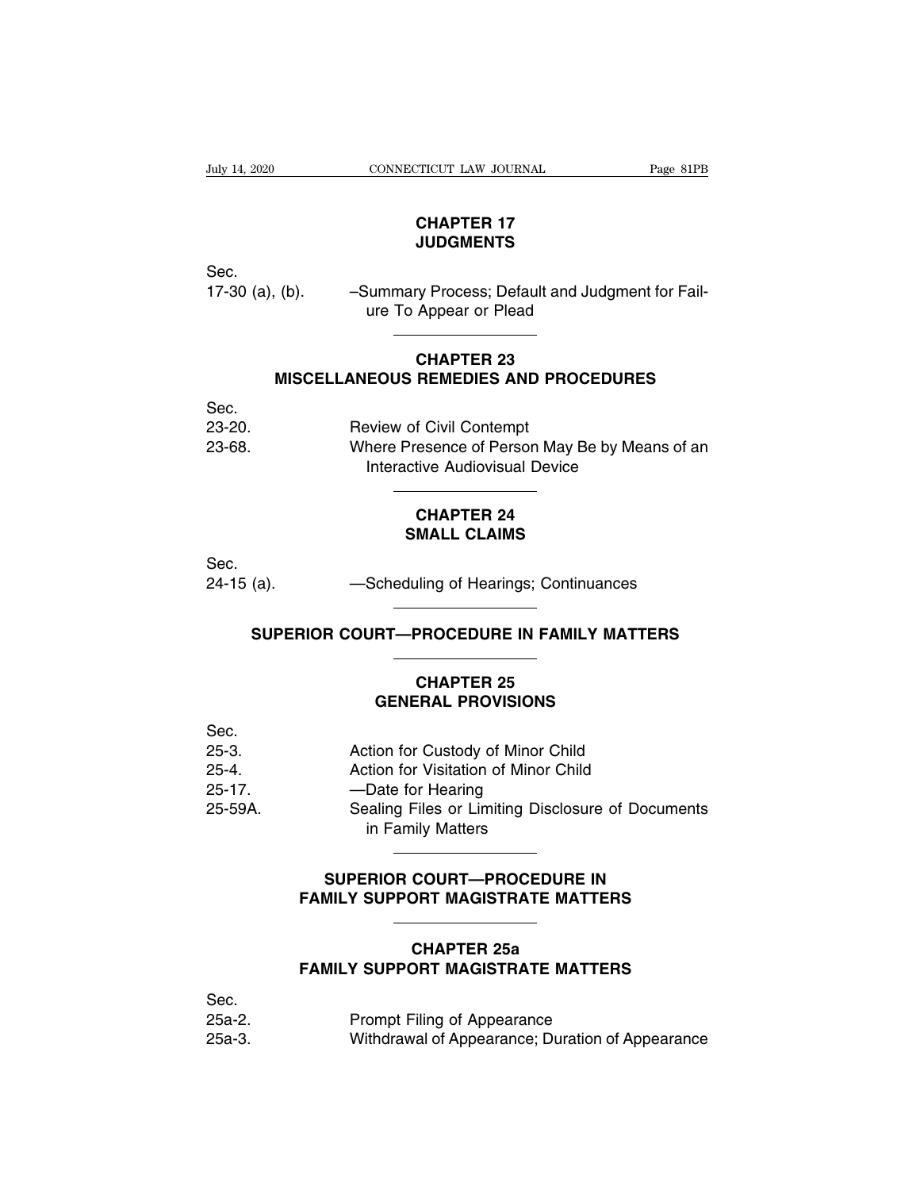## CHAPTER 17
## JUDGMENTS

Sec.
17-30 (a), (b). –Summary Process; Default and Judgment for Failure To Appear or Plead

---

## CHAPTER 23
## MISCELLANEOUS REMEDIES AND PROCEDURES

Sec.
23-20. Review of Civil Contempt
23-68. Where Presence of Person May Be by Means of an Interactive Audiovisual Device

---

## CHAPTER 24
## SMALL CLAIMS

Sec.
24-15 (a). —Scheduling of Hearings; Continuances

---

# SUPERIOR COURT—PROCEDURE IN FAMILY MATTERS

---

## CHAPTER 25
## GENERAL PROVISIONS

Sec.
25-3. Action for Custody of Minor Child
25-4. Action for Visitation of Minor Child
25-17. —Date for Hearing
25-59A. Sealing Files or Limiting Disclosure of Documents in Family Matters

---

# SUPERIOR COURT—PROCEDURE IN FAMILY SUPPORT MAGISTRATE MATTERS

---

## CHAPTER 25a
## FAMILY SUPPORT MAGISTRATE MATTERS

Sec.
25a-2. Prompt Filing of Appearance
25a-3. Withdrawal of Appearance; Duration of Appearance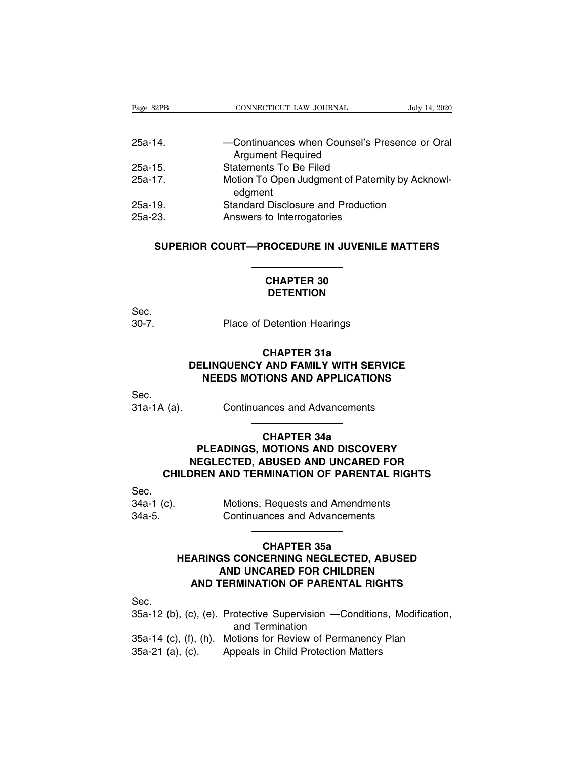| | |
|---|---|
| 25a-14. | —Continuances when Counsel's Presence or Oral Argument Required |
| 25a-15. | Statements To Be Filed |
| 25a-17. | Motion To Open Judgment of Paternity by Acknowledgment |
| 25a-19. | Standard Disclosure and Production |
| 25a-23. | Answers to Interrogatories |

## SUPERIOR COURT—PROCEDURE IN JUVENILE MATTERS

### CHAPTER 30
### DETENTION

| Sec. | |
|---|---|
| 30-7. | Place of Detention Hearings |

### CHAPTER 31a
### DELINQUENCY AND FAMILY WITH SERVICE NEEDS MOTIONS AND APPLICATIONS

| Sec. | |
|---|---|
| 31a-1A (a). | Continuances and Advancements |

### CHAPTER 34a
### PLEADINGS, MOTIONS AND DISCOVERY NEGLECTED, ABUSED AND UNCARED FOR CHILDREN AND TERMINATION OF PARENTAL RIGHTS

| Sec. | |
|---|---|
| 34a-1 (c). | Motions, Requests and Amendments |
| 34a-5. | Continuances and Advancements |

### CHAPTER 35a
### HEARINGS CONCERNING NEGLECTED, ABUSED AND UNCARED FOR CHILDREN AND TERMINATION OF PARENTAL RIGHTS

| Sec. | |
|---|---|
| 35a-12 (b), (c), (e). | Protective Supervision —Conditions, Modification, and Termination |
| 35a-14 (c), (f), (h). | Motions for Review of Permanency Plan |
| 35a-21 (a), (c). | Appeals in Child Protection Matters |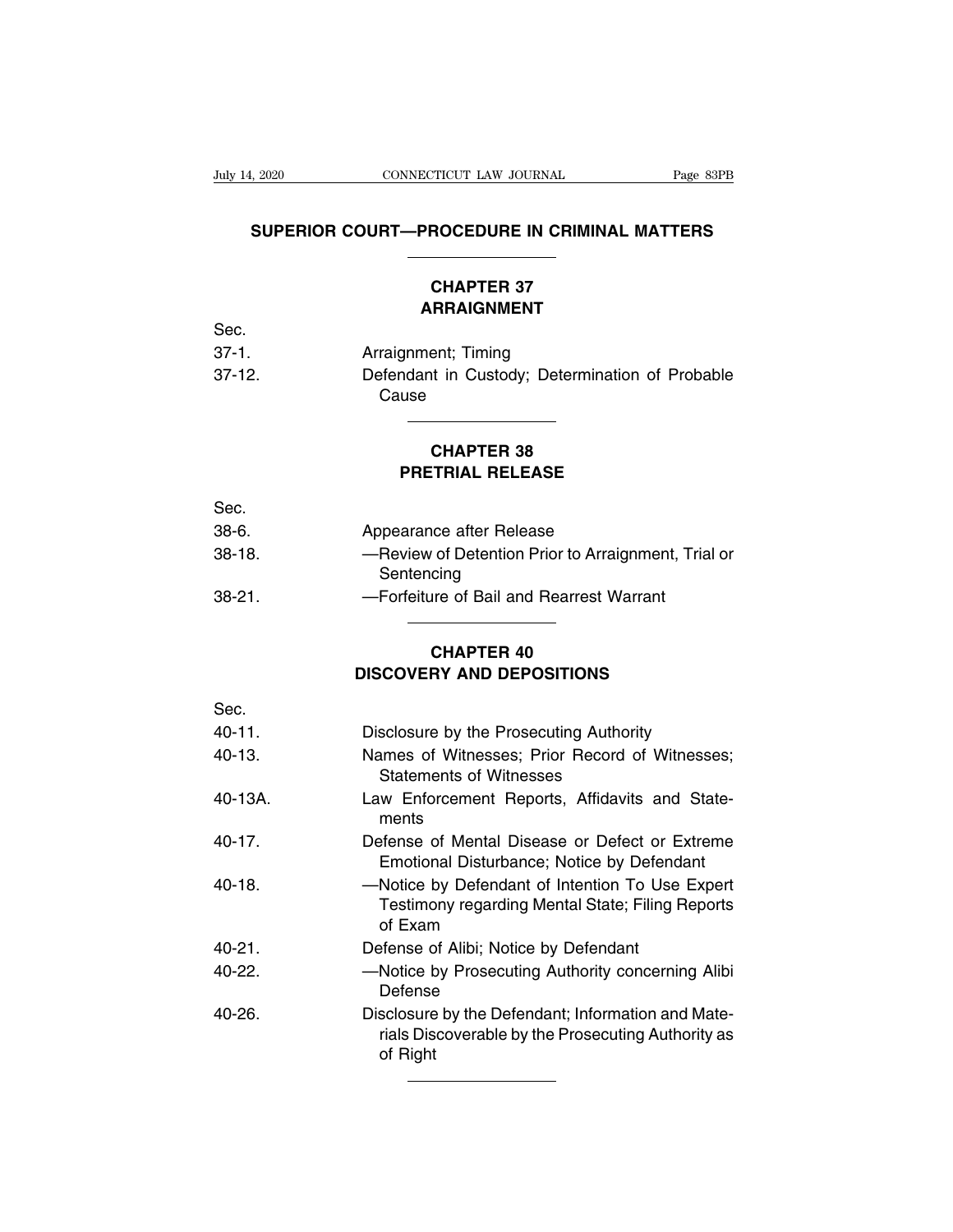# SUPERIOR COURT—PROCEDURE IN CRIMINAL MATTERS

## CHAPTER 37
## ARRAIGNMENT

| Sec. | |
|---|---|
| 37-1. | Arraignment; Timing |
| 37-12. | Defendant in Custody; Determination of Probable Cause |

## CHAPTER 38
## PRETRIAL RELEASE

| Sec. | |
|---|---|
| 38-6. | Appearance after Release |
| 38-18. | —Review of Detention Prior to Arraignment, Trial or Sentencing |
| 38-21. | —Forfeiture of Bail and Rearrest Warrant |

## CHAPTER 40
## DISCOVERY AND DEPOSITIONS

| Sec. | |
|---|---|
| 40-11. | Disclosure by the Prosecuting Authority |
| 40-13. | Names of Witnesses; Prior Record of Witnesses; Statements of Witnesses |
| 40-13A. | Law Enforcement Reports, Affidavits and Statements |
| 40-17. | Defense of Mental Disease or Defect or Extreme Emotional Disturbance; Notice by Defendant |
| 40-18. | —Notice by Defendant of Intention To Use Expert Testimony regarding Mental State; Filing Reports of Exam |
| 40-21. | Defense of Alibi; Notice by Defendant |
| 40-22. | —Notice by Prosecuting Authority concerning Alibi Defense |
| 40-26. | Disclosure by the Defendant; Information and Materials Discoverable by the Prosecuting Authority as of Right |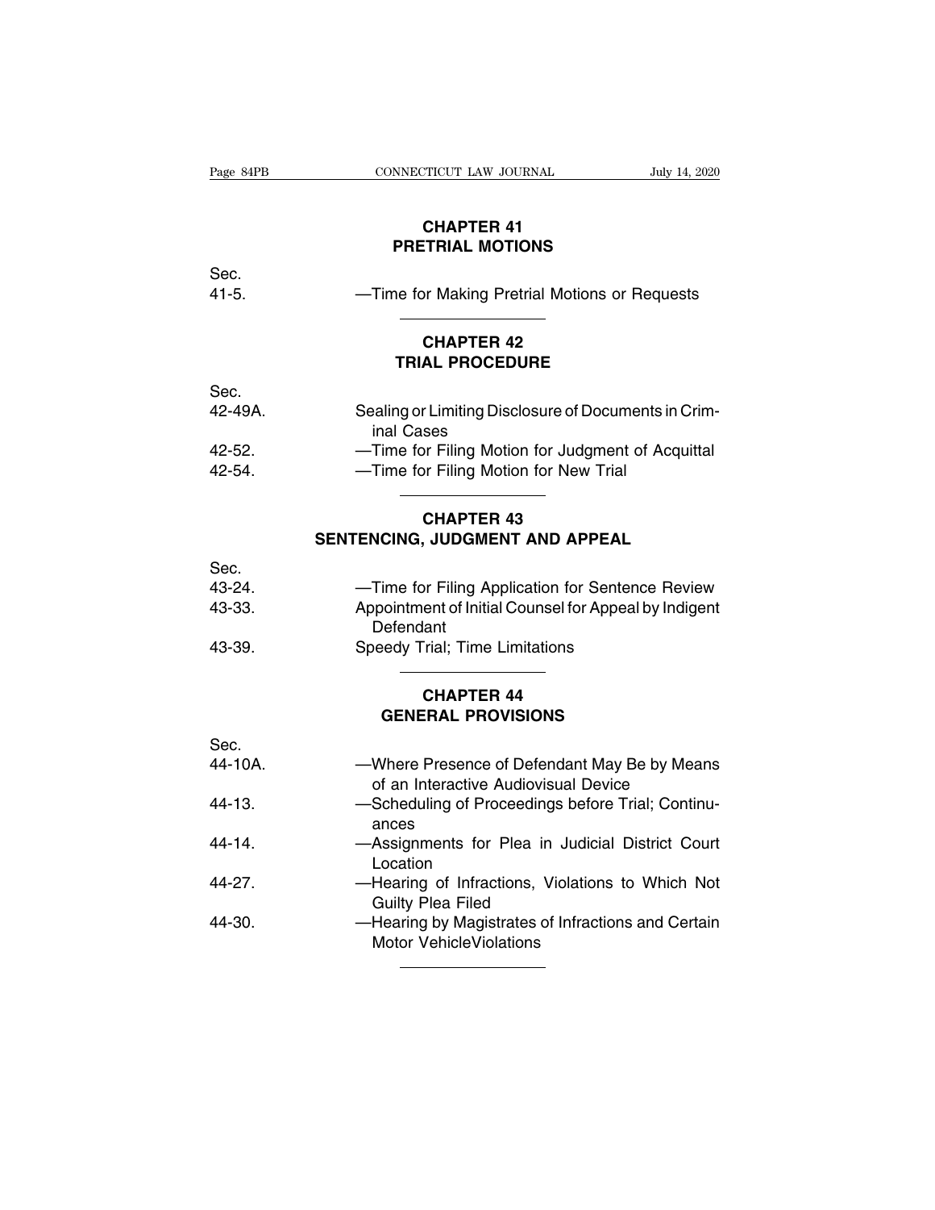## CHAPTER 41
## PRETRIAL MOTIONS

| Sec. | |
|---|---|
| 41-5. | —Time for Making Pretrial Motions or Requests |

## CHAPTER 42
## TRIAL PROCEDURE

| Sec. | |
|---|---|
| 42-49A. | Sealing or Limiting Disclosure of Documents in Criminal Cases |
| 42-52. | —Time for Filing Motion for Judgment of Acquittal |
| 42-54. | —Time for Filing Motion for New Trial |

## CHAPTER 43
## SENTENCING, JUDGMENT AND APPEAL

| Sec. | |
|---|---|
| 43-24. | —Time for Filing Application for Sentence Review |
| 43-33. | Appointment of Initial Counsel for Appeal by Indigent Defendant |
| 43-39. | Speedy Trial; Time Limitations |

## CHAPTER 44
## GENERAL PROVISIONS

| Sec. | |
|---|---|
| 44-10A. | —Where Presence of Defendant May Be by Means of an Interactive Audiovisual Device |
| 44-13. | —Scheduling of Proceedings before Trial; Continuances |
| 44-14. | —Assignments for Plea in Judicial District Court Location |
| 44-27. | —Hearing of Infractions, Violations to Which Not Guilty Plea Filed |
| 44-30. | —Hearing by Magistrates of Infractions and Certain Motor VehicleViolations |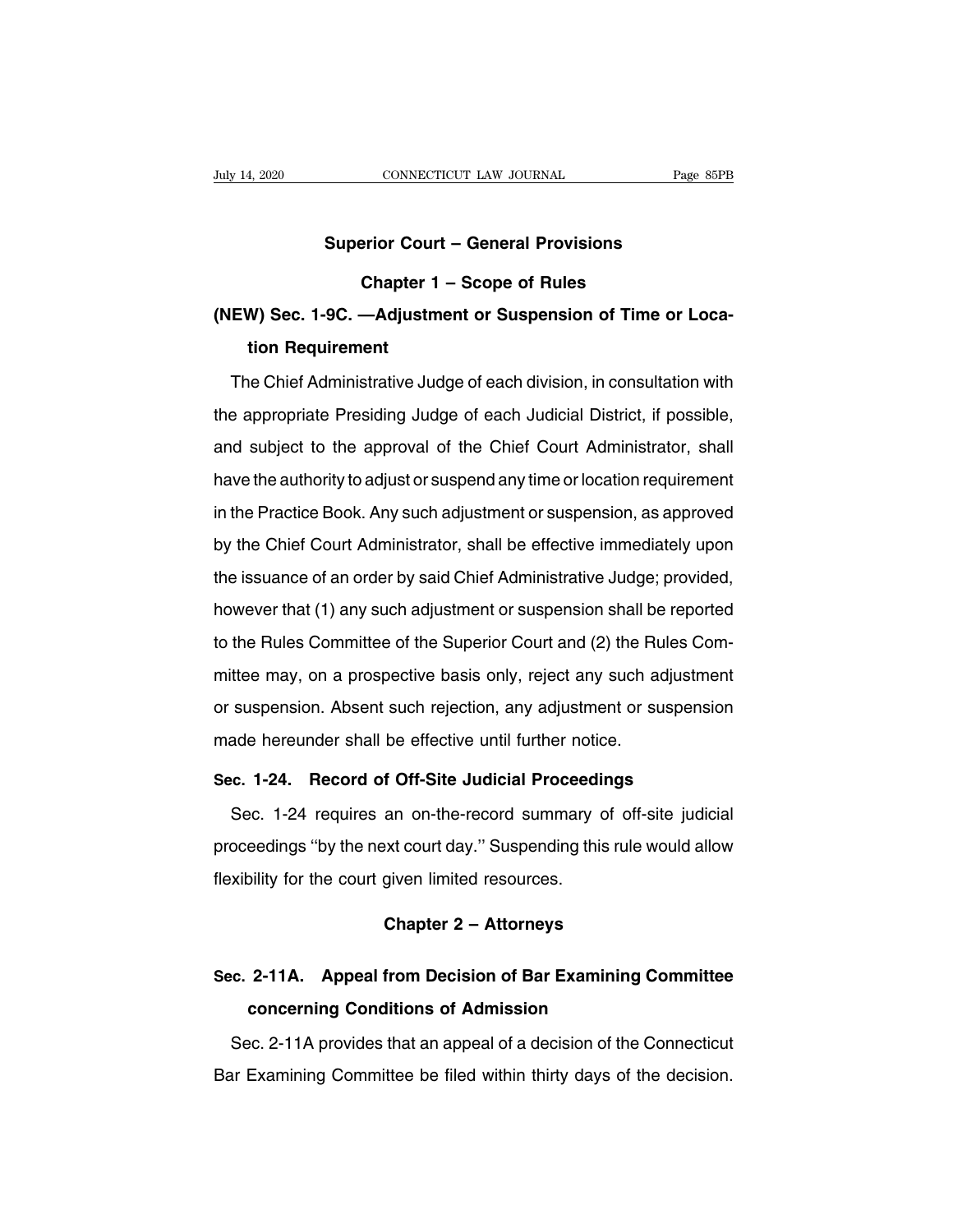## Superior Court – General Provisions

### Chapter 1 – Scope of Rules

**(NEW) Sec. 1-9C. —Adjustment or Suspension of Time or Location Requirement**

The Chief Administrative Judge of each division, in consultation with the appropriate Presiding Judge of each Judicial District, if possible, and subject to the approval of the Chief Court Administrator, shall have the authority to adjust or suspend any time or location requirement in the Practice Book. Any such adjustment or suspension, as approved by the Chief Court Administrator, shall be effective immediately upon the issuance of an order by said Chief Administrative Judge; provided, however that (1) any such adjustment or suspension shall be reported to the Rules Committee of the Superior Court and (2) the Rules Committee may, on a prospective basis only, reject any such adjustment or suspension. Absent such rejection, any adjustment or suspension made hereunder shall be effective until further notice.

**Sec. 1-24. Record of Off-Site Judicial Proceedings**

Sec. 1-24 requires an on-the-record summary of off-site judicial proceedings ''by the next court day.'' Suspending this rule would allow flexibility for the court given limited resources.

### Chapter 2 – Attorneys

**Sec. 2-11A. Appeal from Decision of Bar Examining Committee concerning Conditions of Admission**

Sec. 2-11A provides that an appeal of a decision of the Connecticut Bar Examining Committee be filed within thirty days of the decision.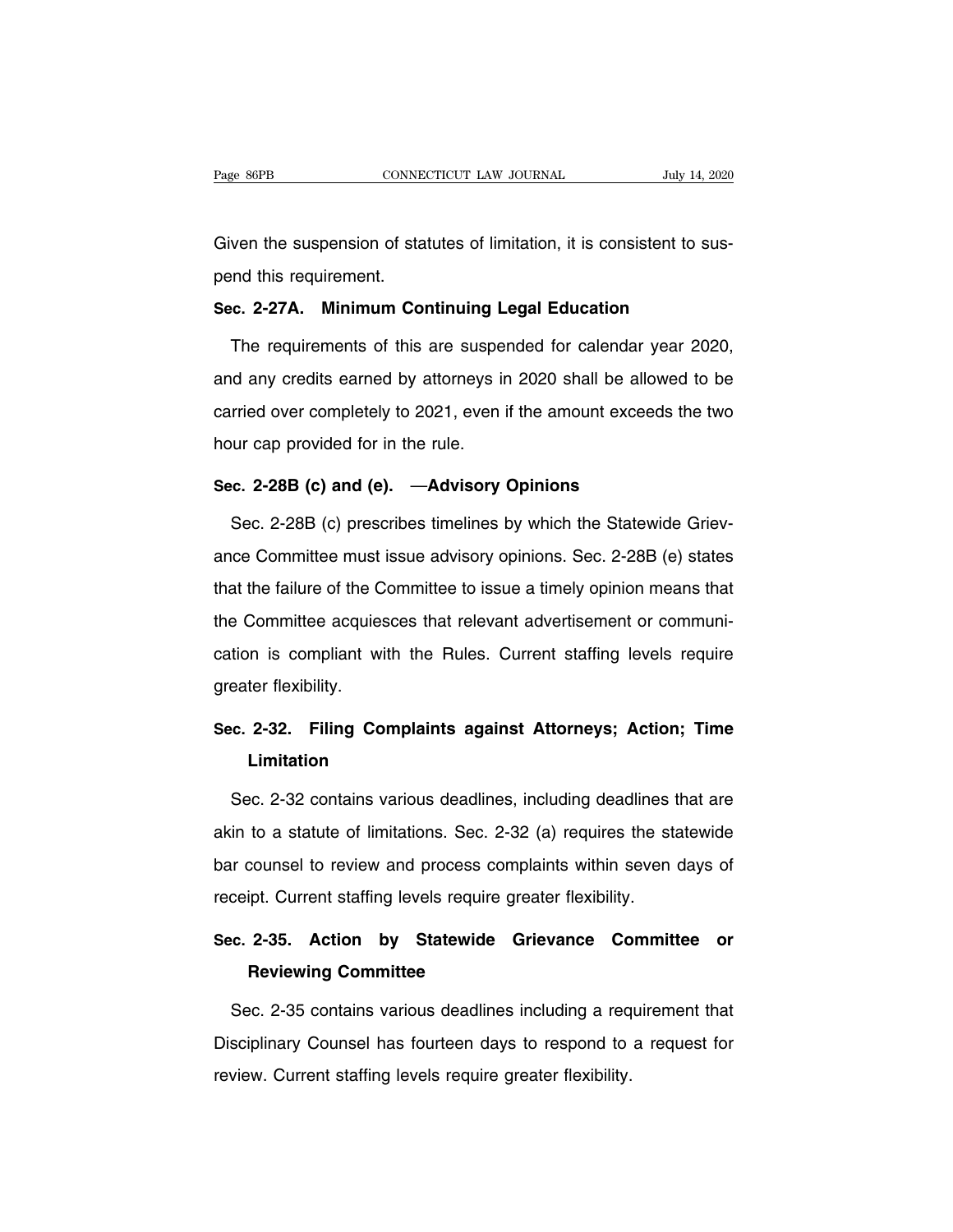Given the suspension of statutes of limitation, it is consistent to suspend this requirement.

**Sec. 2-27A. Minimum Continuing Legal Education**

The requirements of this are suspended for calendar year 2020, and any credits earned by attorneys in 2020 shall be allowed to be carried over completely to 2021, even if the amount exceeds the two hour cap provided for in the rule.

**Sec. 2-28B (c) and (e). —Advisory Opinions**

Sec. 2-28B (c) prescribes timelines by which the Statewide Grievance Committee must issue advisory opinions. Sec. 2-28B (e) states that the failure of the Committee to issue a timely opinion means that the Committee acquiesces that relevant advertisement or communication is compliant with the Rules. Current staffing levels require greater flexibility.

**Sec. 2-32. Filing Complaints against Attorneys; Action; Time Limitation**

Sec. 2-32 contains various deadlines, including deadlines that are akin to a statute of limitations. Sec. 2-32 (a) requires the statewide bar counsel to review and process complaints within seven days of receipt. Current staffing levels require greater flexibility.

**Sec. 2-35. Action by Statewide Grievance Committee or Reviewing Committee**

Sec. 2-35 contains various deadlines including a requirement that Disciplinary Counsel has fourteen days to respond to a request for review. Current staffing levels require greater flexibility.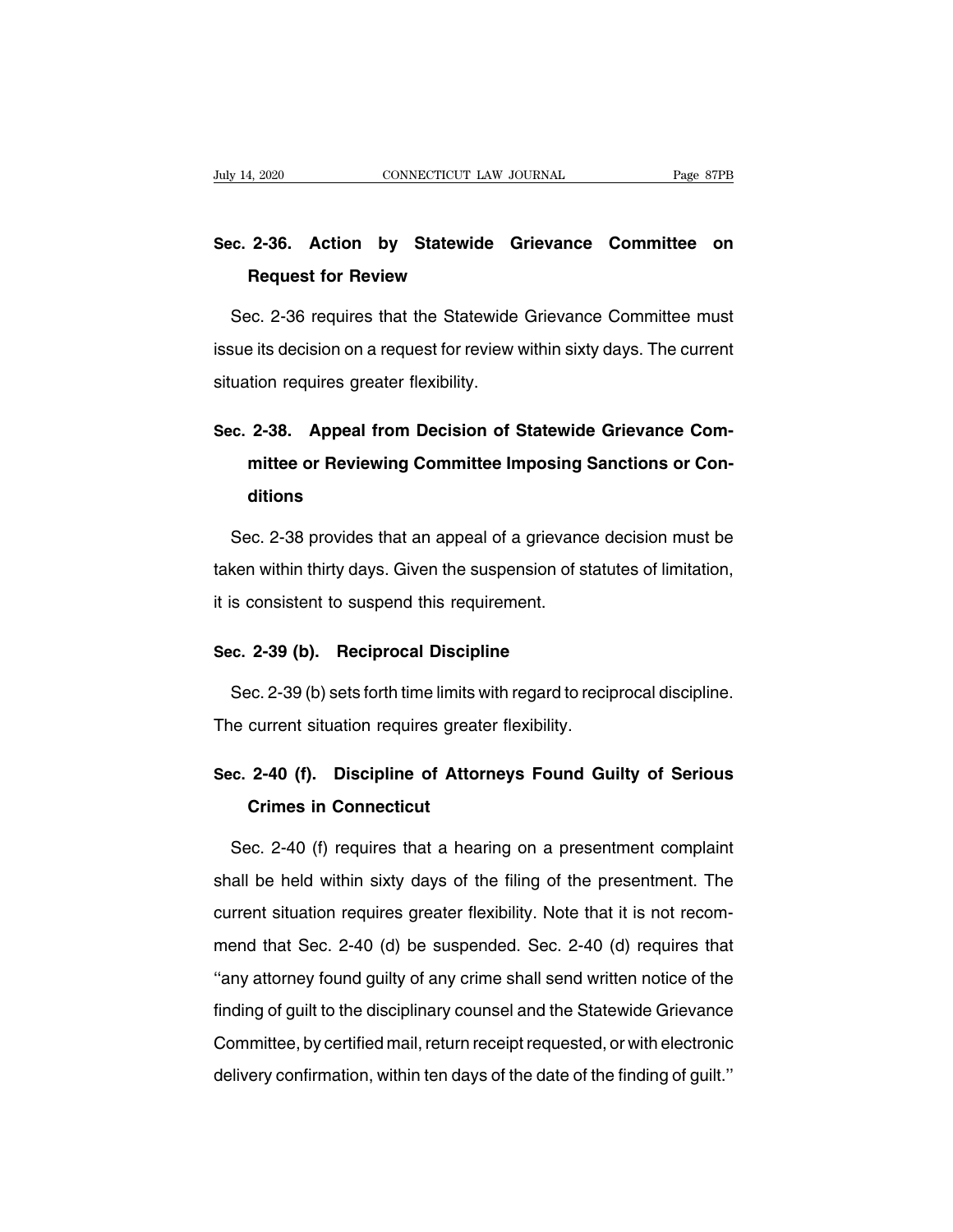## Sec. 2-36. Action by Statewide Grievance Committee on Request for Review

Sec. 2-36 requires that the Statewide Grievance Committee must issue its decision on a request for review within sixty days. The current situation requires greater flexibility.

## Sec. 2-38. Appeal from Decision of Statewide Grievance Committee or Reviewing Committee Imposing Sanctions or Conditions

Sec. 2-38 provides that an appeal of a grievance decision must be taken within thirty days. Given the suspension of statutes of limitation, it is consistent to suspend this requirement.

## Sec. 2-39 (b). Reciprocal Discipline

Sec. 2-39 (b) sets forth time limits with regard to reciprocal discipline. The current situation requires greater flexibility.

## Sec. 2-40 (f). Discipline of Attorneys Found Guilty of Serious Crimes in Connecticut

Sec. 2-40 (f) requires that a hearing on a presentment complaint shall be held within sixty days of the filing of the presentment. The current situation requires greater flexibility. Note that it is not recommend that Sec. 2-40 (d) be suspended. Sec. 2-40 (d) requires that "any attorney found guilty of any crime shall send written notice of the finding of guilt to the disciplinary counsel and the Statewide Grievance Committee, by certified mail, return receipt requested, or with electronic delivery confirmation, within ten days of the date of the finding of guilt."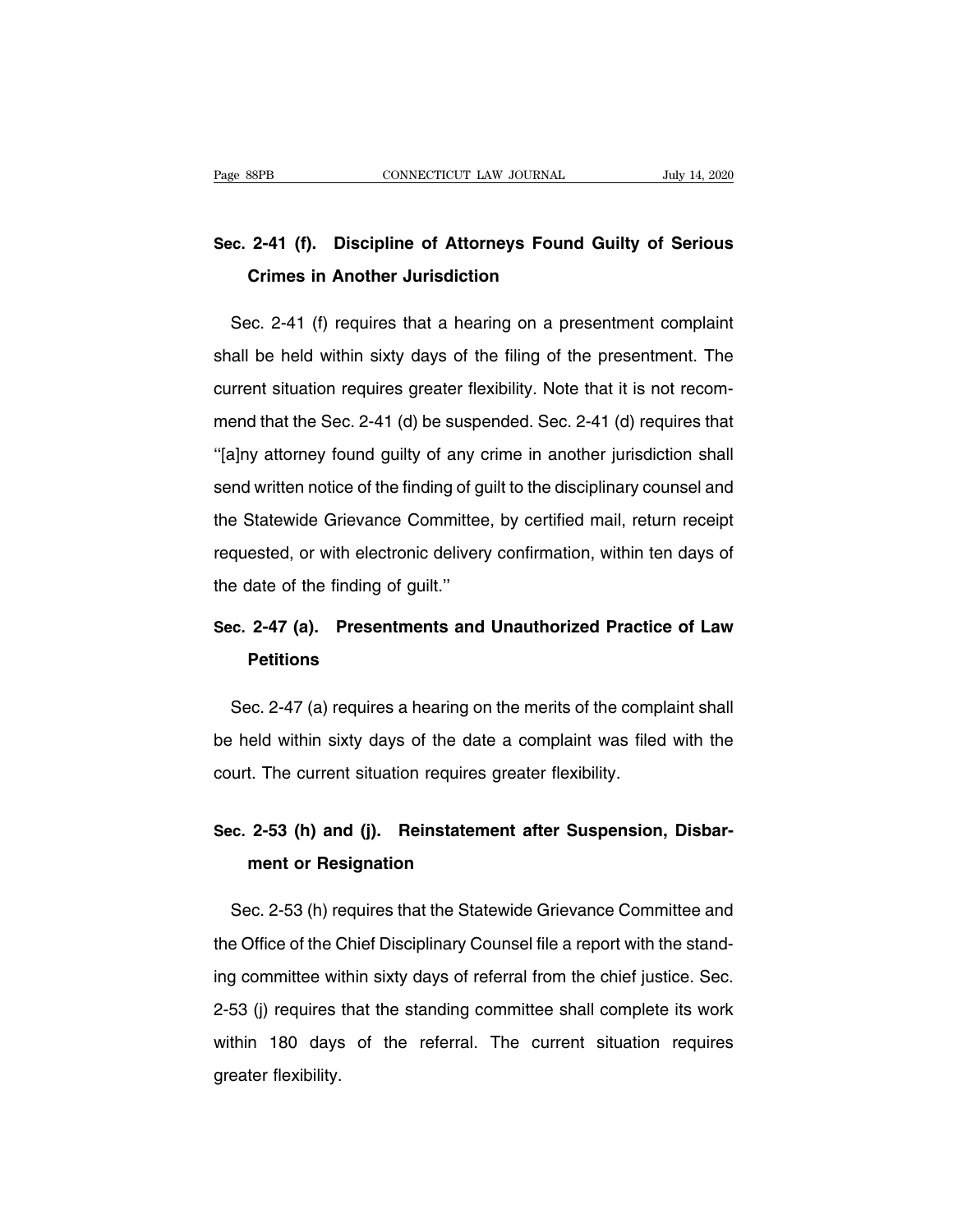### Sec. 2-41 (f). Discipline of Attorneys Found Guilty of Serious Crimes in Another Jurisdiction

Sec. 2-41 (f) requires that a hearing on a presentment complaint shall be held within sixty days of the filing of the presentment. The current situation requires greater flexibility. Note that it is not recommend that the Sec. 2-41 (d) be suspended. Sec. 2-41 (d) requires that ''[a]ny attorney found guilty of any crime in another jurisdiction shall send written notice of the finding of guilt to the disciplinary counsel and the Statewide Grievance Committee, by certified mail, return receipt requested, or with electronic delivery confirmation, within ten days of the date of the finding of guilt.''

### Sec. 2-47 (a). Presentments and Unauthorized Practice of Law Petitions

Sec. 2-47 (a) requires a hearing on the merits of the complaint shall be held within sixty days of the date a complaint was filed with the court. The current situation requires greater flexibility.

### Sec. 2-53 (h) and (j). Reinstatement after Suspension, Disbarment or Resignation

Sec. 2-53 (h) requires that the Statewide Grievance Committee and the Office of the Chief Disciplinary Counsel file a report with the standing committee within sixty days of referral from the chief justice. Sec. 2-53 (j) requires that the standing committee shall complete its work within 180 days of the referral. The current situation requires greater flexibility.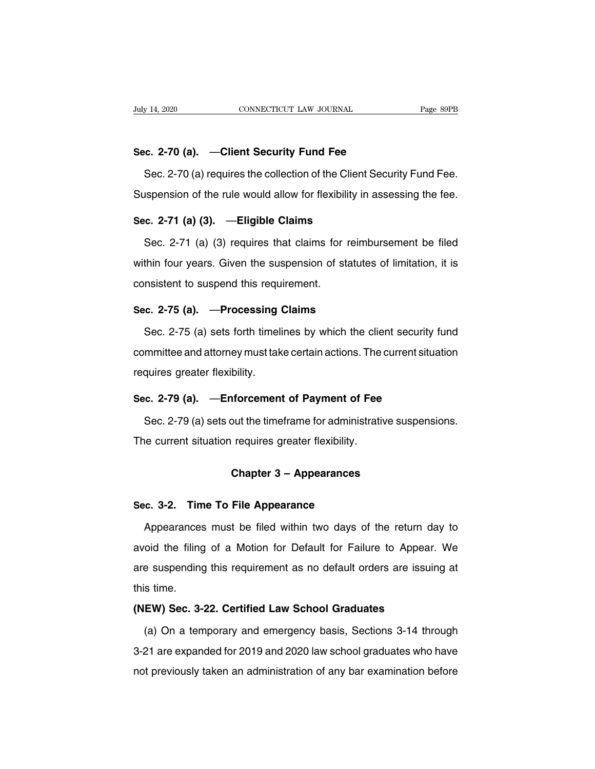**Sec. 2-70 (a). —Client Security Fund Fee**

Sec. 2-70 (a) requires the collection of the Client Security Fund Fee. Suspension of the rule would allow for flexibility in assessing the fee.

**Sec. 2-71 (a) (3). —Eligible Claims**

Sec. 2-71 (a) (3) requires that claims for reimbursement be filed within four years. Given the suspension of statutes of limitation, it is consistent to suspend this requirement.

**Sec. 2-75 (a). —Processing Claims**

Sec. 2-75 (a) sets forth timelines by which the client security fund committee and attorney must take certain actions. The current situation requires greater flexibility.

**Sec. 2-79 (a). —Enforcement of Payment of Fee**

Sec. 2-79 (a) sets out the timeframe for administrative suspensions. The current situation requires greater flexibility.

## Chapter 3 – Appearances

**Sec. 3-2. Time To File Appearance**

Appearances must be filed within two days of the return day to avoid the filing of a Motion for Default for Failure to Appear. We are suspending this requirement as no default orders are issuing at this time.

**(NEW) Sec. 3-22. Certified Law School Graduates**

(a) On a temporary and emergency basis, Sections 3-14 through 3-21 are expanded for 2019 and 2020 law school graduates who have not previously taken an administration of any bar examination before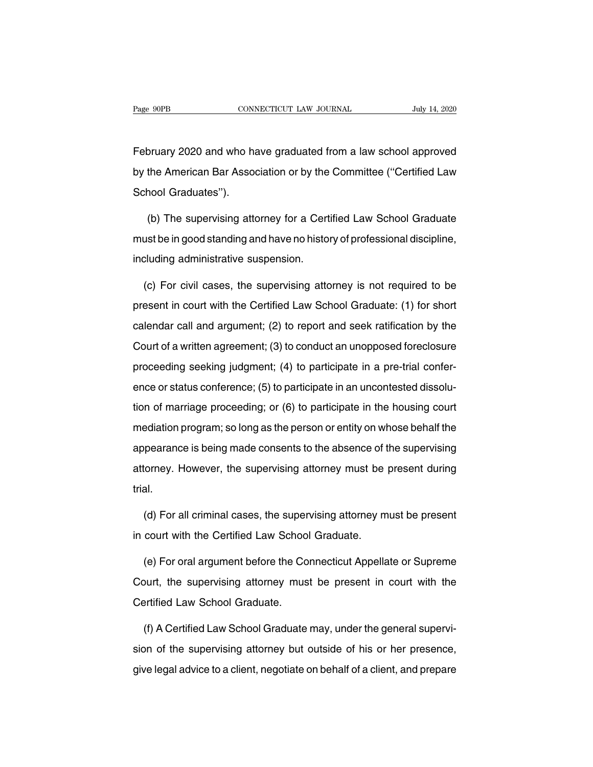February 2020 and who have graduated from a law school approved by the American Bar Association or by the Committee (''Certified Law School Graduates'').

(b) The supervising attorney for a Certified Law School Graduate must be in good standing and have no history of professional discipline, including administrative suspension.

(c) For civil cases, the supervising attorney is not required to be present in court with the Certified Law School Graduate: (1) for short calendar call and argument; (2) to report and seek ratification by the Court of a written agreement; (3) to conduct an unopposed foreclosure proceeding seeking judgment; (4) to participate in a pre-trial conference or status conference; (5) to participate in an uncontested dissolution of marriage proceeding; or (6) to participate in the housing court mediation program; so long as the person or entity on whose behalf the appearance is being made consents to the absence of the supervising attorney. However, the supervising attorney must be present during trial.

(d) For all criminal cases, the supervising attorney must be present in court with the Certified Law School Graduate.

(e) For oral argument before the Connecticut Appellate or Supreme Court, the supervising attorney must be present in court with the Certified Law School Graduate.

(f) A Certified Law School Graduate may, under the general supervision of the supervising attorney but outside of his or her presence, give legal advice to a client, negotiate on behalf of a client, and prepare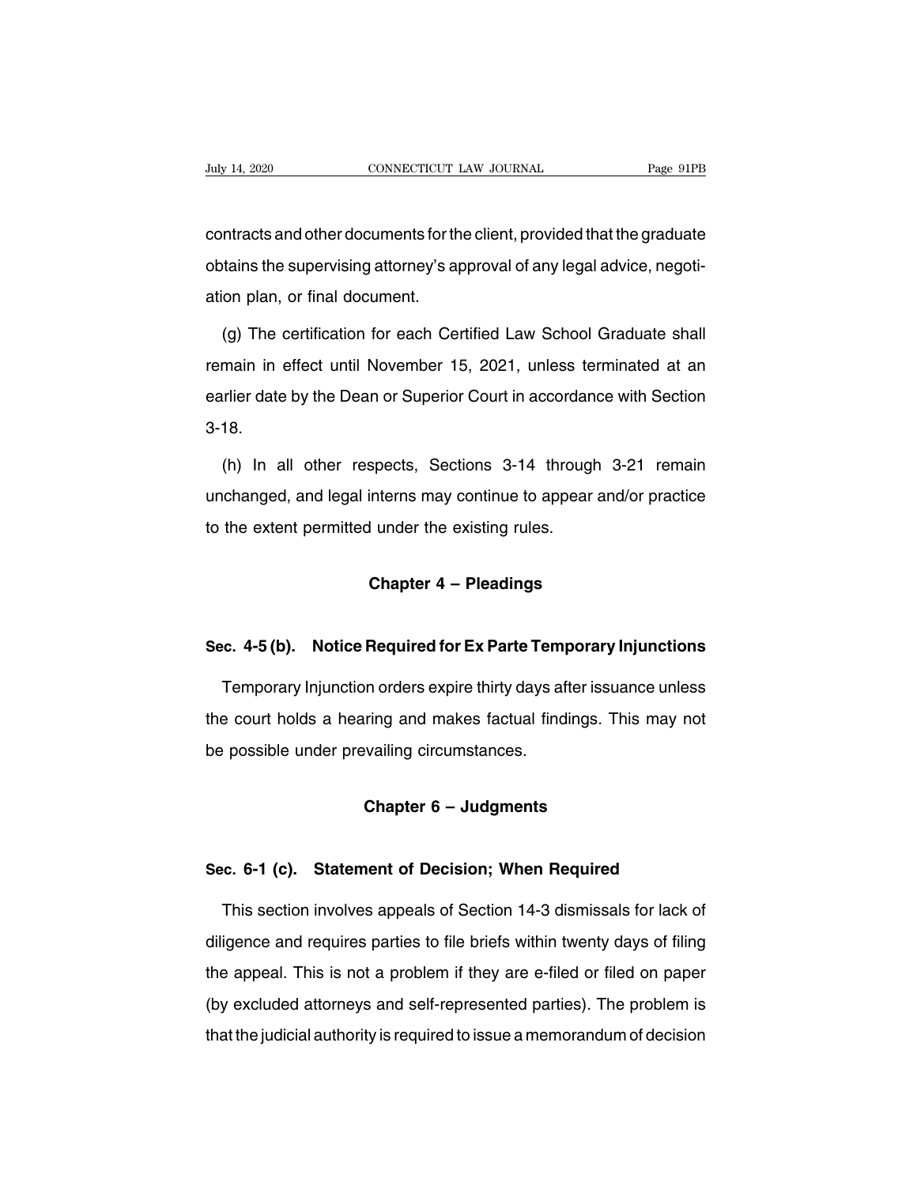contracts and other documents for the client, provided that the graduate obtains the supervising attorney's approval of any legal advice, negotiation plan, or final document.

(g) The certification for each Certified Law School Graduate shall remain in effect until November 15, 2021, unless terminated at an earlier date by the Dean or Superior Court in accordance with Section 3-18.

(h) In all other respects, Sections 3-14 through 3-21 remain unchanged, and legal interns may continue to appear and/or practice to the extent permitted under the existing rules.

## Chapter 4 – Pleadings

### Sec. 4-5 (b). Notice Required for Ex Parte Temporary Injunctions

Temporary Injunction orders expire thirty days after issuance unless the court holds a hearing and makes factual findings. This may not be possible under prevailing circumstances.

## Chapter 6 – Judgments

### Sec. 6-1 (c). Statement of Decision; When Required

This section involves appeals of Section 14-3 dismissals for lack of diligence and requires parties to file briefs within twenty days of filing the appeal. This is not a problem if they are e-filed or filed on paper (by excluded attorneys and self-represented parties). The problem is that the judicial authority is required to issue a memorandum of decision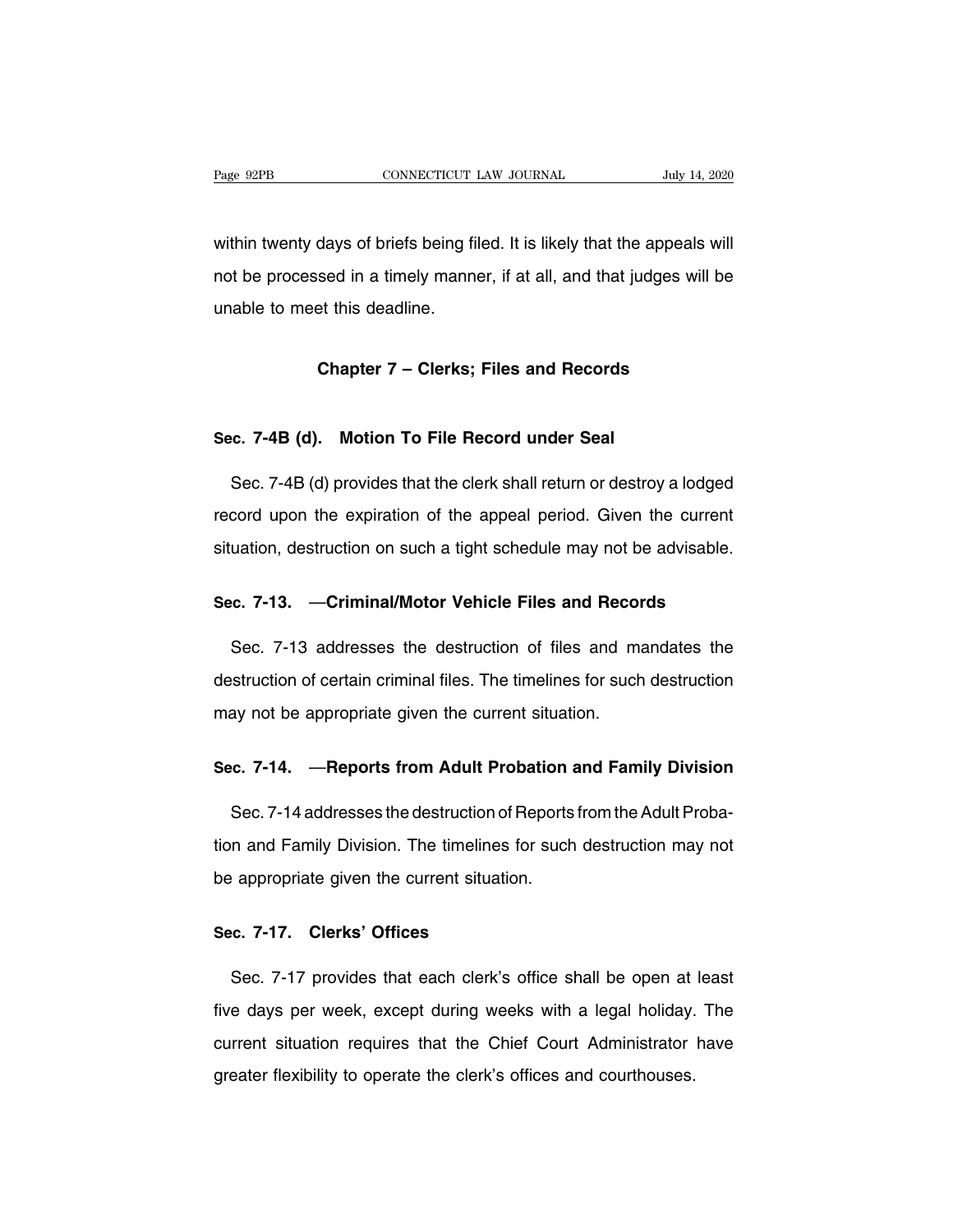within twenty days of briefs being filed. It is likely that the appeals will not be processed in a timely manner, if at all, and that judges will be unable to meet this deadline.

## Chapter 7 – Clerks; Files and Records

### Sec. 7-4B (d). Motion To File Record under Seal

Sec. 7-4B (d) provides that the clerk shall return or destroy a lodged record upon the expiration of the appeal period. Given the current situation, destruction on such a tight schedule may not be advisable.

### Sec. 7-13. —Criminal/Motor Vehicle Files and Records

Sec. 7-13 addresses the destruction of files and mandates the destruction of certain criminal files. The timelines for such destruction may not be appropriate given the current situation.

### Sec. 7-14. —Reports from Adult Probation and Family Division

Sec. 7-14 addresses the destruction of Reports from the Adult Probation and Family Division. The timelines for such destruction may not be appropriate given the current situation.

### Sec. 7-17. Clerks' Offices

Sec. 7-17 provides that each clerk's office shall be open at least five days per week, except during weeks with a legal holiday. The current situation requires that the Chief Court Administrator have greater flexibility to operate the clerk's offices and courthouses.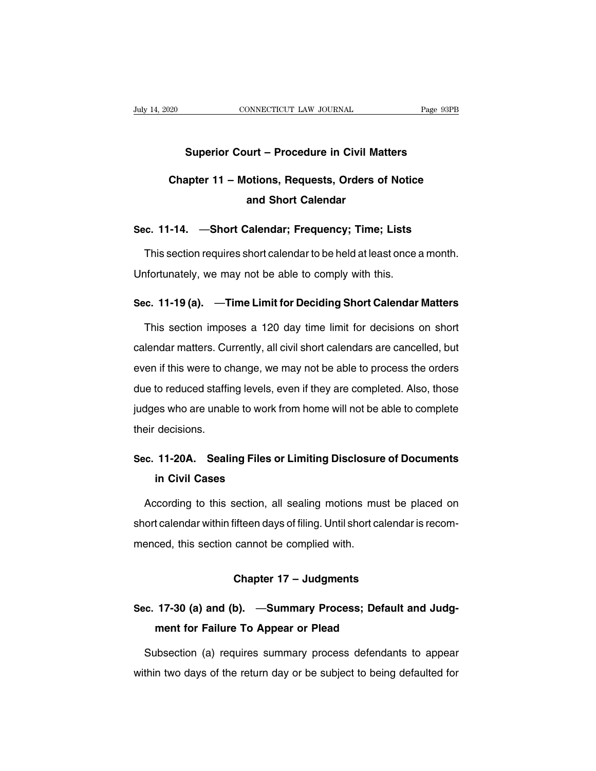# Superior Court – Procedure in Civil Matters

## Chapter 11 – Motions, Requests, Orders of Notice and Short Calendar

### Sec. 11-14. —Short Calendar; Frequency; Time; Lists

This section requires short calendar to be held at least once a month. Unfortunately, we may not be able to comply with this.

### Sec. 11-19 (a). —Time Limit for Deciding Short Calendar Matters

This section imposes a 120 day time limit for decisions on short calendar matters. Currently, all civil short calendars are cancelled, but even if this were to change, we may not be able to process the orders due to reduced staffing levels, even if they are completed. Also, those judges who are unable to work from home will not be able to complete their decisions.

### Sec. 11-20A. Sealing Files or Limiting Disclosure of Documents in Civil Cases

According to this section, all sealing motions must be placed on short calendar within fifteen days of filing. Until short calendar is recommenced, this section cannot be complied with.

## Chapter 17 – Judgments

### Sec. 17-30 (a) and (b). —Summary Process; Default and Judgment for Failure To Appear or Plead

Subsection (a) requires summary process defendants to appear within two days of the return day or be subject to being defaulted for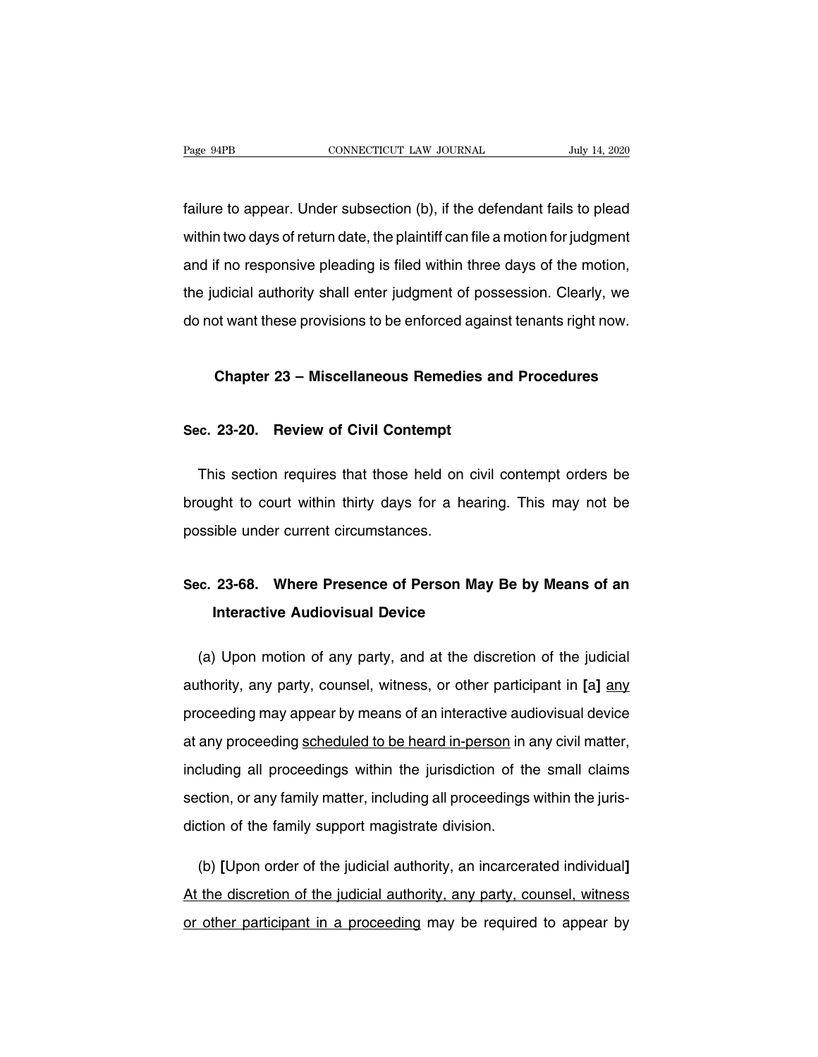failure to appear. Under subsection (b), if the defendant fails to plead within two days of return date, the plaintiff can file a motion for judgment and if no responsive pleading is filed within three days of the motion, the judicial authority shall enter judgment of possession. Clearly, we do not want these provisions to be enforced against tenants right now.

## Chapter 23 – Miscellaneous Remedies and Procedures

### Sec. 23-20. Review of Civil Contempt

This section requires that those held on civil contempt orders be brought to court within thirty days for a hearing. This may not be possible under current circumstances.

### Sec. 23-68. Where Presence of Person May Be by Means of an Interactive Audiovisual Device

(a) Upon motion of any party, and at the discretion of the judicial authority, any party, counsel, witness, or other participant in **[**a**]** <u>any</u> proceeding may appear by means of an interactive audiovisual device at any proceeding <u>scheduled to be heard in-person</u> in any civil matter, including all proceedings within the jurisdiction of the small claims section, or any family matter, including all proceedings within the jurisdiction of the family support magistrate division.

(b) **[**Upon order of the judicial authority, an incarcerated individual**]** <u>At the discretion of the judicial authority, any party, counsel, witness or other participant in a proceeding</u> may be required to appear by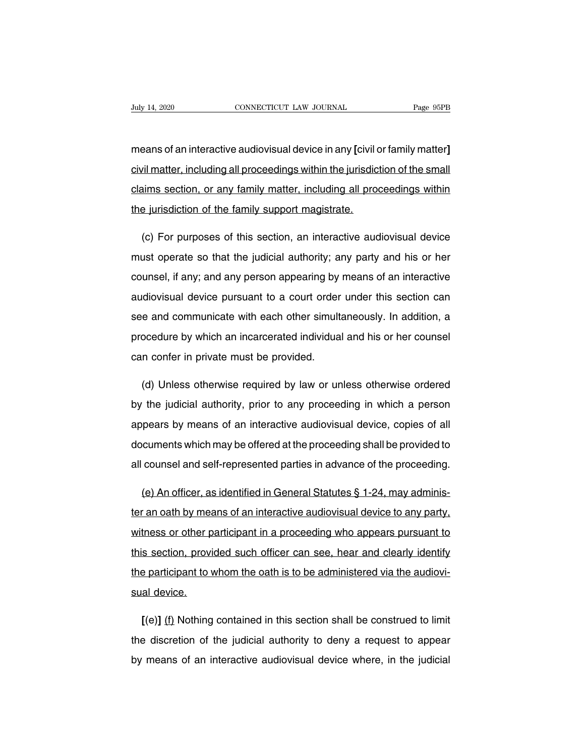means of an interactive audiovisual device in any **[**civil or family matter**]** <u>civil matter, including all proceedings within the jurisdiction of the small claims section, or any family matter, including all proceedings within the jurisdiction of the family support magistrate.</u>

(c) For purposes of this section, an interactive audiovisual device must operate so that the judicial authority; any party and his or her counsel, if any; and any person appearing by means of an interactive audiovisual device pursuant to a court order under this section can see and communicate with each other simultaneously. In addition, a procedure by which an incarcerated individual and his or her counsel can confer in private must be provided.

(d) Unless otherwise required by law or unless otherwise ordered by the judicial authority, prior to any proceeding in which a person appears by means of an interactive audiovisual device, copies of all documents which may be offered at the proceeding shall be provided to all counsel and self-represented parties in advance of the proceeding.

<u>(e) An officer, as identified in General Statutes § 1-24, may administer an oath by means of an interactive audiovisual device to any party, witness or other participant in a proceeding who appears pursuant to this section, provided such officer can see, hear and clearly identify the participant to whom the oath is to be administered via the audiovisual device.</u>

**[**(e)**]** <u>(f)</u> Nothing contained in this section shall be construed to limit the discretion of the judicial authority to deny a request to appear by means of an interactive audiovisual device where, in the judicial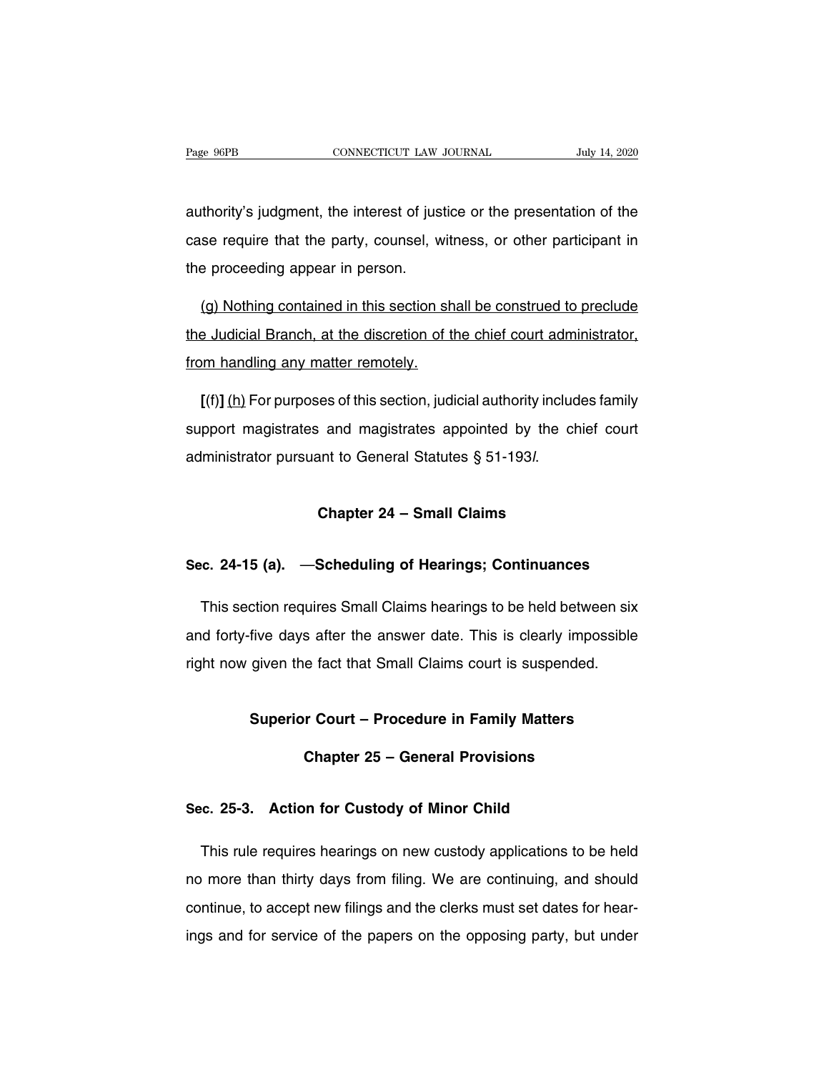authority's judgment, the interest of justice or the presentation of the case require that the party, counsel, witness, or other participant in the proceeding appear in person.

(g) Nothing contained in this section shall be construed to preclude the Judicial Branch, at the discretion of the chief court administrator, from handling any matter remotely.

**[**(f)**]** (h) For purposes of this section, judicial authority includes family support magistrates and magistrates appointed by the chief court administrator pursuant to General Statutes § 51-193*l*.

## Chapter 24 – Small Claims

### Sec. 24-15 (a). —Scheduling of Hearings; Continuances

This section requires Small Claims hearings to be held between six and forty-five days after the answer date. This is clearly impossible right now given the fact that Small Claims court is suspended.

## Superior Court – Procedure in Family Matters

## Chapter 25 – General Provisions

### Sec. 25-3. Action for Custody of Minor Child

This rule requires hearings on new custody applications to be held no more than thirty days from filing. We are continuing, and should continue, to accept new filings and the clerks must set dates for hearings and for service of the papers on the opposing party, but under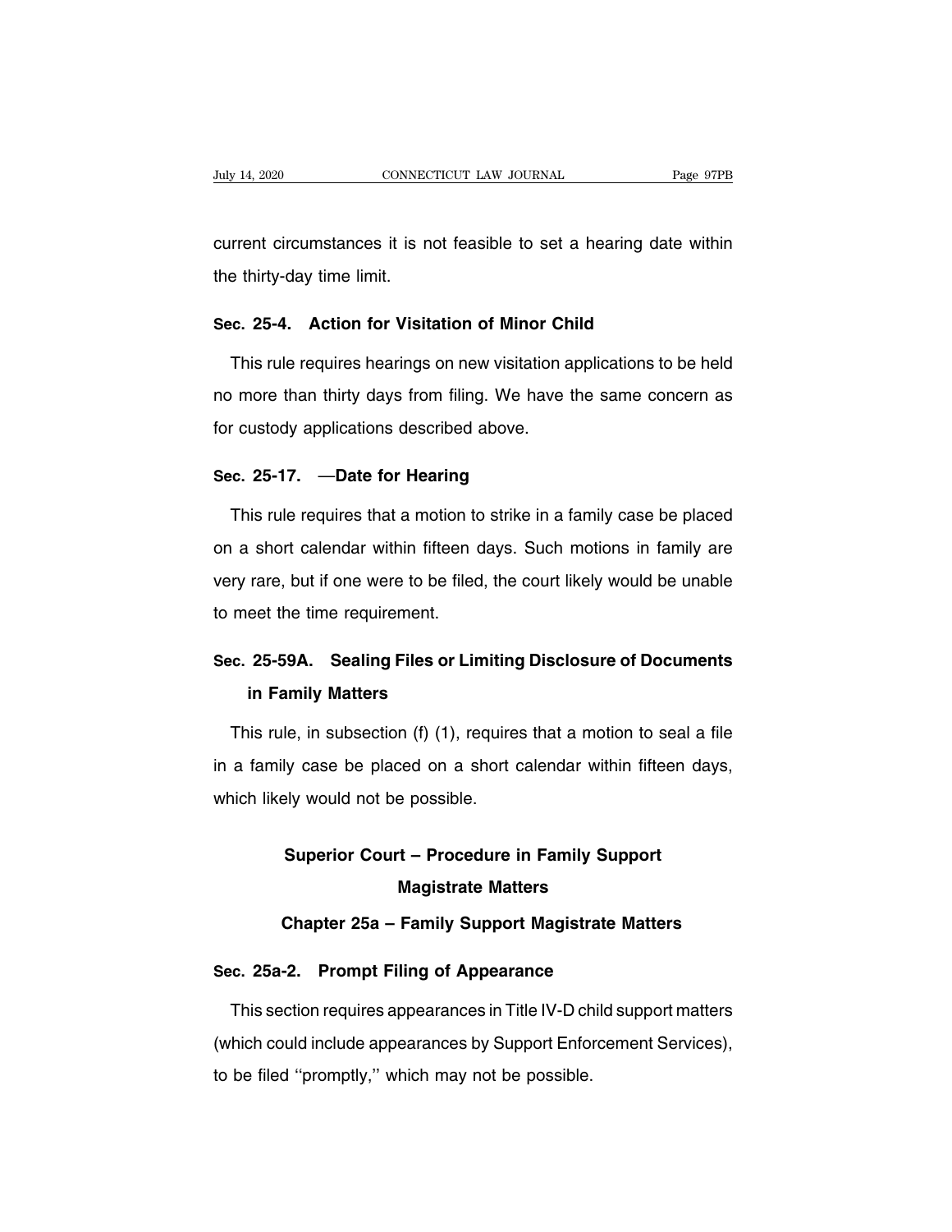current circumstances it is not feasible to set a hearing date within the thirty-day time limit.

**Sec. 25-4. Action for Visitation of Minor Child**

This rule requires hearings on new visitation applications to be held no more than thirty days from filing. We have the same concern as for custody applications described above.

**Sec. 25-17. —Date for Hearing**

This rule requires that a motion to strike in a family case be placed on a short calendar within fifteen days. Such motions in family are very rare, but if one were to be filed, the court likely would be unable to meet the time requirement.

**Sec. 25-59A. Sealing Files or Limiting Disclosure of Documents in Family Matters**

This rule, in subsection (f) (1), requires that a motion to seal a file in a family case be placed on a short calendar within fifteen days, which likely would not be possible.

## Superior Court – Procedure in Family Support Magistrate Matters

## Chapter 25a – Family Support Magistrate Matters

**Sec. 25a-2. Prompt Filing of Appearance**

This section requires appearances in Title IV-D child support matters (which could include appearances by Support Enforcement Services), to be filed ''promptly,'' which may not be possible.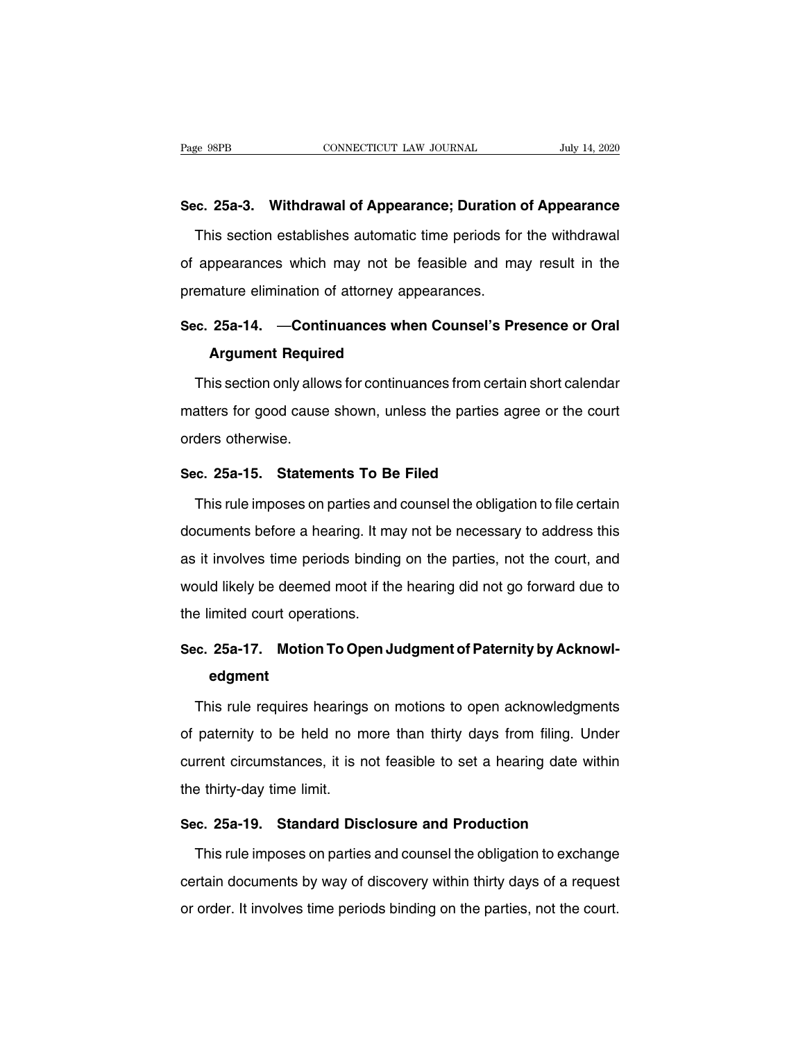### Sec. 25a-3. Withdrawal of Appearance; Duration of Appearance

This section establishes automatic time periods for the withdrawal of appearances which may not be feasible and may result in the premature elimination of attorney appearances.

### Sec. 25a-14. —Continuances when Counsel's Presence or Oral Argument Required

This section only allows for continuances from certain short calendar matters for good cause shown, unless the parties agree or the court orders otherwise.

### Sec. 25a-15. Statements To Be Filed

This rule imposes on parties and counsel the obligation to file certain documents before a hearing. It may not be necessary to address this as it involves time periods binding on the parties, not the court, and would likely be deemed moot if the hearing did not go forward due to the limited court operations.

### Sec. 25a-17. Motion To Open Judgment of Paternity by Acknowledgment

This rule requires hearings on motions to open acknowledgments of paternity to be held no more than thirty days from filing. Under current circumstances, it is not feasible to set a hearing date within the thirty-day time limit.

### Sec. 25a-19. Standard Disclosure and Production

This rule imposes on parties and counsel the obligation to exchange certain documents by way of discovery within thirty days of a request or order. It involves time periods binding on the parties, not the court.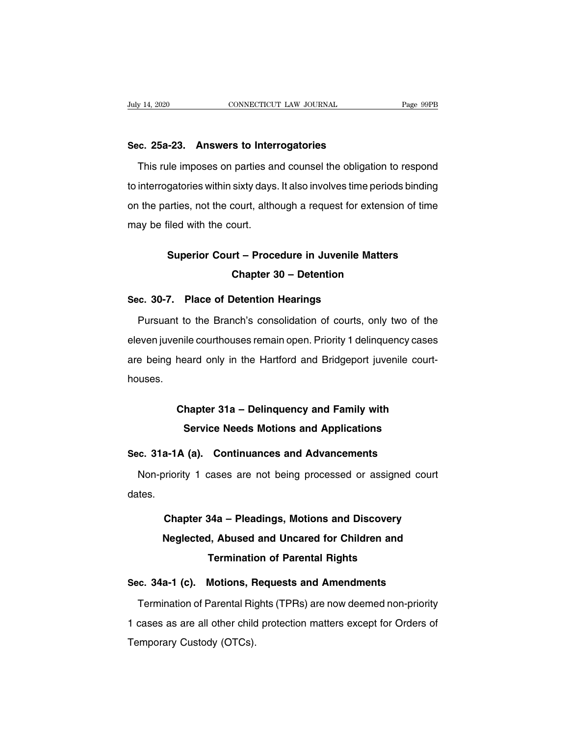**Sec. 25a-23. Answers to Interrogatories**

This rule imposes on parties and counsel the obligation to respond to interrogatories within sixty days. It also involves time periods binding on the parties, not the court, although a request for extension of time may be filed with the court.

## Superior Court – Procedure in Juvenile Matters

### Chapter 30 – Detention

**Sec. 30-7. Place of Detention Hearings**

Pursuant to the Branch's consolidation of courts, only two of the eleven juvenile courthouses remain open. Priority 1 delinquency cases are being heard only in the Hartford and Bridgeport juvenile courthouses.

### Chapter 31a – Delinquency and Family with Service Needs Motions and Applications

**Sec. 31a-1A (a). Continuances and Advancements**

Non-priority 1 cases are not being processed or assigned court dates.

### Chapter 34a – Pleadings, Motions and Discovery Neglected, Abused and Uncared for Children and Termination of Parental Rights

**Sec. 34a-1 (c). Motions, Requests and Amendments**

Termination of Parental Rights (TPRs) are now deemed non-priority 1 cases as are all other child protection matters except for Orders of Temporary Custody (OTCs).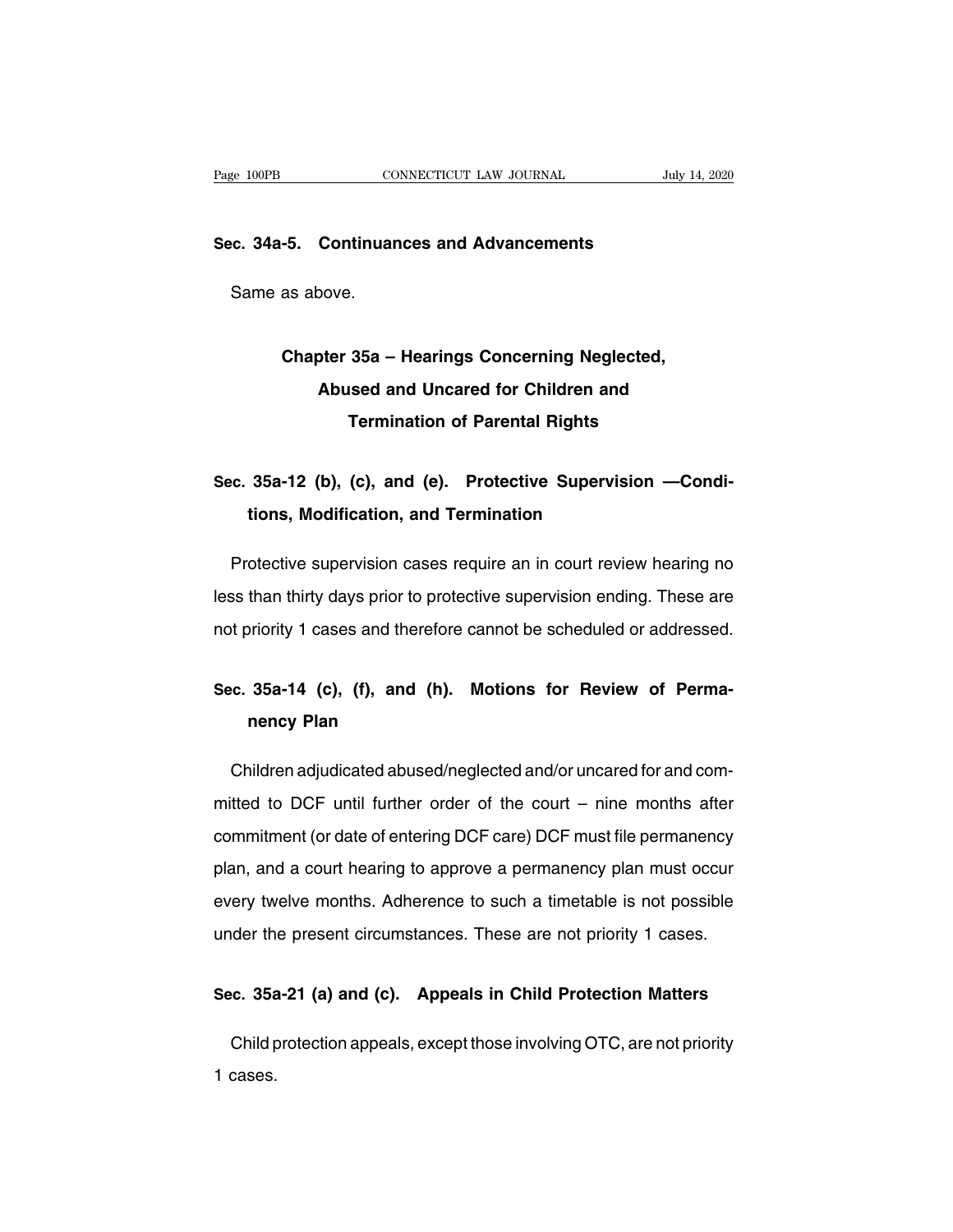### Sec. 34a-5. Continuances and Advancements

Same as above.

## Chapter 35a – Hearings Concerning Neglected, Abused and Uncared for Children and Termination of Parental Rights

### Sec. 35a-12 (b), (c), and (e). Protective Supervision —Conditions, Modification, and Termination

Protective supervision cases require an in court review hearing no less than thirty days prior to protective supervision ending. These are not priority 1 cases and therefore cannot be scheduled or addressed.

### Sec. 35a-14 (c), (f), and (h). Motions for Review of Permanency Plan

Children adjudicated abused/neglected and/or uncared for and committed to DCF until further order of the court – nine months after commitment (or date of entering DCF care) DCF must file permanency plan, and a court hearing to approve a permanency plan must occur every twelve months. Adherence to such a timetable is not possible under the present circumstances. These are not priority 1 cases.

### Sec. 35a-21 (a) and (c). Appeals in Child Protection Matters

Child protection appeals, except those involving OTC, are not priority 1 cases.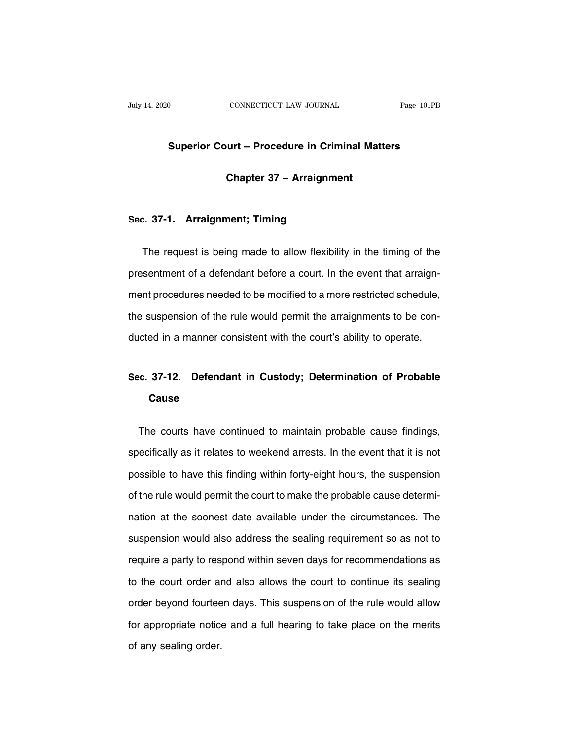## Superior Court – Procedure in Criminal Matters

### Chapter 37 – Arraignment

**Sec. 37-1. Arraignment; Timing**

The request is being made to allow flexibility in the timing of the presentment of a defendant before a court. In the event that arraignment procedures needed to be modified to a more restricted schedule, the suspension of the rule would permit the arraignments to be conducted in a manner consistent with the court's ability to operate.

**Sec. 37-12. Defendant in Custody; Determination of Probable Cause**

The courts have continued to maintain probable cause findings, specifically as it relates to weekend arrests. In the event that it is not possible to have this finding within forty-eight hours, the suspension of the rule would permit the court to make the probable cause determination at the soonest date available under the circumstances. The suspension would also address the sealing requirement so as not to require a party to respond within seven days for recommendations as to the court order and also allows the court to continue its sealing order beyond fourteen days. This suspension of the rule would allow for appropriate notice and a full hearing to take place on the merits of any sealing order.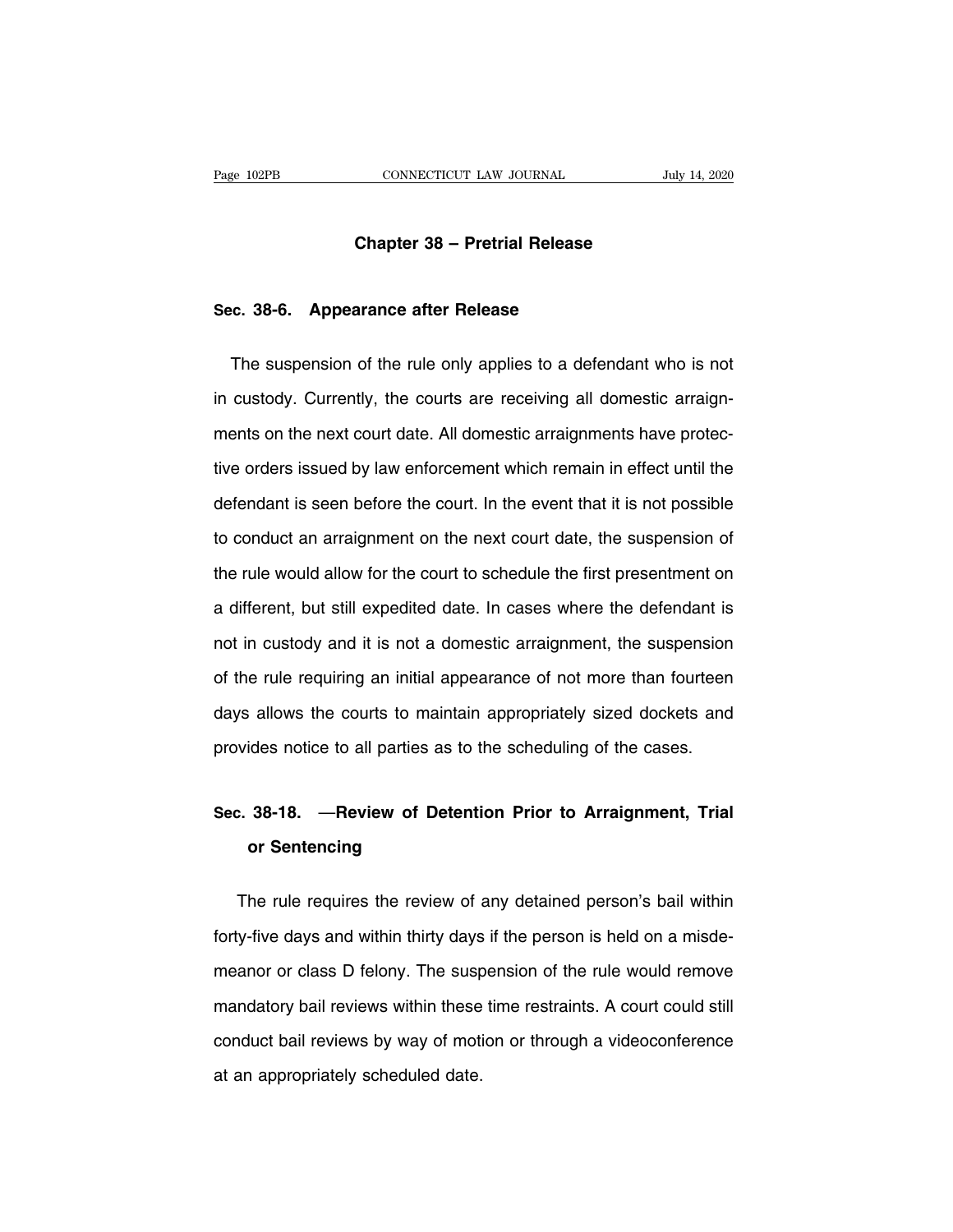## Chapter 38 – Pretrial Release

### Sec. 38-6. Appearance after Release

The suspension of the rule only applies to a defendant who is not in custody. Currently, the courts are receiving all domestic arraignments on the next court date. All domestic arraignments have protective orders issued by law enforcement which remain in effect until the defendant is seen before the court. In the event that it is not possible to conduct an arraignment on the next court date, the suspension of the rule would allow for the court to schedule the first presentment on a different, but still expedited date. In cases where the defendant is not in custody and it is not a domestic arraignment, the suspension of the rule requiring an initial appearance of not more than fourteen days allows the courts to maintain appropriately sized dockets and provides notice to all parties as to the scheduling of the cases.

### Sec. 38-18. —Review of Detention Prior to Arraignment, Trial or Sentencing

The rule requires the review of any detained person's bail within forty-five days and within thirty days if the person is held on a misdemeanor or class D felony. The suspension of the rule would remove mandatory bail reviews within these time restraints. A court could still conduct bail reviews by way of motion or through a videoconference at an appropriately scheduled date.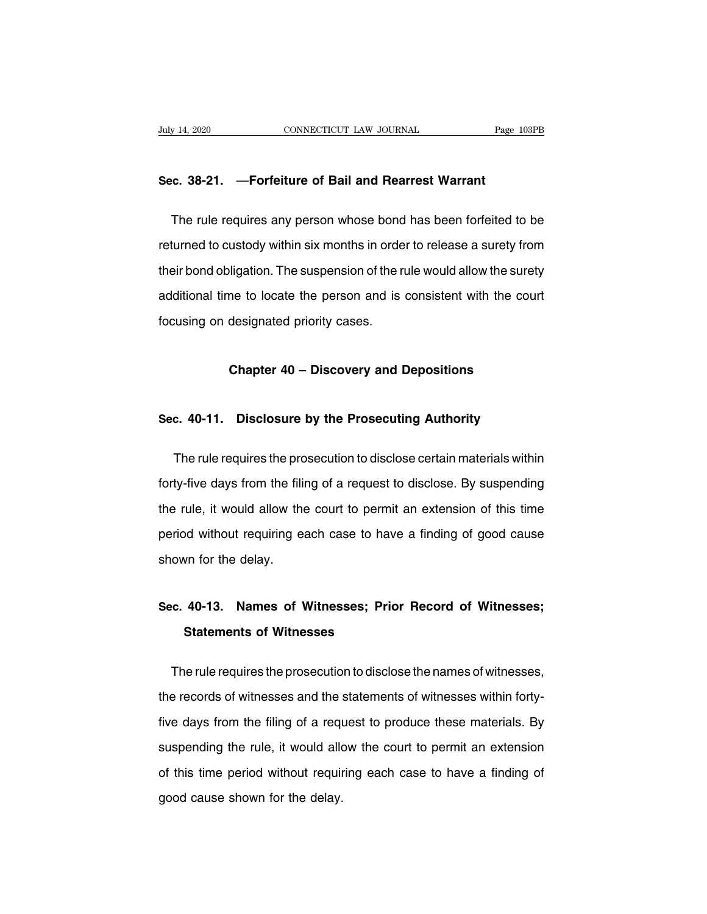### Sec. 38-21. —Forfeiture of Bail and Rearrest Warrant

The rule requires any person whose bond has been forfeited to be returned to custody within six months in order to release a surety from their bond obligation. The suspension of the rule would allow the surety additional time to locate the person and is consistent with the court focusing on designated priority cases.

## Chapter 40 – Discovery and Depositions

### Sec. 40-11. Disclosure by the Prosecuting Authority

The rule requires the prosecution to disclose certain materials within forty-five days from the filing of a request to disclose. By suspending the rule, it would allow the court to permit an extension of this time period without requiring each case to have a finding of good cause shown for the delay.

### Sec. 40-13. Names of Witnesses; Prior Record of Witnesses; Statements of Witnesses

The rule requires the prosecution to disclose the names of witnesses, the records of witnesses and the statements of witnesses within forty-five days from the filing of a request to produce these materials. By suspending the rule, it would allow the court to permit an extension of this time period without requiring each case to have a finding of good cause shown for the delay.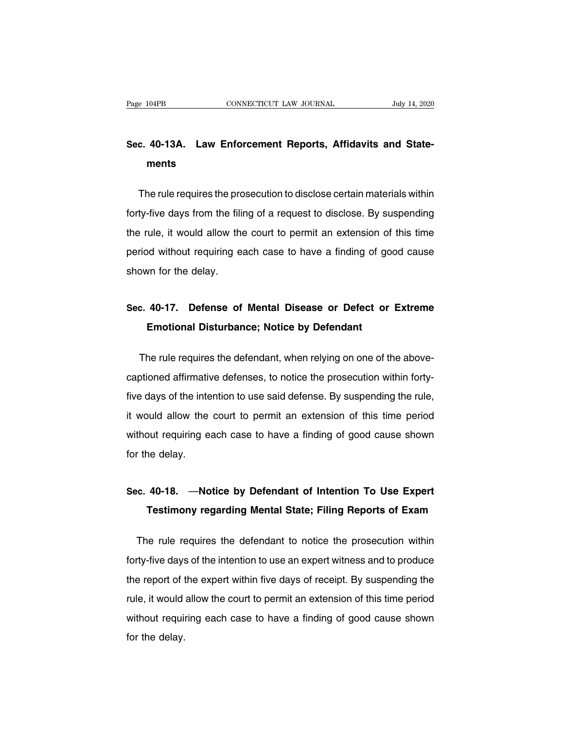### Sec. 40-13A. Law Enforcement Reports, Affidavits and Statements

The rule requires the prosecution to disclose certain materials within forty-five days from the filing of a request to disclose. By suspending the rule, it would allow the court to permit an extension of this time period without requiring each case to have a finding of good cause shown for the delay.

### Sec. 40-17. Defense of Mental Disease or Defect or Extreme Emotional Disturbance; Notice by Defendant

The rule requires the defendant, when relying on one of the above-captioned affirmative defenses, to notice the prosecution within forty-five days of the intention to use said defense. By suspending the rule, it would allow the court to permit an extension of this time period without requiring each case to have a finding of good cause shown for the delay.

### Sec. 40-18. —Notice by Defendant of Intention To Use Expert Testimony regarding Mental State; Filing Reports of Exam

The rule requires the defendant to notice the prosecution within forty-five days of the intention to use an expert witness and to produce the report of the expert within five days of receipt. By suspending the rule, it would allow the court to permit an extension of this time period without requiring each case to have a finding of good cause shown for the delay.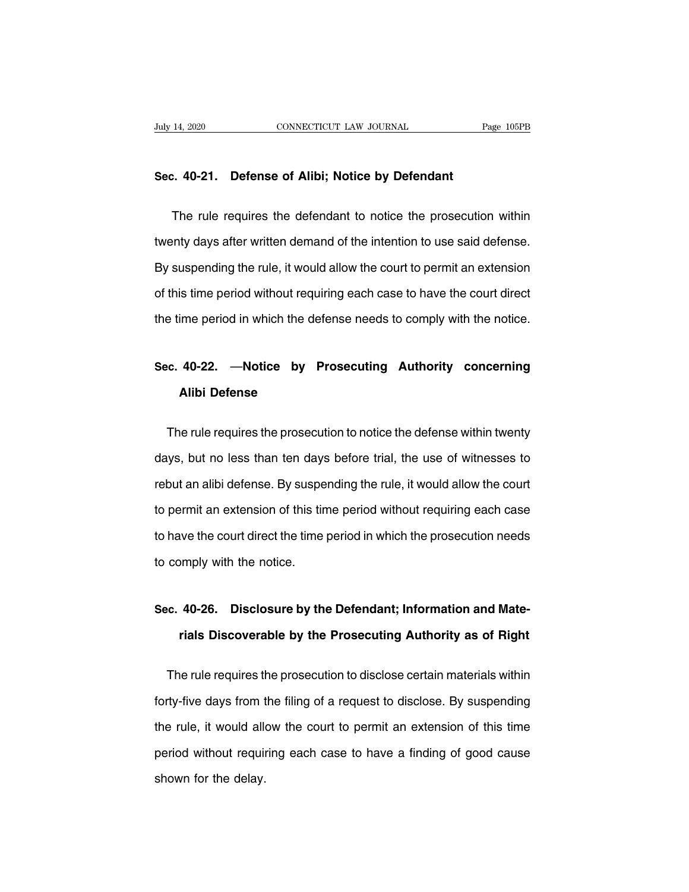### Sec. 40-21. Defense of Alibi; Notice by Defendant

The rule requires the defendant to notice the prosecution within twenty days after written demand of the intention to use said defense. By suspending the rule, it would allow the court to permit an extension of this time period without requiring each case to have the court direct the time period in which the defense needs to comply with the notice.

### Sec. 40-22. —Notice by Prosecuting Authority concerning Alibi Defense

The rule requires the prosecution to notice the defense within twenty days, but no less than ten days before trial, the use of witnesses to rebut an alibi defense. By suspending the rule, it would allow the court to permit an extension of this time period without requiring each case to have the court direct the time period in which the prosecution needs to comply with the notice.

### Sec. 40-26. Disclosure by the Defendant; Information and Materials Discoverable by the Prosecuting Authority as of Right

The rule requires the prosecution to disclose certain materials within forty-five days from the filing of a request to disclose. By suspending the rule, it would allow the court to permit an extension of this time period without requiring each case to have a finding of good cause shown for the delay.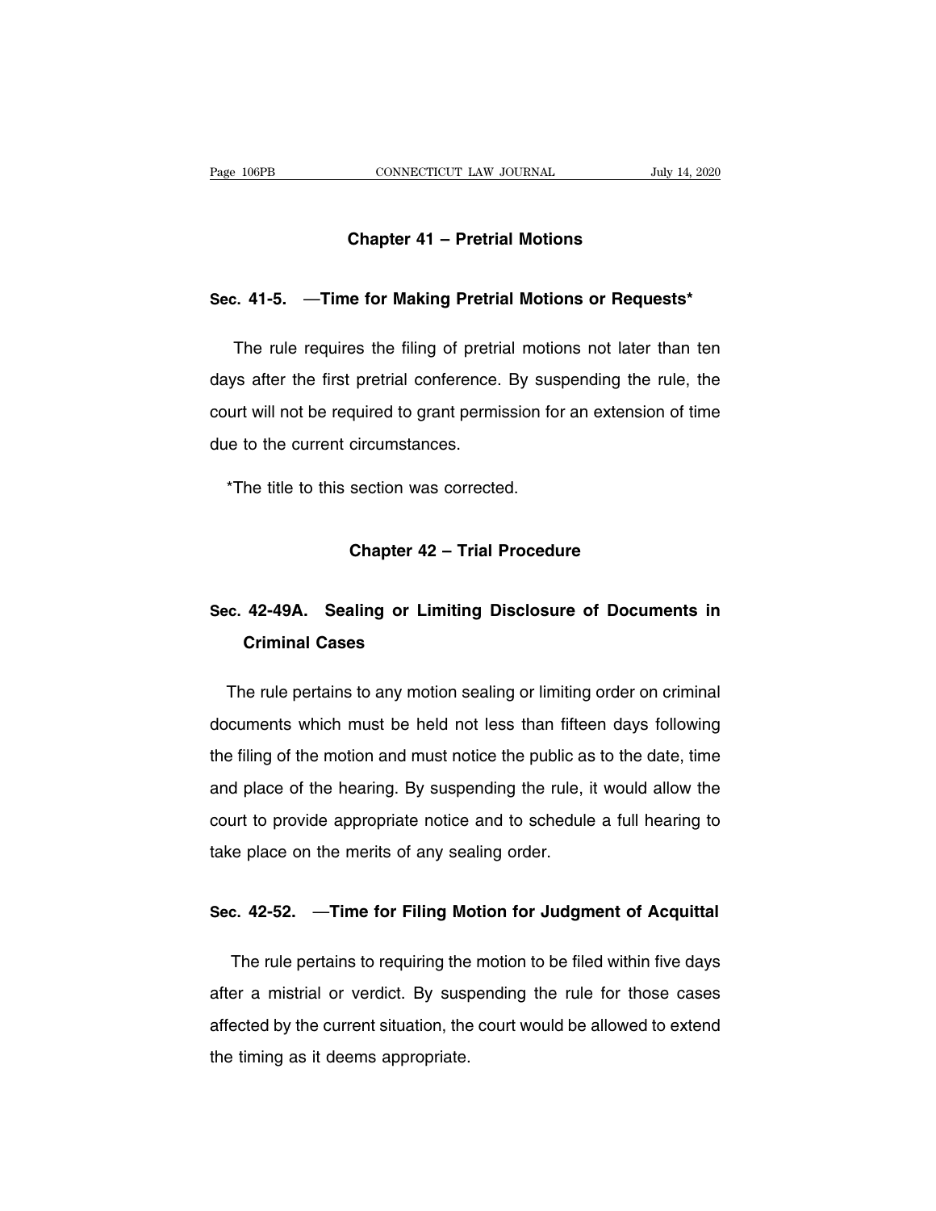## Chapter 41 – Pretrial Motions

### Sec. 41-5. —Time for Making Pretrial Motions or Requests*

The rule requires the filing of pretrial motions not later than ten days after the first pretrial conference. By suspending the rule, the court will not be required to grant permission for an extension of time due to the current circumstances.

*The title to this section was corrected.

## Chapter 42 – Trial Procedure

### Sec. 42-49A. Sealing or Limiting Disclosure of Documents in Criminal Cases

The rule pertains to any motion sealing or limiting order on criminal documents which must be held not less than fifteen days following the filing of the motion and must notice the public as to the date, time and place of the hearing. By suspending the rule, it would allow the court to provide appropriate notice and to schedule a full hearing to take place on the merits of any sealing order.

### Sec. 42-52. —Time for Filing Motion for Judgment of Acquittal

The rule pertains to requiring the motion to be filed within five days after a mistrial or verdict. By suspending the rule for those cases affected by the current situation, the court would be allowed to extend the timing as it deems appropriate.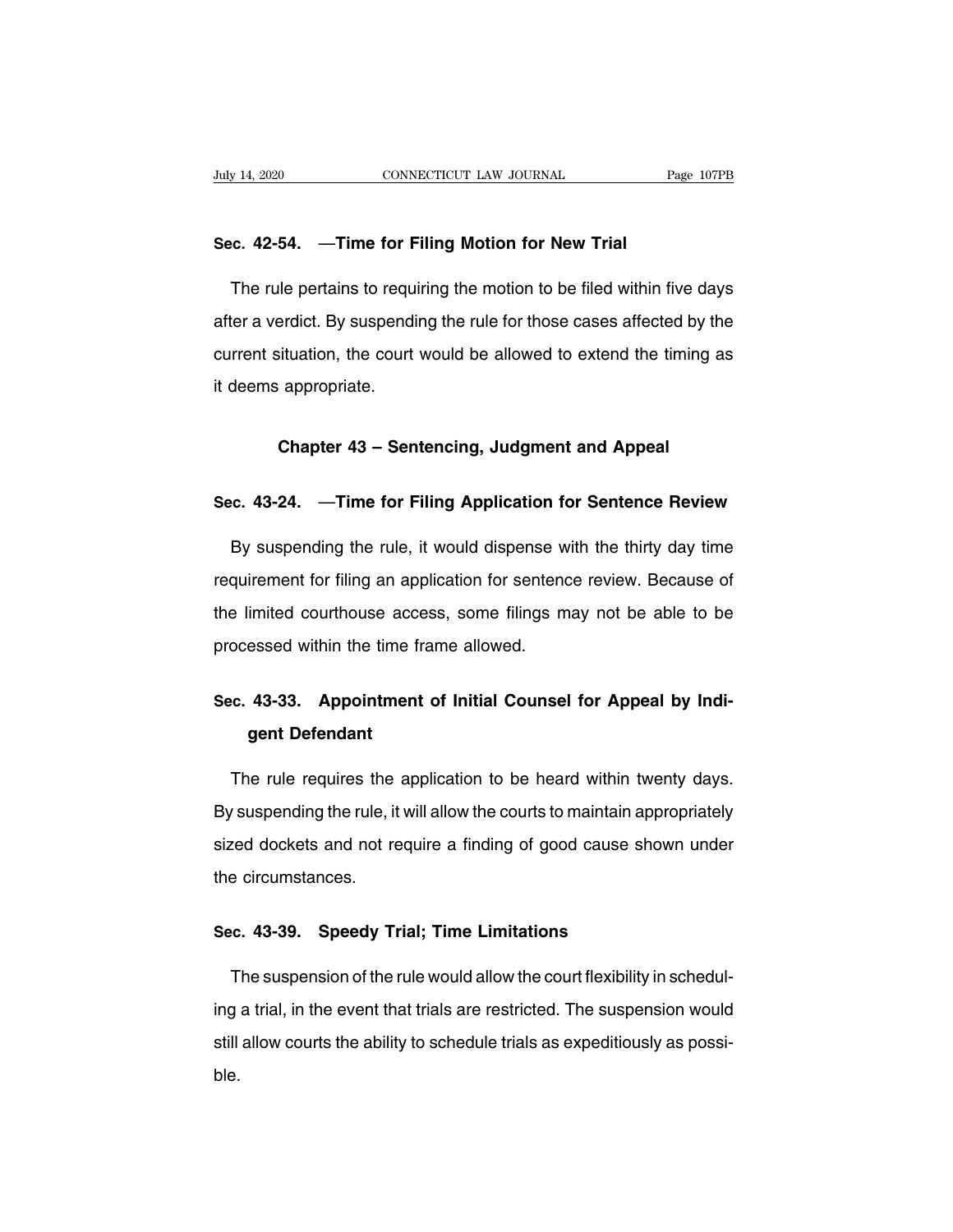**Sec. 42-54. —Time for Filing Motion for New Trial**

The rule pertains to requiring the motion to be filed within five days after a verdict. By suspending the rule for those cases affected by the current situation, the court would be allowed to extend the timing as it deems appropriate.

## Chapter 43 – Sentencing, Judgment and Appeal

**Sec. 43-24. —Time for Filing Application for Sentence Review**

By suspending the rule, it would dispense with the thirty day time requirement for filing an application for sentence review. Because of the limited courthouse access, some filings may not be able to be processed within the time frame allowed.

**Sec. 43-33. Appointment of Initial Counsel for Appeal by Indigent Defendant**

The rule requires the application to be heard within twenty days. By suspending the rule, it will allow the courts to maintain appropriately sized dockets and not require a finding of good cause shown under the circumstances.

**Sec. 43-39. Speedy Trial; Time Limitations**

The suspension of the rule would allow the court flexibility in scheduling a trial, in the event that trials are restricted. The suspension would still allow courts the ability to schedule trials as expeditiously as possible.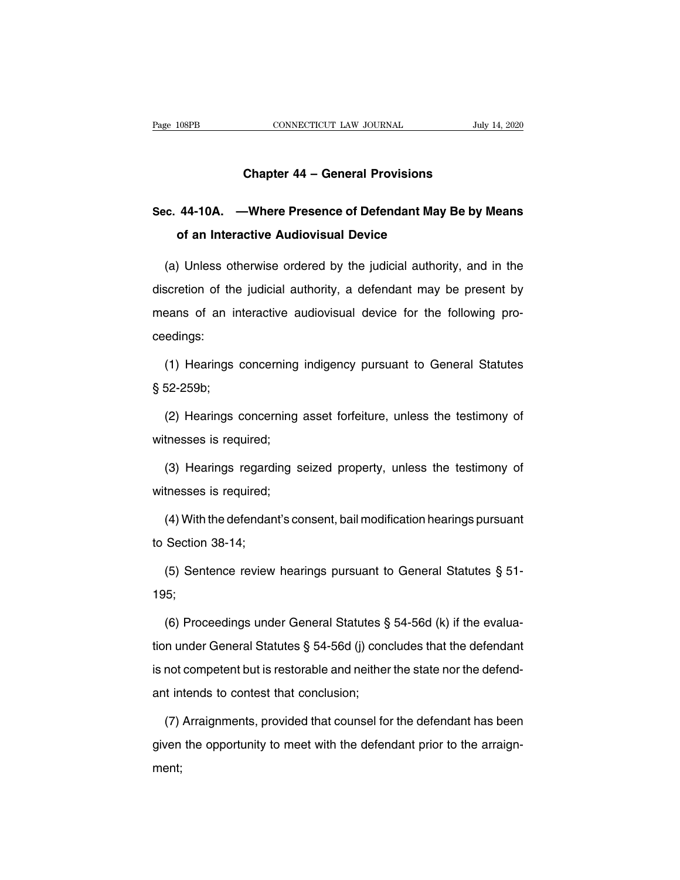## Chapter 44 – General Provisions

### Sec. 44-10A. —Where Presence of Defendant May Be by Means of an Interactive Audiovisual Device

(a) Unless otherwise ordered by the judicial authority, and in the discretion of the judicial authority, a defendant may be present by means of an interactive audiovisual device for the following proceedings:

(1) Hearings concerning indigency pursuant to General Statutes § 52-259b;

(2) Hearings concerning asset forfeiture, unless the testimony of witnesses is required;

(3) Hearings regarding seized property, unless the testimony of witnesses is required;

(4) With the defendant's consent, bail modification hearings pursuant to Section 38-14;

(5) Sentence review hearings pursuant to General Statutes § 51-195;

(6) Proceedings under General Statutes § 54-56d (k) if the evaluation under General Statutes § 54-56d (j) concludes that the defendant is not competent but is restorable and neither the state nor the defendant intends to contest that conclusion;

(7) Arraignments, provided that counsel for the defendant has been given the opportunity to meet with the defendant prior to the arraignment;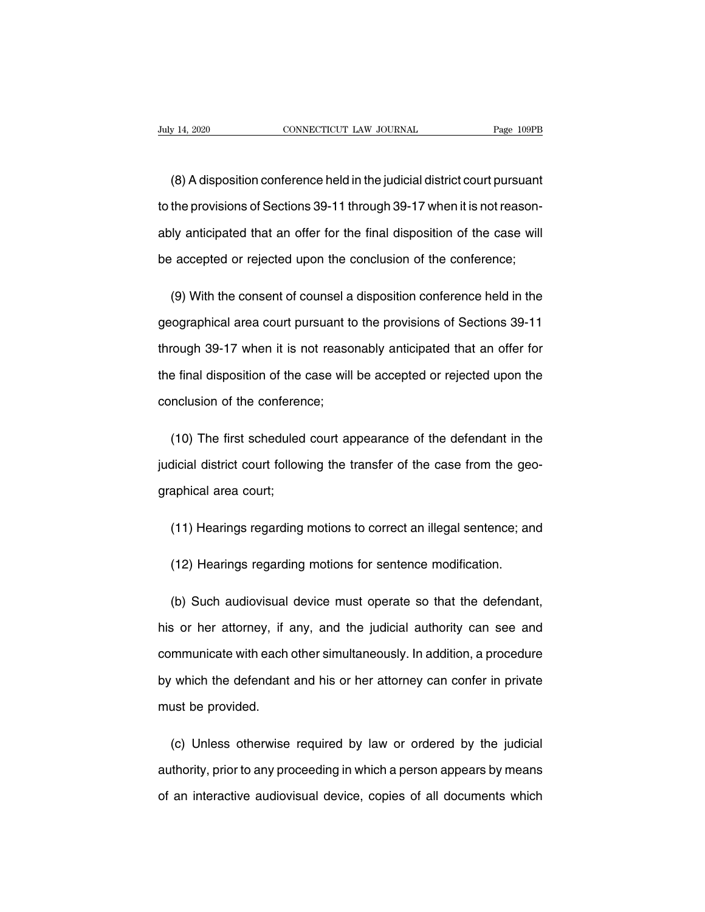(8) A disposition conference held in the judicial district court pursuant to the provisions of Sections 39-11 through 39-17 when it is not reasonably anticipated that an offer for the final disposition of the case will be accepted or rejected upon the conclusion of the conference;

(9) With the consent of counsel a disposition conference held in the geographical area court pursuant to the provisions of Sections 39-11 through 39-17 when it is not reasonably anticipated that an offer for the final disposition of the case will be accepted or rejected upon the conclusion of the conference;

(10) The first scheduled court appearance of the defendant in the judicial district court following the transfer of the case from the geographical area court;

(11) Hearings regarding motions to correct an illegal sentence; and

(12) Hearings regarding motions for sentence modification.

(b) Such audiovisual device must operate so that the defendant, his or her attorney, if any, and the judicial authority can see and communicate with each other simultaneously. In addition, a procedure by which the defendant and his or her attorney can confer in private must be provided.

(c) Unless otherwise required by law or ordered by the judicial authority, prior to any proceeding in which a person appears by means of an interactive audiovisual device, copies of all documents which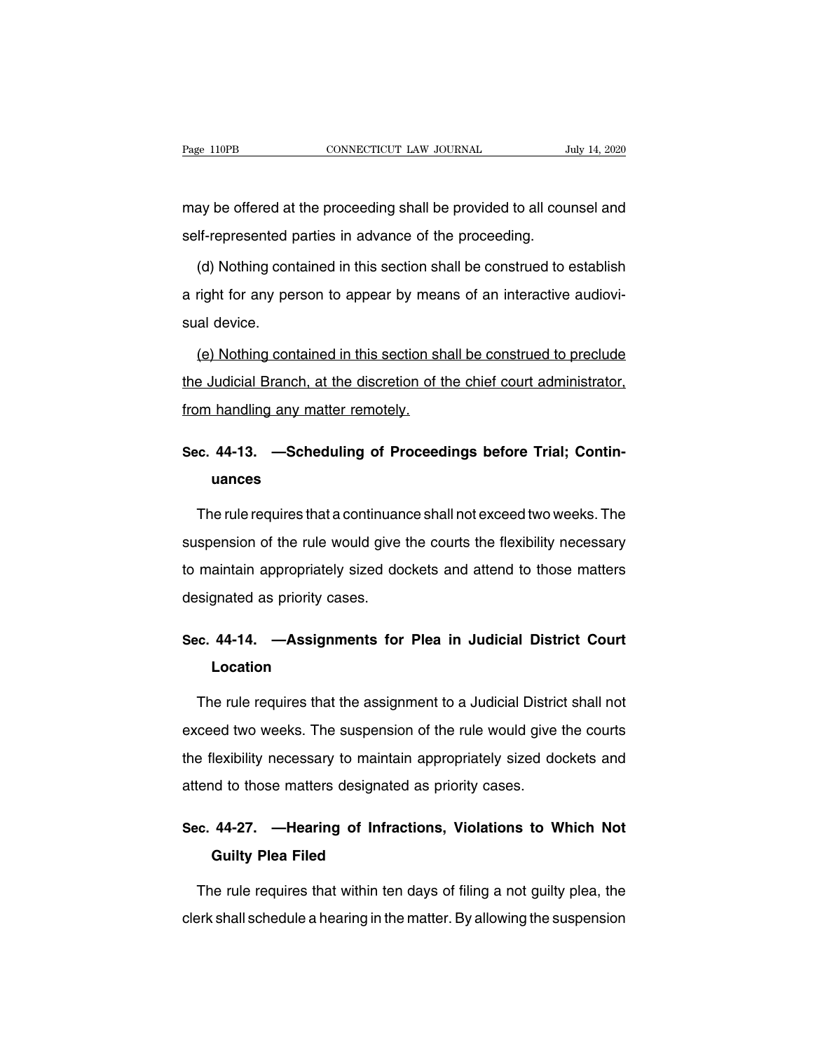may be offered at the proceeding shall be provided to all counsel and self-represented parties in advance of the proceeding.

(d) Nothing contained in this section shall be construed to establish a right for any person to appear by means of an interactive audiovisual device.

<u>(e) Nothing contained in this section shall be construed to preclude the Judicial Branch, at the discretion of the chief court administrator, from handling any matter remotely.</u>

**Sec. 44-13. —Scheduling of Proceedings before Trial; Continuances**

The rule requires that a continuance shall not exceed two weeks. The suspension of the rule would give the courts the flexibility necessary to maintain appropriately sized dockets and attend to those matters designated as priority cases.

**Sec. 44-14. —Assignments for Plea in Judicial District Court Location**

The rule requires that the assignment to a Judicial District shall not exceed two weeks. The suspension of the rule would give the courts the flexibility necessary to maintain appropriately sized dockets and attend to those matters designated as priority cases.

**Sec. 44-27. —Hearing of Infractions, Violations to Which Not Guilty Plea Filed**

The rule requires that within ten days of filing a not guilty plea, the clerk shall schedule a hearing in the matter. By allowing the suspension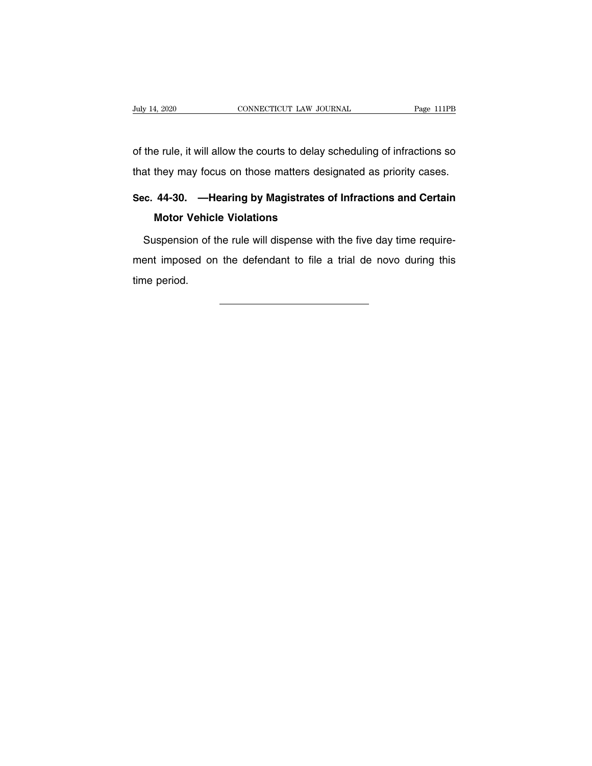of the rule, it will allow the courts to delay scheduling of infractions so that they may focus on those matters designated as priority cases.

**Sec. 44-30. —Hearing by Magistrates of Infractions and Certain Motor Vehicle Violations**

Suspension of the rule will dispense with the five day time requirement imposed on the defendant to file a trial de novo during this time period.

---